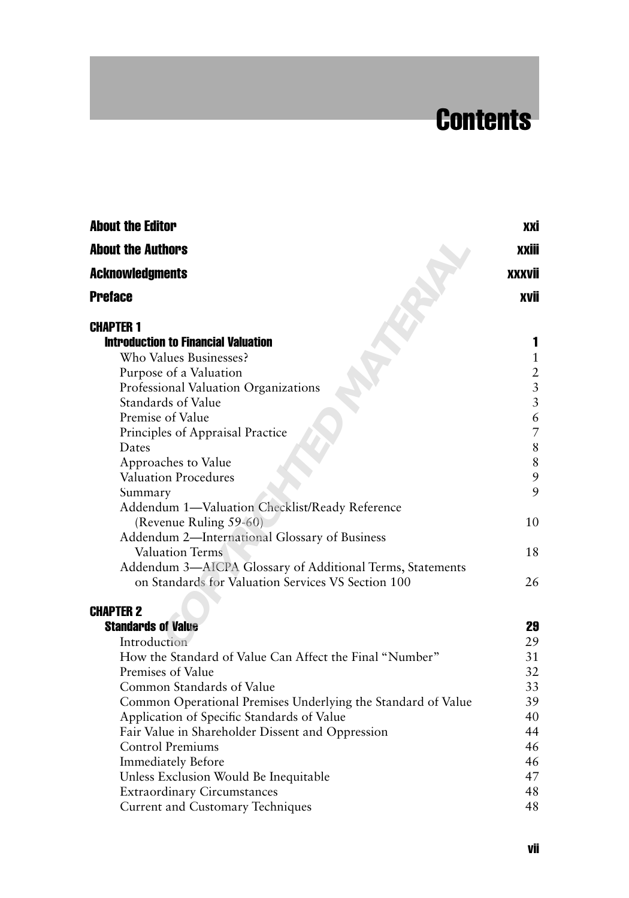# Contents

| | |
|---|---|
| **About the Editor** | **xxi** |
| **About the Authors** | **xxiii** |
| **Acknowledgments** | **xxxvii** |
| **Preface** | **xvii** |

**CHAPTER 1**

| | |
|---|---|
| **Introduction to Financial Valuation** | **1** |
| Who Values Businesses? | 1 |
| Purpose of a Valuation | 2 |
| Professional Valuation Organizations | 3 |
| Standards of Value | 3 |
| Premise of Value | 6 |
| Principles of Appraisal Practice | 7 |
| Dates | 8 |
| Approaches to Value | 8 |
| Valuation Procedures | 9 |
| Summary | 9 |
| Addendum 1—Valuation Checklist/Ready Reference (Revenue Ruling 59-60) | 10 |
| Addendum 2—International Glossary of Business Valuation Terms | 18 |
| Addendum 3—AICPA Glossary of Additional Terms, Statements on Standards for Valuation Services VS Section 100 | 26 |

**CHAPTER 2**

| | |
|---|---|
| **Standards of Value** | **29** |
| Introduction | 29 |
| How the Standard of Value Can Affect the Final "Number" | 31 |
| Premises of Value | 32 |
| Common Standards of Value | 33 |
| Common Operational Premises Underlying the Standard of Value | 39 |
| Application of Specific Standards of Value | 40 |
| Fair Value in Shareholder Dissent and Oppression | 44 |
| Control Premiums | 46 |
| Immediately Before | 46 |
| Unless Exclusion Would Be Inequitable | 47 |
| Extraordinary Circumstances | 48 |
| Current and Customary Techniques | 48 |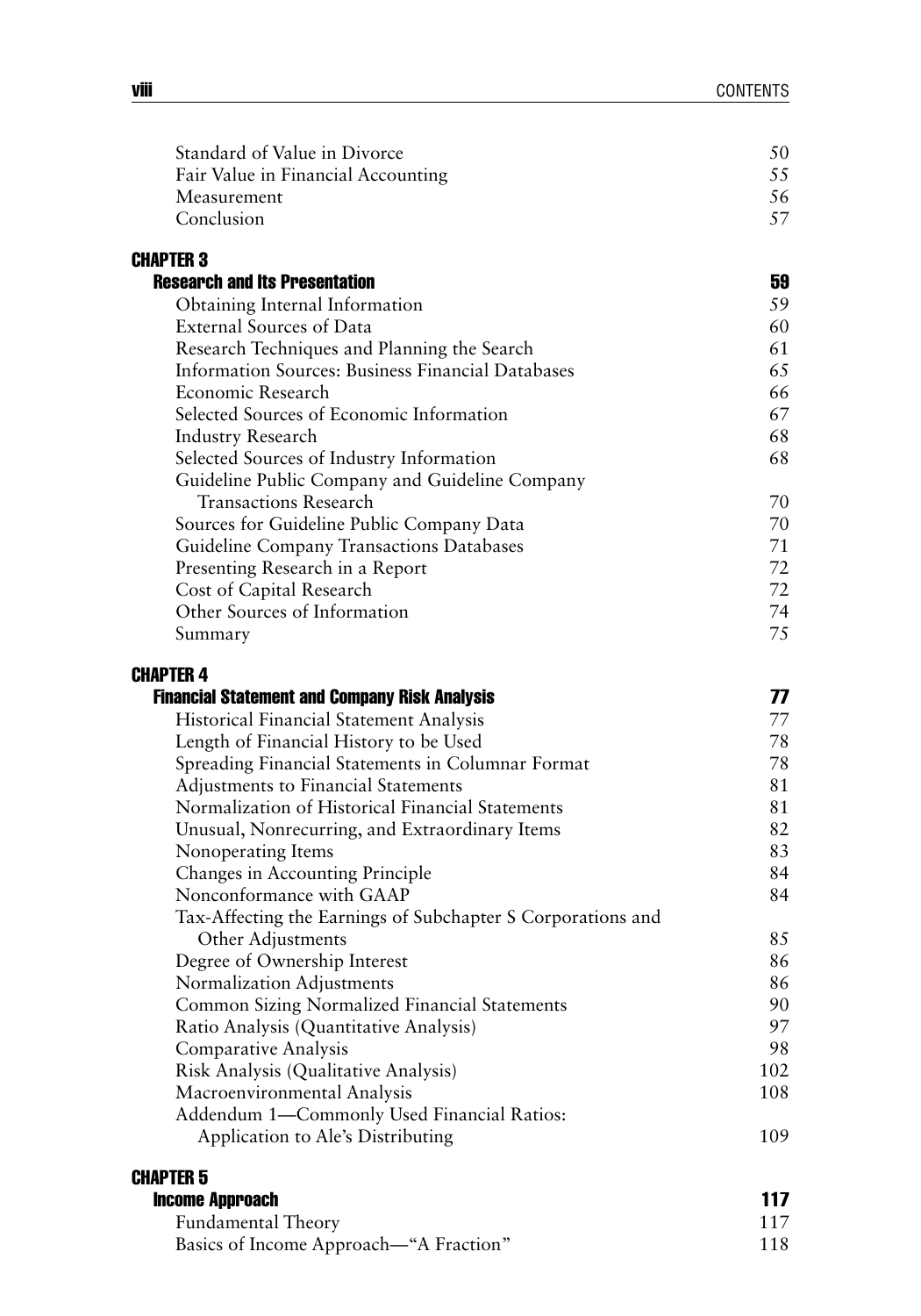| | |
|---|---|
| Standard of Value in Divorce | 50 |
| Fair Value in Financial Accounting | 55 |
| Measurement | 56 |
| Conclusion | 57 |

**CHAPTER 3**
**Research and Its Presentation** **59**

| | |
|---|---|
| Obtaining Internal Information | 59 |
| External Sources of Data | 60 |
| Research Techniques and Planning the Search | 61 |
| Information Sources: Business Financial Databases | 65 |
| Economic Research | 66 |
| Selected Sources of Economic Information | 67 |
| Industry Research | 68 |
| Selected Sources of Industry Information | 68 |
| Guideline Public Company and Guideline Company Transactions Research | 70 |
| Sources for Guideline Public Company Data | 70 |
| Guideline Company Transactions Databases | 71 |
| Presenting Research in a Report | 72 |
| Cost of Capital Research | 72 |
| Other Sources of Information | 74 |
| Summary | 75 |

**CHAPTER 4**
**Financial Statement and Company Risk Analysis** **77**

| | |
|---|---|
| Historical Financial Statement Analysis | 77 |
| Length of Financial History to be Used | 78 |
| Spreading Financial Statements in Columnar Format | 78 |
| Adjustments to Financial Statements | 81 |
| Normalization of Historical Financial Statements | 81 |
| Unusual, Nonrecurring, and Extraordinary Items | 82 |
| Nonoperating Items | 83 |
| Changes in Accounting Principle | 84 |
| Nonconformance with GAAP | 84 |
| Tax-Affecting the Earnings of Subchapter S Corporations and Other Adjustments | 85 |
| Degree of Ownership Interest | 86 |
| Normalization Adjustments | 86 |
| Common Sizing Normalized Financial Statements | 90 |
| Ratio Analysis (Quantitative Analysis) | 97 |
| Comparative Analysis | 98 |
| Risk Analysis (Qualitative Analysis) | 102 |
| Macroenvironmental Analysis | 108 |
| Addendum 1—Commonly Used Financial Ratios: Application to Ale's Distributing | 109 |

**CHAPTER 5**
**Income Approach** **117**

| | |
|---|---|
| Fundamental Theory | 117 |
| Basics of Income Approach—"A Fraction" | 118 |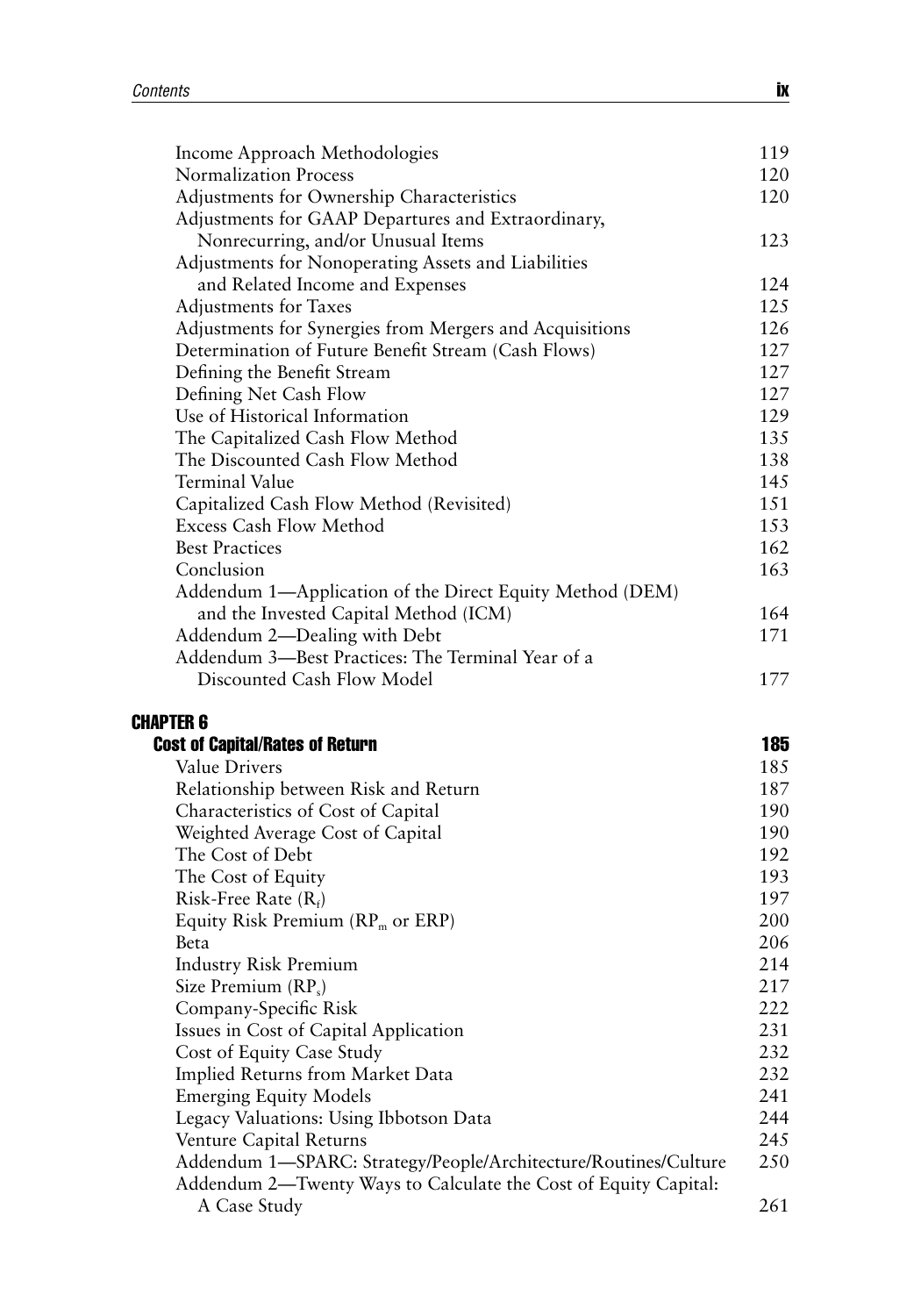| | |
|---|---|
| Income Approach Methodologies | 119 |
| Normalization Process | 120 |
| Adjustments for Ownership Characteristics | 120 |
| Adjustments for GAAP Departures and Extraordinary, Nonrecurring, and/or Unusual Items | 123 |
| Adjustments for Nonoperating Assets and Liabilities and Related Income and Expenses | 124 |
| Adjustments for Taxes | 125 |
| Adjustments for Synergies from Mergers and Acquisitions | 126 |
| Determination of Future Benefit Stream (Cash Flows) | 127 |
| Defining the Benefit Stream | 127 |
| Defining Net Cash Flow | 127 |
| Use of Historical Information | 129 |
| The Capitalized Cash Flow Method | 135 |
| The Discounted Cash Flow Method | 138 |
| Terminal Value | 145 |
| Capitalized Cash Flow Method (Revisited) | 151 |
| Excess Cash Flow Method | 153 |
| Best Practices | 162 |
| Conclusion | 163 |
| Addendum 1—Application of the Direct Equity Method (DEM) and the Invested Capital Method (ICM) | 164 |
| Addendum 2—Dealing with Debt | 171 |
| Addendum 3—Best Practices: The Terminal Year of a Discounted Cash Flow Model | 177 |

## CHAPTER 6

| | |
|---|---|
| **Cost of Capital/Rates of Return** | **185** |
| Value Drivers | 185 |
| Relationship between Risk and Return | 187 |
| Characteristics of Cost of Capital | 190 |
| Weighted Average Cost of Capital | 190 |
| The Cost of Debt | 192 |
| The Cost of Equity | 193 |
| Risk-Free Rate ($R_f$) | 197 |
| Equity Risk Premium ($RP_m$ or ERP) | 200 |
| Beta | 206 |
| Industry Risk Premium | 214 |
| Size Premium ($RP_s$) | 217 |
| Company-Specific Risk | 222 |
| Issues in Cost of Capital Application | 231 |
| Cost of Equity Case Study | 232 |
| Implied Returns from Market Data | 232 |
| Emerging Equity Models | 241 |
| Legacy Valuations: Using Ibbotson Data | 244 |
| Venture Capital Returns | 245 |
| Addendum 1—SPARC: Strategy/People/Architecture/Routines/Culture | 250 |
| Addendum 2—Twenty Ways to Calculate the Cost of Equity Capital: A Case Study | 261 |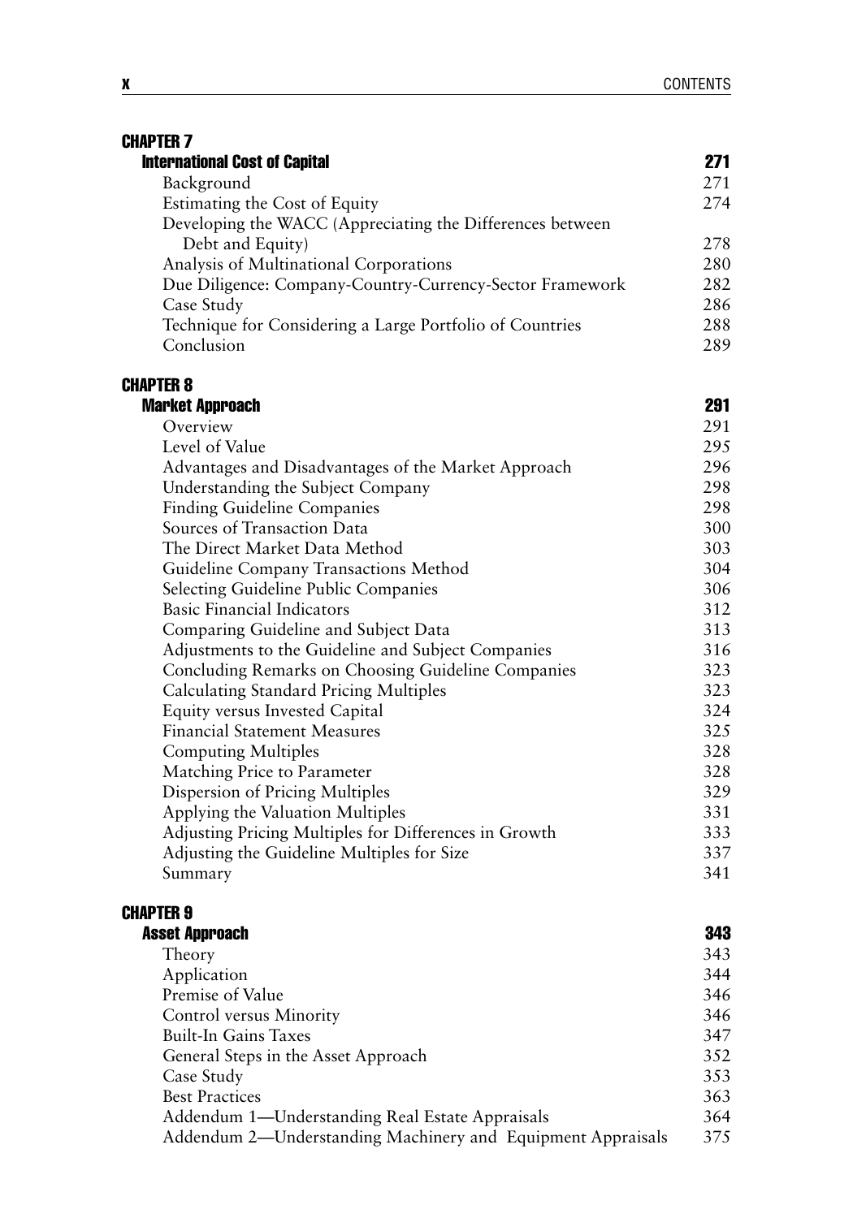## CHAPTER 7

### International Cost of Capital — 271

- Background — 271
- Estimating the Cost of Equity — 274
- Developing the WACC (Appreciating the Differences between Debt and Equity) — 278
- Analysis of Multinational Corporations — 280
- Due Diligence: Company-Country-Currency-Sector Framework — 282
- Case Study — 286
- Technique for Considering a Large Portfolio of Countries — 288
- Conclusion — 289

## CHAPTER 8

### Market Approach — 291

- Overview — 291
- Level of Value — 295
- Advantages and Disadvantages of the Market Approach — 296
- Understanding the Subject Company — 298
- Finding Guideline Companies — 298
- Sources of Transaction Data — 300
- The Direct Market Data Method — 303
- Guideline Company Transactions Method — 304
- Selecting Guideline Public Companies — 306
- Basic Financial Indicators — 312
- Comparing Guideline and Subject Data — 313
- Adjustments to the Guideline and Subject Companies — 316
- Concluding Remarks on Choosing Guideline Companies — 323
- Calculating Standard Pricing Multiples — 323
- Equity versus Invested Capital — 324
- Financial Statement Measures — 325
- Computing Multiples — 328
- Matching Price to Parameter — 328
- Dispersion of Pricing Multiples — 329
- Applying the Valuation Multiples — 331
- Adjusting Pricing Multiples for Differences in Growth — 333
- Adjusting the Guideline Multiples for Size — 337
- Summary — 341

## CHAPTER 9

### Asset Approach — 343

- Theory — 343
- Application — 344
- Premise of Value — 346
- Control versus Minority — 346
- Built-In Gains Taxes — 347
- General Steps in the Asset Approach — 352
- Case Study — 353
- Best Practices — 363
- Addendum 1—Understanding Real Estate Appraisals — 364
- Addendum 2—Understanding Machinery and Equipment Appraisals — 375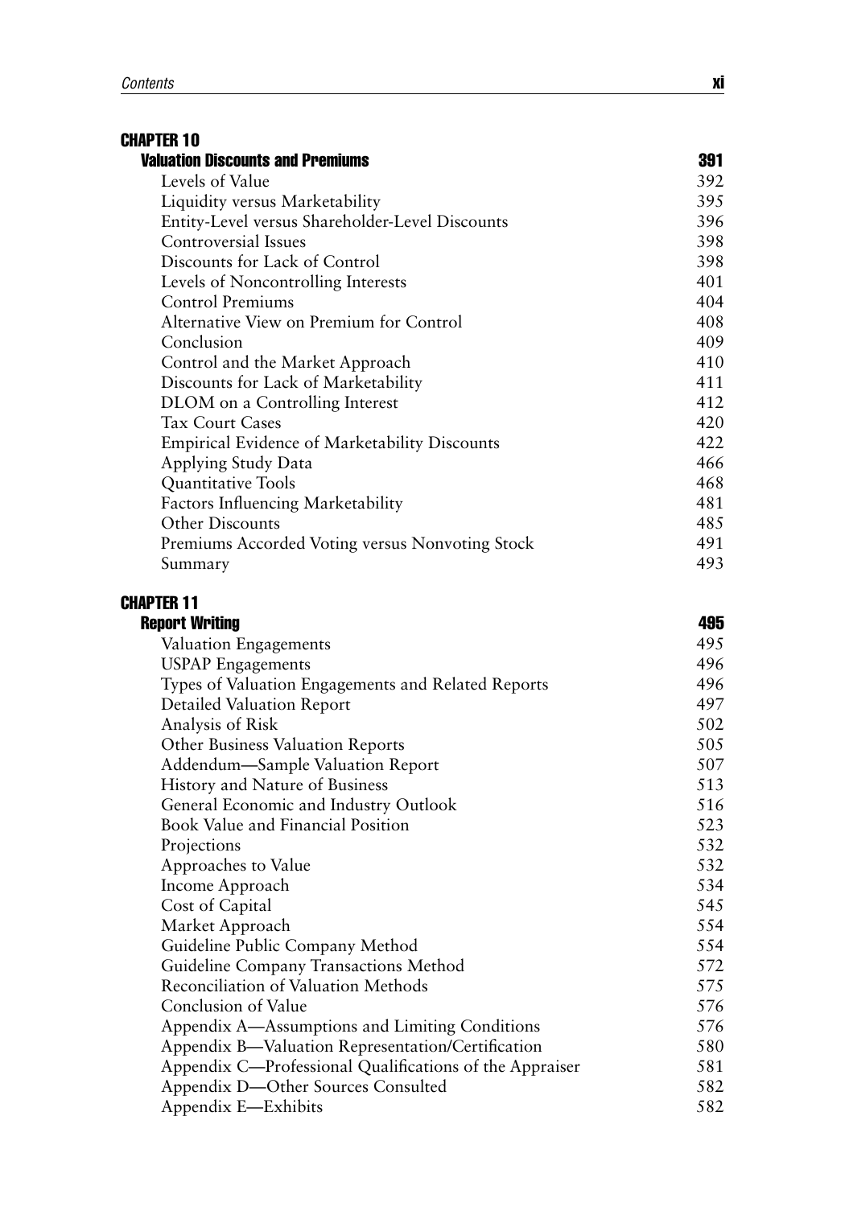## CHAPTER 10

### Valuation Discounts and Premiums — 391

- Levels of Value — 392
- Liquidity versus Marketability — 395
- Entity-Level versus Shareholder-Level Discounts — 396
- Controversial Issues — 398
- Discounts for Lack of Control — 398
- Levels of Noncontrolling Interests — 401
- Control Premiums — 404
- Alternative View on Premium for Control — 408
- Conclusion — 409
- Control and the Market Approach — 410
- Discounts for Lack of Marketability — 411
- DLOM on a Controlling Interest — 412
- Tax Court Cases — 420
- Empirical Evidence of Marketability Discounts — 422
- Applying Study Data — 466
- Quantitative Tools — 468
- Factors Influencing Marketability — 481
- Other Discounts — 485
- Premiums Accorded Voting versus Nonvoting Stock — 491
- Summary — 493

## CHAPTER 11

### Report Writing — 495

- Valuation Engagements — 495
- USPAP Engagements — 496
- Types of Valuation Engagements and Related Reports — 496
- Detailed Valuation Report — 497
- Analysis of Risk — 502
- Other Business Valuation Reports — 505
- Addendum—Sample Valuation Report — 507
- History and Nature of Business — 513
- General Economic and Industry Outlook — 516
- Book Value and Financial Position — 523
- Projections — 532
- Approaches to Value — 532
- Income Approach — 534
- Cost of Capital — 545
- Market Approach — 554
- Guideline Public Company Method — 554
- Guideline Company Transactions Method — 572
- Reconciliation of Valuation Methods — 575
- Conclusion of Value — 576
- Appendix A—Assumptions and Limiting Conditions — 576
- Appendix B—Valuation Representation/Certification — 580
- Appendix C—Professional Qualifications of the Appraiser — 581
- Appendix D—Other Sources Consulted — 582
- Appendix E—Exhibits — 582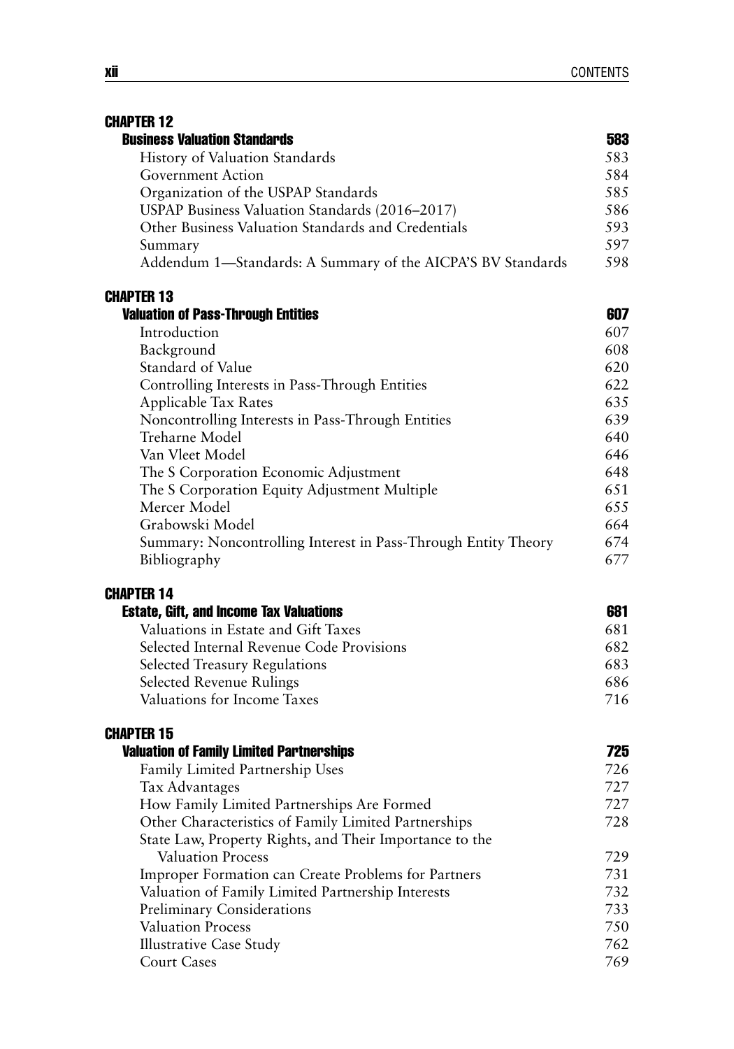**CHAPTER 12**

**Business Valuation Standards** 583

History of Valuation Standards 583
Government Action 584
Organization of the USPAP Standards 585
USPAP Business Valuation Standards (2016–2017) 586
Other Business Valuation Standards and Credentials 593
Summary 597
Addendum 1—Standards: A Summary of the AICPA'S BV Standards 598

**CHAPTER 13**

**Valuation of Pass-Through Entities** 607

Introduction 607
Background 608
Standard of Value 620
Controlling Interests in Pass-Through Entities 622
Applicable Tax Rates 635
Noncontrolling Interests in Pass-Through Entities 639
Treharne Model 640
Van Vleet Model 646
The S Corporation Economic Adjustment 648
The S Corporation Equity Adjustment Multiple 651
Mercer Model 655
Grabowski Model 664
Summary: Noncontrolling Interest in Pass-Through Entity Theory 674
Bibliography 677

**CHAPTER 14**

**Estate, Gift, and Income Tax Valuations** 681

Valuations in Estate and Gift Taxes 681
Selected Internal Revenue Code Provisions 682
Selected Treasury Regulations 683
Selected Revenue Rulings 686
Valuations for Income Taxes 716

**CHAPTER 15**

**Valuation of Family Limited Partnerships** 725

Family Limited Partnership Uses 726
Tax Advantages 727
How Family Limited Partnerships Are Formed 727
Other Characteristics of Family Limited Partnerships 728
State Law, Property Rights, and Their Importance to the Valuation Process 729
Improper Formation can Create Problems for Partners 731
Valuation of Family Limited Partnership Interests 732
Preliminary Considerations 733
Valuation Process 750
Illustrative Case Study 762
Court Cases 769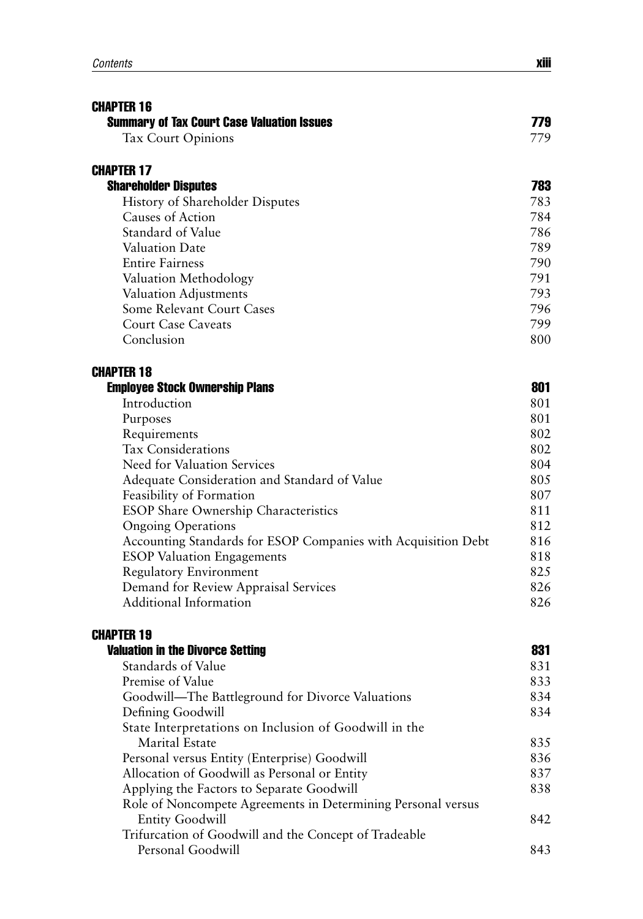**CHAPTER 16**

| **Summary of Tax Court Case Valuation Issues** | **779** |
|---|---|
| Tax Court Opinions | 779 |

**CHAPTER 17**

| **Shareholder Disputes** | **783** |
|---|---|
| History of Shareholder Disputes | 783 |
| Causes of Action | 784 |
| Standard of Value | 786 |
| Valuation Date | 789 |
| Entire Fairness | 790 |
| Valuation Methodology | 791 |
| Valuation Adjustments | 793 |
| Some Relevant Court Cases | 796 |
| Court Case Caveats | 799 |
| Conclusion | 800 |

**CHAPTER 18**

| **Employee Stock Ownership Plans** | **801** |
|---|---|
| Introduction | 801 |
| Purposes | 801 |
| Requirements | 802 |
| Tax Considerations | 802 |
| Need for Valuation Services | 804 |
| Adequate Consideration and Standard of Value | 805 |
| Feasibility of Formation | 807 |
| ESOP Share Ownership Characteristics | 811 |
| Ongoing Operations | 812 |
| Accounting Standards for ESOP Companies with Acquisition Debt | 816 |
| ESOP Valuation Engagements | 818 |
| Regulatory Environment | 825 |
| Demand for Review Appraisal Services | 826 |
| Additional Information | 826 |

**CHAPTER 19**

| **Valuation in the Divorce Setting** | **831** |
|---|---|
| Standards of Value | 831 |
| Premise of Value | 833 |
| Goodwill—The Battleground for Divorce Valuations | 834 |
| Defining Goodwill | 834 |
| State Interpretations on Inclusion of Goodwill in the Marital Estate | 835 |
| Personal versus Entity (Enterprise) Goodwill | 836 |
| Allocation of Goodwill as Personal or Entity | 837 |
| Applying the Factors to Separate Goodwill | 838 |
| Role of Noncompete Agreements in Determining Personal versus Entity Goodwill | 842 |
| Trifurcation of Goodwill and the Concept of Tradeable Personal Goodwill | 843 |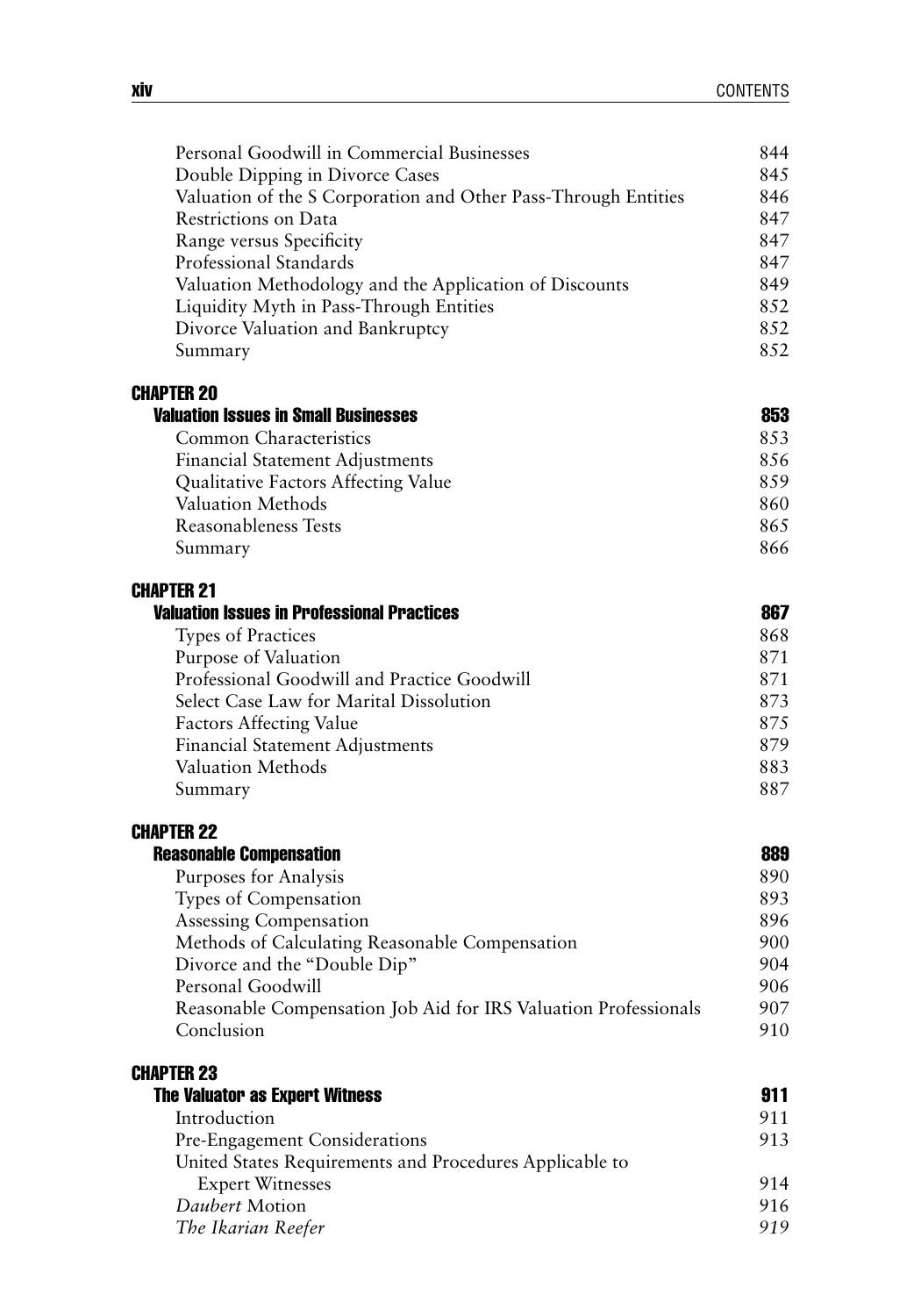| | |
|---|---|
| Personal Goodwill in Commercial Businesses | 844 |
| Double Dipping in Divorce Cases | 845 |
| Valuation of the S Corporation and Other Pass-Through Entities | 846 |
| Restrictions on Data | 847 |
| Range versus Specificity | 847 |
| Professional Standards | 847 |
| Valuation Methodology and the Application of Discounts | 849 |
| Liquidity Myth in Pass-Through Entities | 852 |
| Divorce Valuation and Bankruptcy | 852 |
| Summary | 852 |

**CHAPTER 20**

| | |
|---|---|
| **Valuation Issues in Small Businesses** | **853** |
| Common Characteristics | 853 |
| Financial Statement Adjustments | 856 |
| Qualitative Factors Affecting Value | 859 |
| Valuation Methods | 860 |
| Reasonableness Tests | 865 |
| Summary | 866 |

**CHAPTER 21**

| | |
|---|---|
| **Valuation Issues in Professional Practices** | **867** |
| Types of Practices | 868 |
| Purpose of Valuation | 871 |
| Professional Goodwill and Practice Goodwill | 871 |
| Select Case Law for Marital Dissolution | 873 |
| Factors Affecting Value | 875 |
| Financial Statement Adjustments | 879 |
| Valuation Methods | 883 |
| Summary | 887 |

**CHAPTER 22**

| | |
|---|---|
| **Reasonable Compensation** | **889** |
| Purposes for Analysis | 890 |
| Types of Compensation | 893 |
| Assessing Compensation | 896 |
| Methods of Calculating Reasonable Compensation | 900 |
| Divorce and the "Double Dip" | 904 |
| Personal Goodwill | 906 |
| Reasonable Compensation Job Aid for IRS Valuation Professionals | 907 |
| Conclusion | 910 |

**CHAPTER 23**

| | |
|---|---|
| **The Valuator as Expert Witness** | **911** |
| Introduction | 911 |
| Pre-Engagement Considerations | 913 |
| United States Requirements and Procedures Applicable to Expert Witnesses | 914 |
| *Daubert* Motion | 916 |
| *The Ikarian Reefer* | *919* |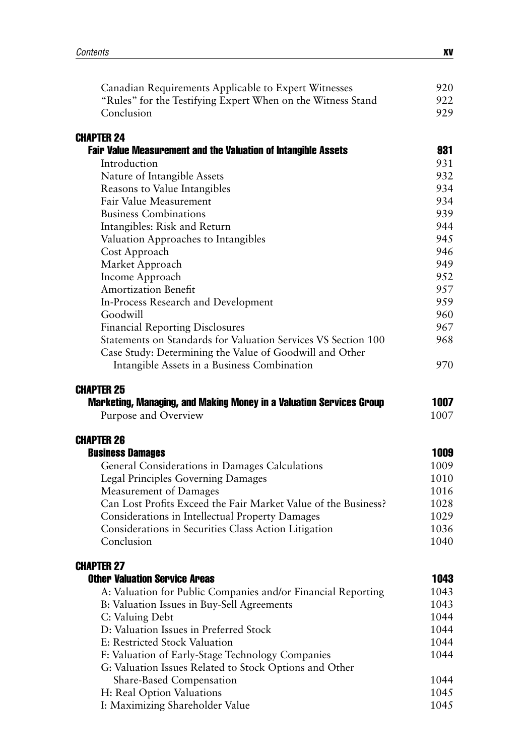| | |
|---|---|
| Canadian Requirements Applicable to Expert Witnesses | 920 |
| "Rules" for the Testifying Expert When on the Witness Stand | 922 |
| Conclusion | 929 |

**CHAPTER 24**

**Fair Value Measurement and the Valuation of Intangible Assets** **931**

| | |
|---|---|
| Introduction | 931 |
| Nature of Intangible Assets | 932 |
| Reasons to Value Intangibles | 934 |
| Fair Value Measurement | 934 |
| Business Combinations | 939 |
| Intangibles: Risk and Return | 944 |
| Valuation Approaches to Intangibles | 945 |
| Cost Approach | 946 |
| Market Approach | 949 |
| Income Approach | 952 |
| Amortization Benefit | 957 |
| In-Process Research and Development | 959 |
| Goodwill | 960 |
| Financial Reporting Disclosures | 967 |
| Statements on Standards for Valuation Services VS Section 100 | 968 |
| Case Study: Determining the Value of Goodwill and Other Intangible Assets in a Business Combination | 970 |

**CHAPTER 25**

**Marketing, Managing, and Making Money in a Valuation Services Group** **1007**

| | |
|---|---|
| Purpose and Overview | 1007 |

**CHAPTER 26**

**Business Damages** **1009**

| | |
|---|---|
| General Considerations in Damages Calculations | 1009 |
| Legal Principles Governing Damages | 1010 |
| Measurement of Damages | 1016 |
| Can Lost Profits Exceed the Fair Market Value of the Business? | 1028 |
| Considerations in Intellectual Property Damages | 1029 |
| Considerations in Securities Class Action Litigation | 1036 |
| Conclusion | 1040 |

**CHAPTER 27**

**Other Valuation Service Areas** **1043**

| | |
|---|---|
| A: Valuation for Public Companies and/or Financial Reporting | 1043 |
| B: Valuation Issues in Buy-Sell Agreements | 1043 |
| C: Valuing Debt | 1044 |
| D: Valuation Issues in Preferred Stock | 1044 |
| E: Restricted Stock Valuation | 1044 |
| F: Valuation of Early-Stage Technology Companies | 1044 |
| G: Valuation Issues Related to Stock Options and Other Share-Based Compensation | 1044 |
| H: Real Option Valuations | 1045 |
| I: Maximizing Shareholder Value | 1045 |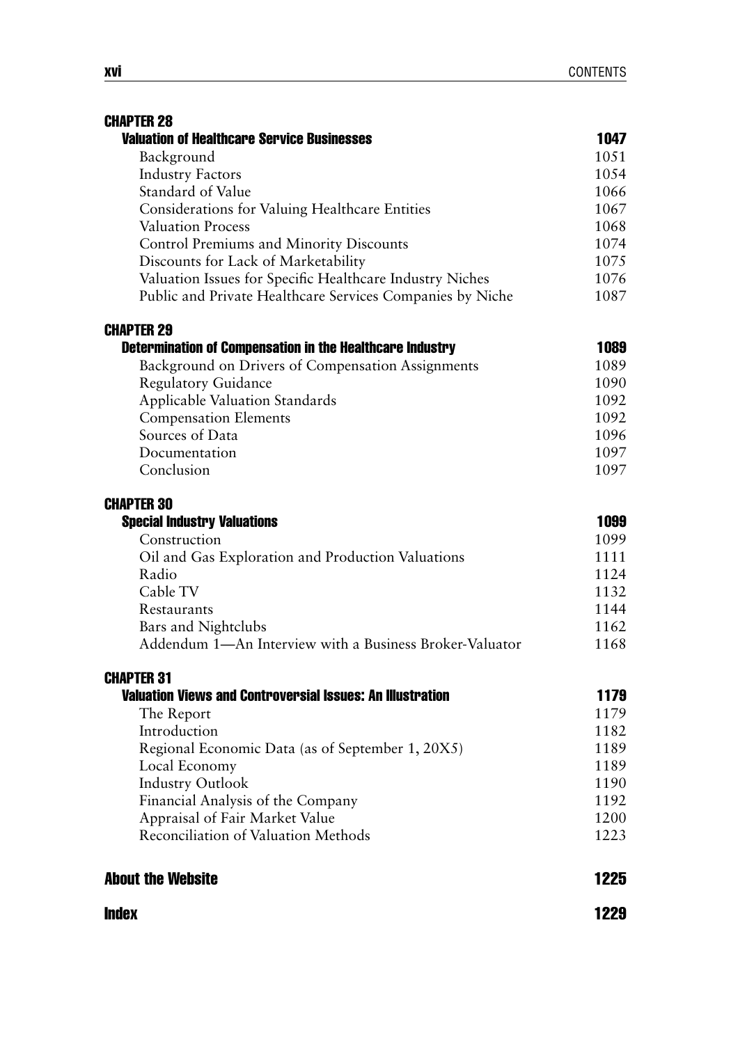**CHAPTER 28**

**Valuation of Healthcare Service Businesses** 1047

Background 1051
Industry Factors 1054
Standard of Value 1066
Considerations for Valuing Healthcare Entities 1067
Valuation Process 1068
Control Premiums and Minority Discounts 1074
Discounts for Lack of Marketability 1075
Valuation Issues for Specific Healthcare Industry Niches 1076
Public and Private Healthcare Services Companies by Niche 1087

**CHAPTER 29**

**Determination of Compensation in the Healthcare Industry** 1089

Background on Drivers of Compensation Assignments 1089
Regulatory Guidance 1090
Applicable Valuation Standards 1092
Compensation Elements 1092
Sources of Data 1096
Documentation 1097
Conclusion 1097

**CHAPTER 30**

**Special Industry Valuations** 1099

Construction 1099
Oil and Gas Exploration and Production Valuations 1111
Radio 1124
Cable TV 1132
Restaurants 1144
Bars and Nightclubs 1162
Addendum 1—An Interview with a Business Broker-Valuator 1168

**CHAPTER 31**

**Valuation Views and Controversial Issues: An Illustration** 1179

The Report 1179
Introduction 1182
Regional Economic Data (as of September 1, 20X5) 1189
Local Economy 1189
Industry Outlook 1190
Financial Analysis of the Company 1192
Appraisal of Fair Market Value 1200
Reconciliation of Valuation Methods 1223

**About the Website** 1225

**Index** 1229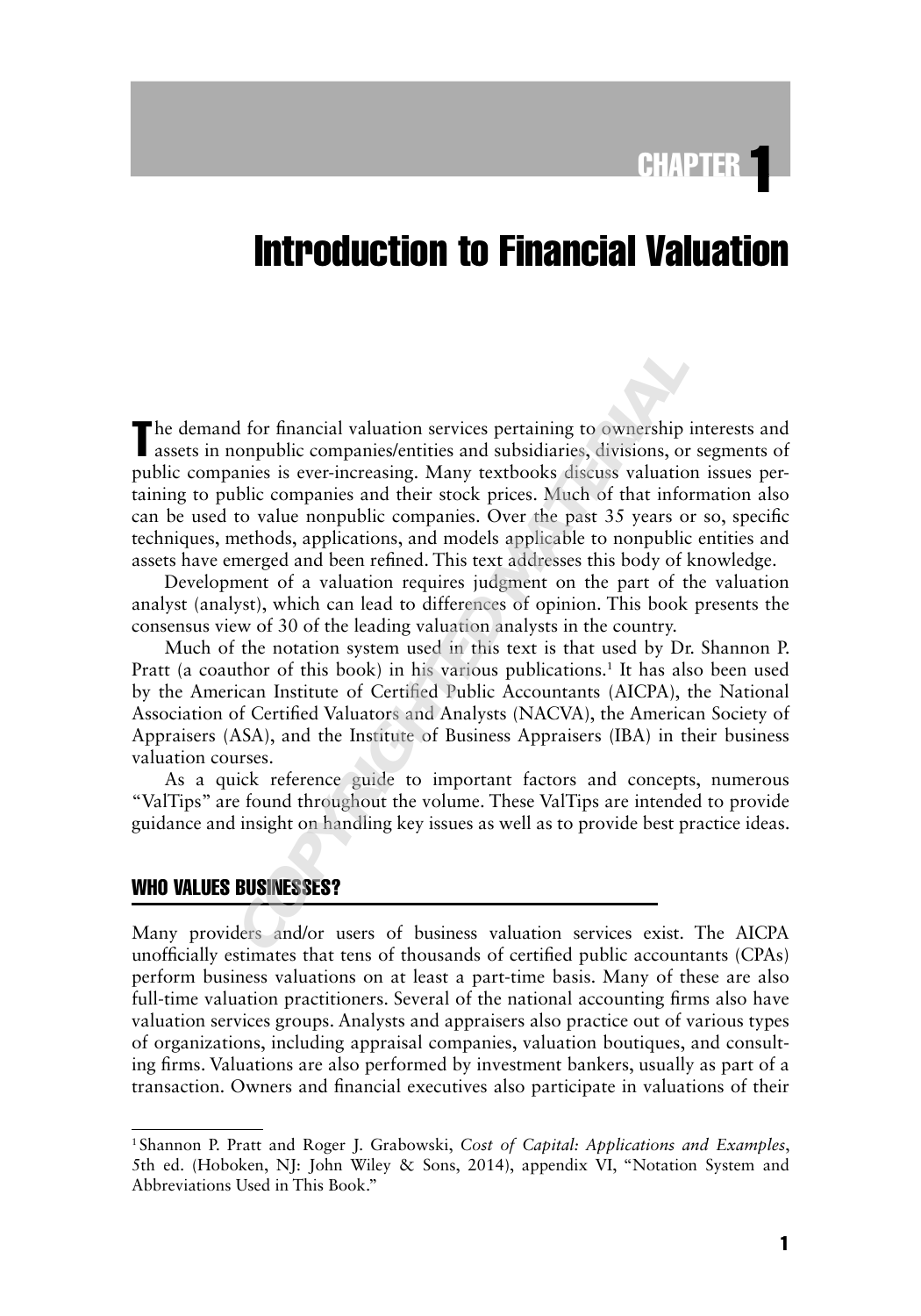# CHAPTER 1

# Introduction to Financial Valuation

The demand for financial valuation services pertaining to ownership interests and assets in nonpublic companies/entities and subsidiaries, divisions, or segments of public companies is ever-increasing. Many textbooks discuss valuation issues pertaining to public companies and their stock prices. Much of that information also can be used to value nonpublic companies. Over the past 35 years or so, specific techniques, methods, applications, and models applicable to nonpublic entities and assets have emerged and been refined. This text addresses this body of knowledge.

Development of a valuation requires judgment on the part of the valuation analyst (analyst), which can lead to differences of opinion. This book presents the consensus view of 30 of the leading valuation analysts in the country.

Much of the notation system used in this text is that used by Dr. Shannon P. Pratt (a coauthor of this book) in his various publications.[1] It has also been used by the American Institute of Certified Public Accountants (AICPA), the National Association of Certified Valuators and Analysts (NACVA), the American Society of Appraisers (ASA), and the Institute of Business Appraisers (IBA) in their business valuation courses.

As a quick reference guide to important factors and concepts, numerous "ValTips" are found throughout the volume. These ValTips are intended to provide guidance and insight on handling key issues as well as to provide best practice ideas.

## WHO VALUES BUSINESSES?

Many providers and/or users of business valuation services exist. The AICPA unofficially estimates that tens of thousands of certified public accountants (CPAs) perform business valuations on at least a part-time basis. Many of these are also full-time valuation practitioners. Several of the national accounting firms also have valuation services groups. Analysts and appraisers also practice out of various types of organizations, including appraisal companies, valuation boutiques, and consulting firms. Valuations are also performed by investment bankers, usually as part of a transaction. Owners and financial executives also participate in valuations of their

---

[1] Shannon P. Pratt and Roger J. Grabowski, *Cost of Capital: Applications and Examples*, 5th ed. (Hoboken, NJ: John Wiley & Sons, 2014), appendix VI, "Notation System and Abbreviations Used in This Book."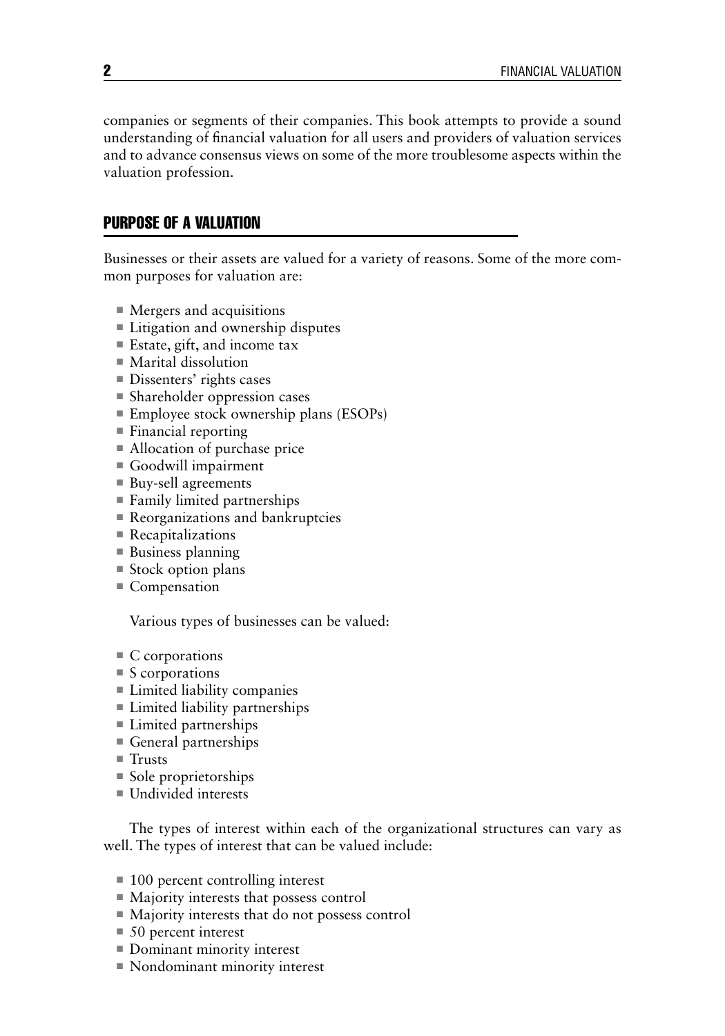companies or segments of their companies. This book attempts to provide a sound understanding of financial valuation for all users and providers of valuation services and to advance consensus views on some of the more troublesome aspects within the valuation profession.

## PURPOSE OF A VALUATION

Businesses or their assets are valued for a variety of reasons. Some of the more common purposes for valuation are:

- Mergers and acquisitions
- Litigation and ownership disputes
- Estate, gift, and income tax
- Marital dissolution
- Dissenters' rights cases
- Shareholder oppression cases
- Employee stock ownership plans (ESOPs)
- Financial reporting
- Allocation of purchase price
- Goodwill impairment
- Buy-sell agreements
- Family limited partnerships
- Reorganizations and bankruptcies
- Recapitalizations
- Business planning
- Stock option plans
- Compensation

Various types of businesses can be valued:

- C corporations
- S corporations
- Limited liability companies
- Limited liability partnerships
- Limited partnerships
- General partnerships
- Trusts
- Sole proprietorships
- Undivided interests

The types of interest within each of the organizational structures can vary as well. The types of interest that can be valued include:

- 100 percent controlling interest
- Majority interests that possess control
- Majority interests that do not possess control
- 50 percent interest
- Dominant minority interest
- Nondominant minority interest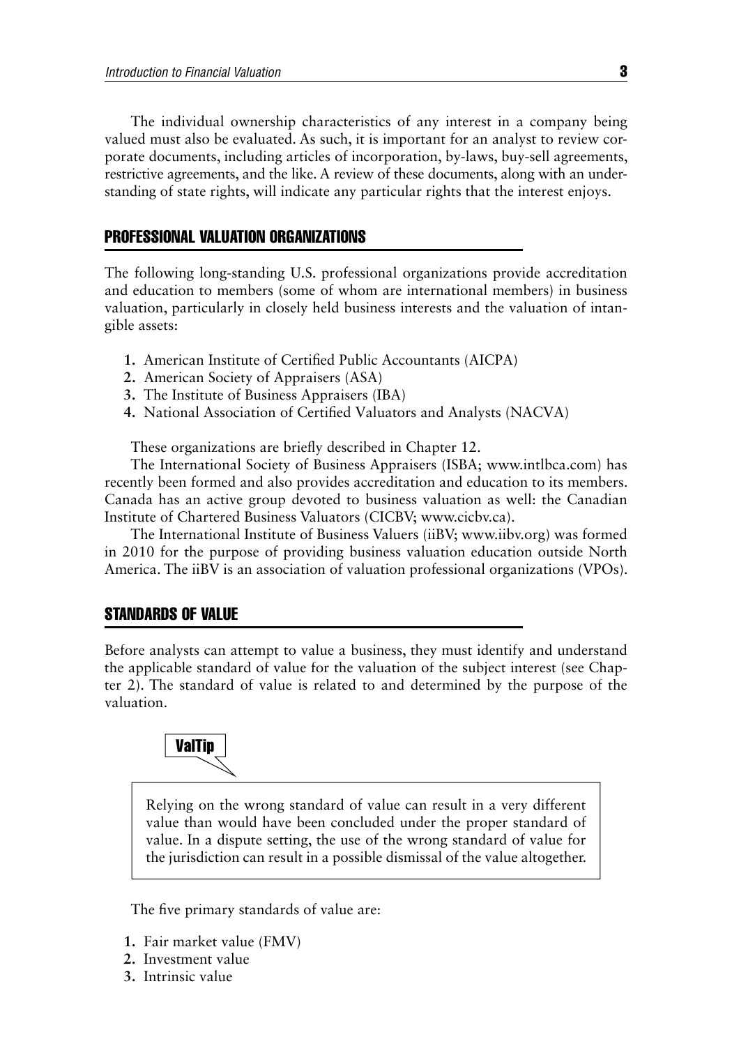The individual ownership characteristics of any interest in a company being valued must also be evaluated. As such, it is important for an analyst to review corporate documents, including articles of incorporation, by-laws, buy-sell agreements, restrictive agreements, and the like. A review of these documents, along with an understanding of state rights, will indicate any particular rights that the interest enjoys.

## PROFESSIONAL VALUATION ORGANIZATIONS

The following long-standing U.S. professional organizations provide accreditation and education to members (some of whom are international members) in business valuation, particularly in closely held business interests and the valuation of intangible assets:

1. American Institute of Certified Public Accountants (AICPA)
2. American Society of Appraisers (ASA)
3. The Institute of Business Appraisers (IBA)
4. National Association of Certified Valuators and Analysts (NACVA)

These organizations are briefly described in Chapter 12.

The International Society of Business Appraisers (ISBA; www.intlbca.com) has recently been formed and also provides accreditation and education to its members. Canada has an active group devoted to business valuation as well: the Canadian Institute of Chartered Business Valuators (CICBV; www.cicbv.ca).

The International Institute of Business Valuers (iiBV; www.iibv.org) was formed in 2010 for the purpose of providing business valuation education outside North America. The iiBV is an association of valuation professional organizations (VPOs).

## STANDARDS OF VALUE

Before analysts can attempt to value a business, they must identify and understand the applicable standard of value for the valuation of the subject interest (see Chapter 2). The standard of value is related to and determined by the purpose of the valuation.

**ValTip**

> Relying on the wrong standard of value can result in a very different value than would have been concluded under the proper standard of value. In a dispute setting, the use of the wrong standard of value for the jurisdiction can result in a possible dismissal of the value altogether.

The five primary standards of value are:

1. Fair market value (FMV)
2. Investment value
3. Intrinsic value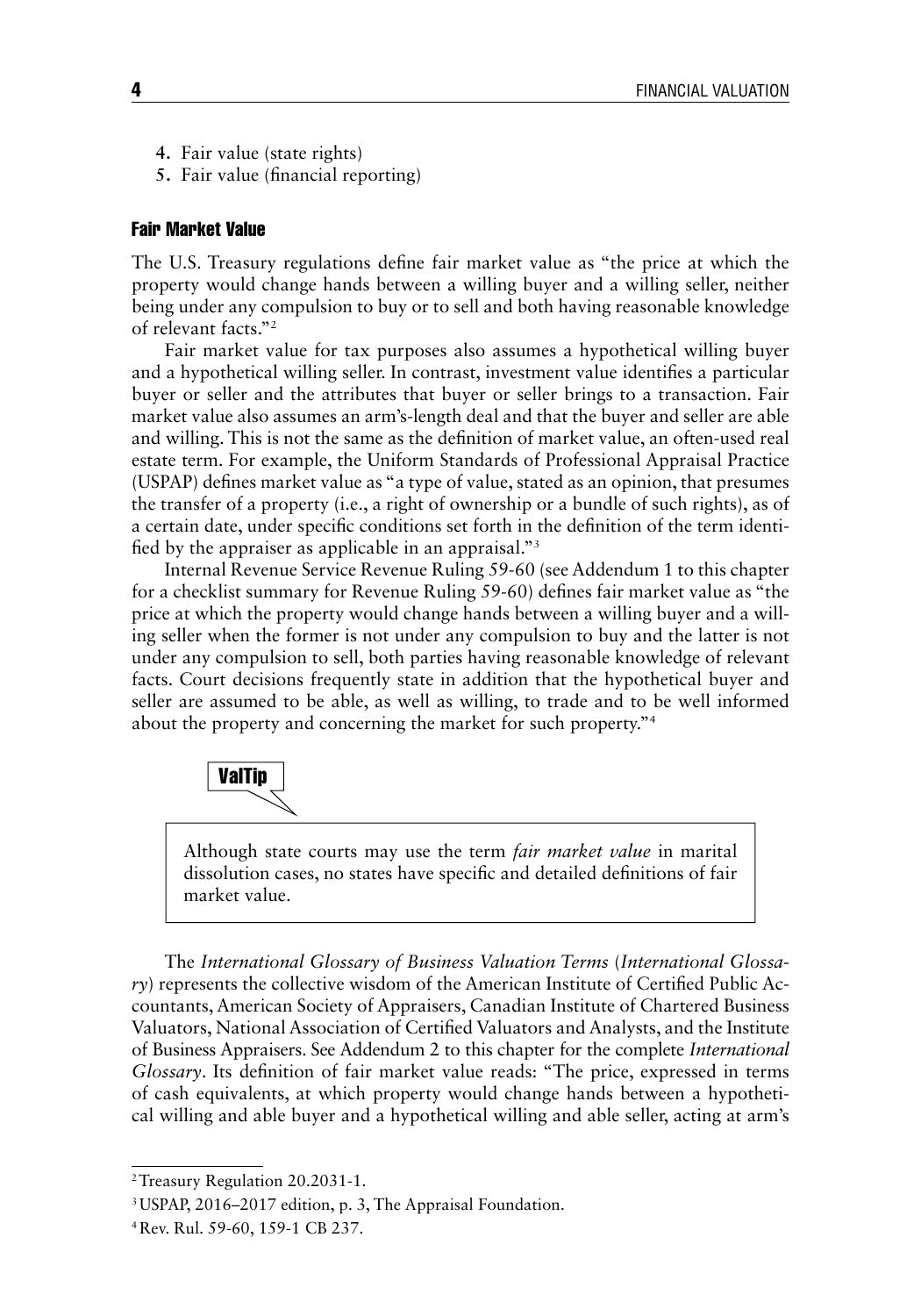4. Fair value (state rights)
5. Fair value (financial reporting)

### Fair Market Value

The U.S. Treasury regulations define fair market value as "the price at which the property would change hands between a willing buyer and a willing seller, neither being under any compulsion to buy or to sell and both having reasonable knowledge of relevant facts."[2]

Fair market value for tax purposes also assumes a hypothetical willing buyer and a hypothetical willing seller. In contrast, investment value identifies a particular buyer or seller and the attributes that buyer or seller brings to a transaction. Fair market value also assumes an arm's-length deal and that the buyer and seller are able and willing. This is not the same as the definition of market value, an often-used real estate term. For example, the Uniform Standards of Professional Appraisal Practice (USPAP) defines market value as "a type of value, stated as an opinion, that presumes the transfer of a property (i.e., a right of ownership or a bundle of such rights), as of a certain date, under specific conditions set forth in the definition of the term identified by the appraiser as applicable in an appraisal."[3]

Internal Revenue Service Revenue Ruling 59-60 (see Addendum 1 to this chapter for a checklist summary for Revenue Ruling 59-60) defines fair market value as "the price at which the property would change hands between a willing buyer and a willing seller when the former is not under any compulsion to buy and the latter is not under any compulsion to sell, both parties having reasonable knowledge of relevant facts. Court decisions frequently state in addition that the hypothetical buyer and seller are assumed to be able, as well as willing, to trade and to be well informed about the property and concerning the market for such property."[4]

**ValTip**

> Although state courts may use the term *fair market value* in marital dissolution cases, no states have specific and detailed definitions of fair market value.

The *International Glossary of Business Valuation Terms* (*International Glossary*) represents the collective wisdom of the American Institute of Certified Public Accountants, American Society of Appraisers, Canadian Institute of Chartered Business Valuators, National Association of Certified Valuators and Analysts, and the Institute of Business Appraisers. See Addendum 2 to this chapter for the complete *International Glossary*. Its definition of fair market value reads: "The price, expressed in terms of cash equivalents, at which property would change hands between a hypothetical willing and able buyer and a hypothetical willing and able seller, acting at arm's

---

[2] Treasury Regulation 20.2031-1.

[3] USPAP, 2016–2017 edition, p. 3, The Appraisal Foundation.

[4] Rev. Rul. 59-60, 159-1 CB 237.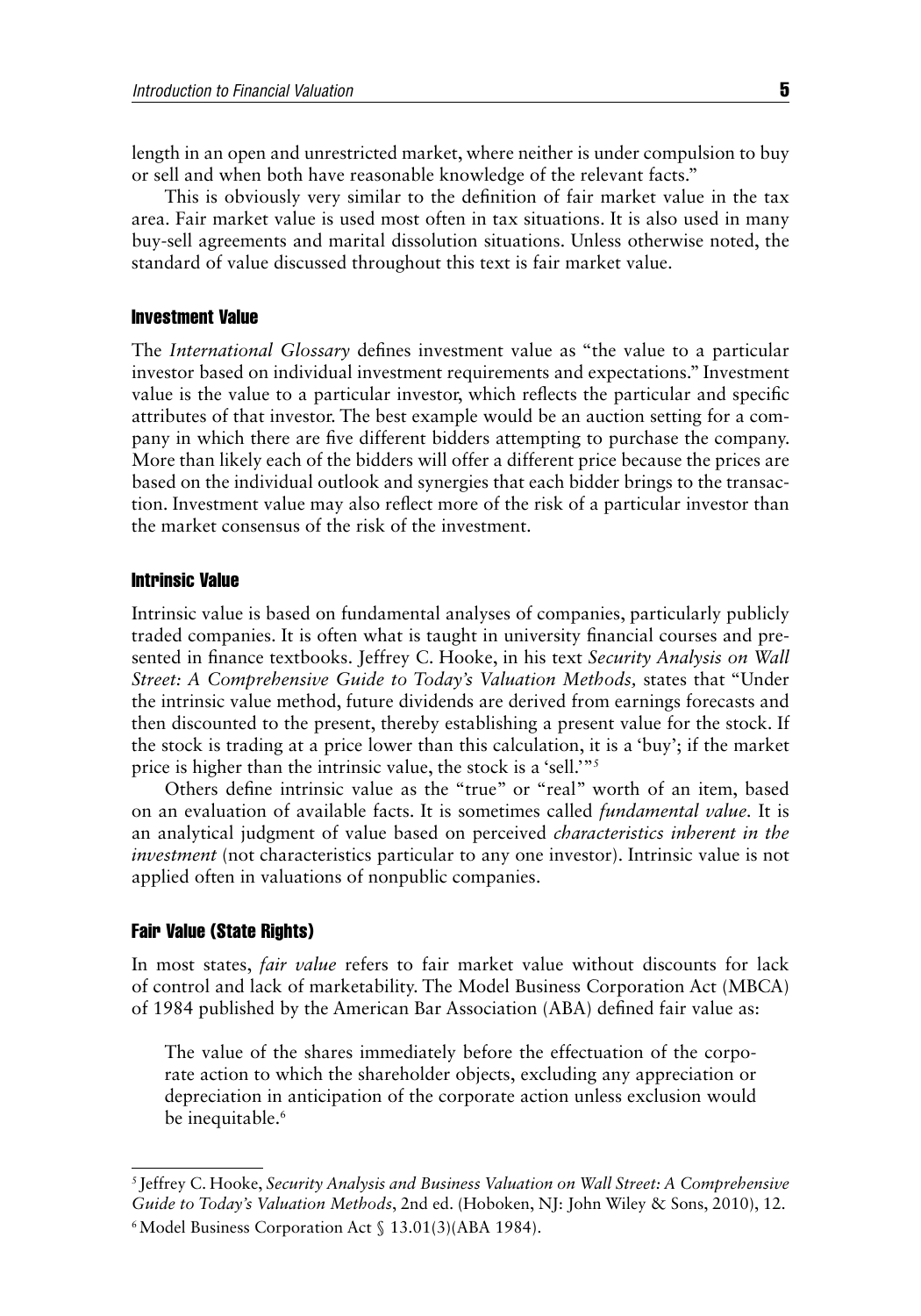length in an open and unrestricted market, where neither is under compulsion to buy or sell and when both have reasonable knowledge of the relevant facts."

This is obviously very similar to the definition of fair market value in the tax area. Fair market value is used most often in tax situations. It is also used in many buy-sell agreements and marital dissolution situations. Unless otherwise noted, the standard of value discussed throughout this text is fair market value.

### Investment Value

The *International Glossary* defines investment value as "the value to a particular investor based on individual investment requirements and expectations." Investment value is the value to a particular investor, which reflects the particular and specific attributes of that investor. The best example would be an auction setting for a company in which there are five different bidders attempting to purchase the company. More than likely each of the bidders will offer a different price because the prices are based on the individual outlook and synergies that each bidder brings to the transaction. Investment value may also reflect more of the risk of a particular investor than the market consensus of the risk of the investment.

### Intrinsic Value

Intrinsic value is based on fundamental analyses of companies, particularly publicly traded companies. It is often what is taught in university financial courses and presented in finance textbooks. Jeffrey C. Hooke, in his text *Security Analysis on Wall Street: A Comprehensive Guide to Today's Valuation Methods,* states that "Under the intrinsic value method, future dividends are derived from earnings forecasts and then discounted to the present, thereby establishing a present value for the stock. If the stock is trading at a price lower than this calculation, it is a 'buy'; if the market price is higher than the intrinsic value, the stock is a 'sell.'"[5]

Others define intrinsic value as the "true" or "real" worth of an item, based on an evaluation of available facts. It is sometimes called *fundamental value.* It is an analytical judgment of value based on perceived *characteristics inherent in the investment* (not characteristics particular to any one investor). Intrinsic value is not applied often in valuations of nonpublic companies.

### Fair Value (State Rights)

In most states, *fair value* refers to fair market value without discounts for lack of control and lack of marketability. The Model Business Corporation Act (MBCA) of 1984 published by the American Bar Association (ABA) defined fair value as:

> The value of the shares immediately before the effectuation of the corporate action to which the shareholder objects, excluding any appreciation or depreciation in anticipation of the corporate action unless exclusion would be inequitable.[6]

---

[5] Jeffrey C. Hooke, *Security Analysis and Business Valuation on Wall Street: A Comprehensive Guide to Today's Valuation Methods*, 2nd ed. (Hoboken, NJ: John Wiley & Sons, 2010), 12.

[6] Model Business Corporation Act § 13.01(3)(ABA 1984).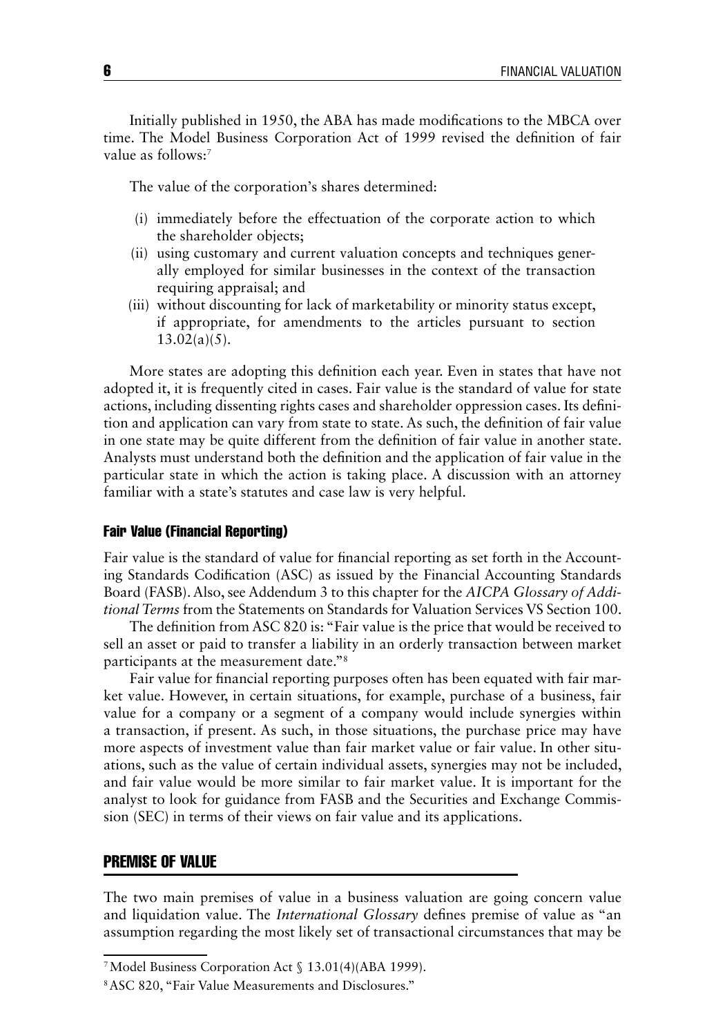Initially published in 1950, the ABA has made modifications to the MBCA over time. The Model Business Corporation Act of 1999 revised the definition of fair value as follows:[7]

The value of the corporation's shares determined:

(i) immediately before the effectuation of the corporate action to which the shareholder objects;
(ii) using customary and current valuation concepts and techniques generally employed for similar businesses in the context of the transaction requiring appraisal; and
(iii) without discounting for lack of marketability or minority status except, if appropriate, for amendments to the articles pursuant to section 13.02(a)(5).

More states are adopting this definition each year. Even in states that have not adopted it, it is frequently cited in cases. Fair value is the standard of value for state actions, including dissenting rights cases and shareholder oppression cases. Its definition and application can vary from state to state. As such, the definition of fair value in one state may be quite different from the definition of fair value in another state. Analysts must understand both the definition and the application of fair value in the particular state in which the action is taking place. A discussion with an attorney familiar with a state's statutes and case law is very helpful.

### Fair Value (Financial Reporting)

Fair value is the standard of value for financial reporting as set forth in the Accounting Standards Codification (ASC) as issued by the Financial Accounting Standards Board (FASB). Also, see Addendum 3 to this chapter for the *AICPA Glossary of Additional Terms* from the Statements on Standards for Valuation Services VS Section 100.

The definition from ASC 820 is: "Fair value is the price that would be received to sell an asset or paid to transfer a liability in an orderly transaction between market participants at the measurement date."[8]

Fair value for financial reporting purposes often has been equated with fair market value. However, in certain situations, for example, purchase of a business, fair value for a company or a segment of a company would include synergies within a transaction, if present. As such, in those situations, the purchase price may have more aspects of investment value than fair market value or fair value. In other situations, such as the value of certain individual assets, synergies may not be included, and fair value would be more similar to fair market value. It is important for the analyst to look for guidance from FASB and the Securities and Exchange Commission (SEC) in terms of their views on fair value and its applications.

## PREMISE OF VALUE

The two main premises of value in a business valuation are going concern value and liquidation value. The *International Glossary* defines premise of value as "an assumption regarding the most likely set of transactional circumstances that may be

[7] Model Business Corporation Act § 13.01(4)(ABA 1999).

[8] ASC 820, "Fair Value Measurements and Disclosures."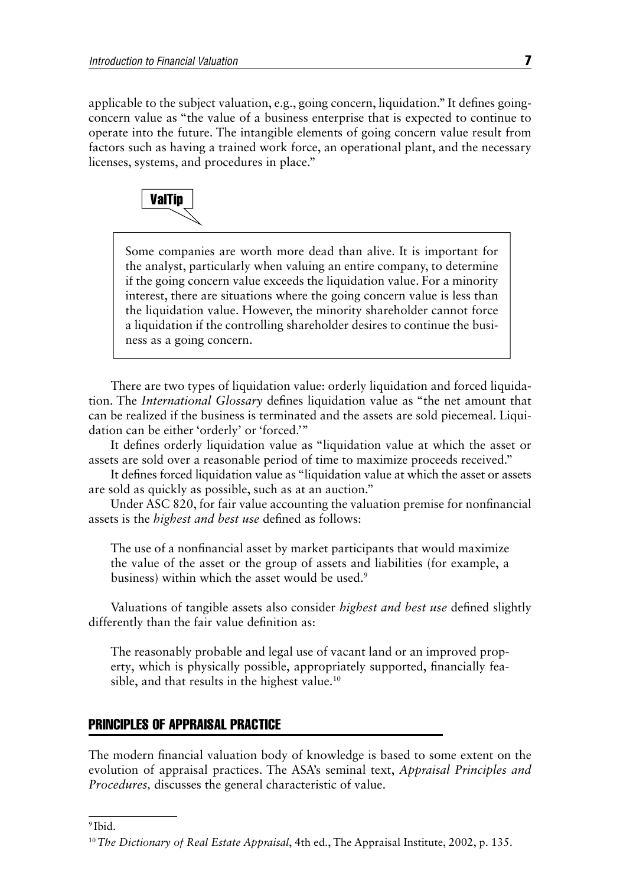applicable to the subject valuation, e.g., going concern, liquidation." It defines going-concern value as "the value of a business enterprise that is expected to continue to operate into the future. The intangible elements of going concern value result from factors such as having a trained work force, an operational plant, and the necessary licenses, systems, and procedures in place."

**ValTip**

> Some companies are worth more dead than alive. It is important for the analyst, particularly when valuing an entire company, to determine if the going concern value exceeds the liquidation value. For a minority interest, there are situations where the going concern value is less than the liquidation value. However, the minority shareholder cannot force a liquidation if the controlling shareholder desires to continue the business as a going concern.

There are two types of liquidation value: orderly liquidation and forced liquidation. The *International Glossary* defines liquidation value as "the net amount that can be realized if the business is terminated and the assets are sold piecemeal. Liquidation can be either 'orderly' or 'forced.'"

It defines orderly liquidation value as "liquidation value at which the asset or assets are sold over a reasonable period of time to maximize proceeds received."

It defines forced liquidation value as "liquidation value at which the asset or assets are sold as quickly as possible, such as at an auction."

Under ASC 820, for fair value accounting the valuation premise for nonfinancial assets is the *highest and best use* defined as follows:

> The use of a nonfinancial asset by market participants that would maximize the value of the asset or the group of assets and liabilities (for example, a business) within which the asset would be used.[9]

Valuations of tangible assets also consider *highest and best use* defined slightly differently than the fair value definition as:

> The reasonably probable and legal use of vacant land or an improved property, which is physically possible, appropriately supported, financially feasible, and that results in the highest value.[10]

## PRINCIPLES OF APPRAISAL PRACTICE

The modern financial valuation body of knowledge is based to some extent on the evolution of appraisal practices. The ASA's seminal text, *Appraisal Principles and Procedures,* discusses the general characteristic of value.

---

[9] Ibid.

[10] *The Dictionary of Real Estate Appraisal*, 4th ed., The Appraisal Institute, 2002, p. 135.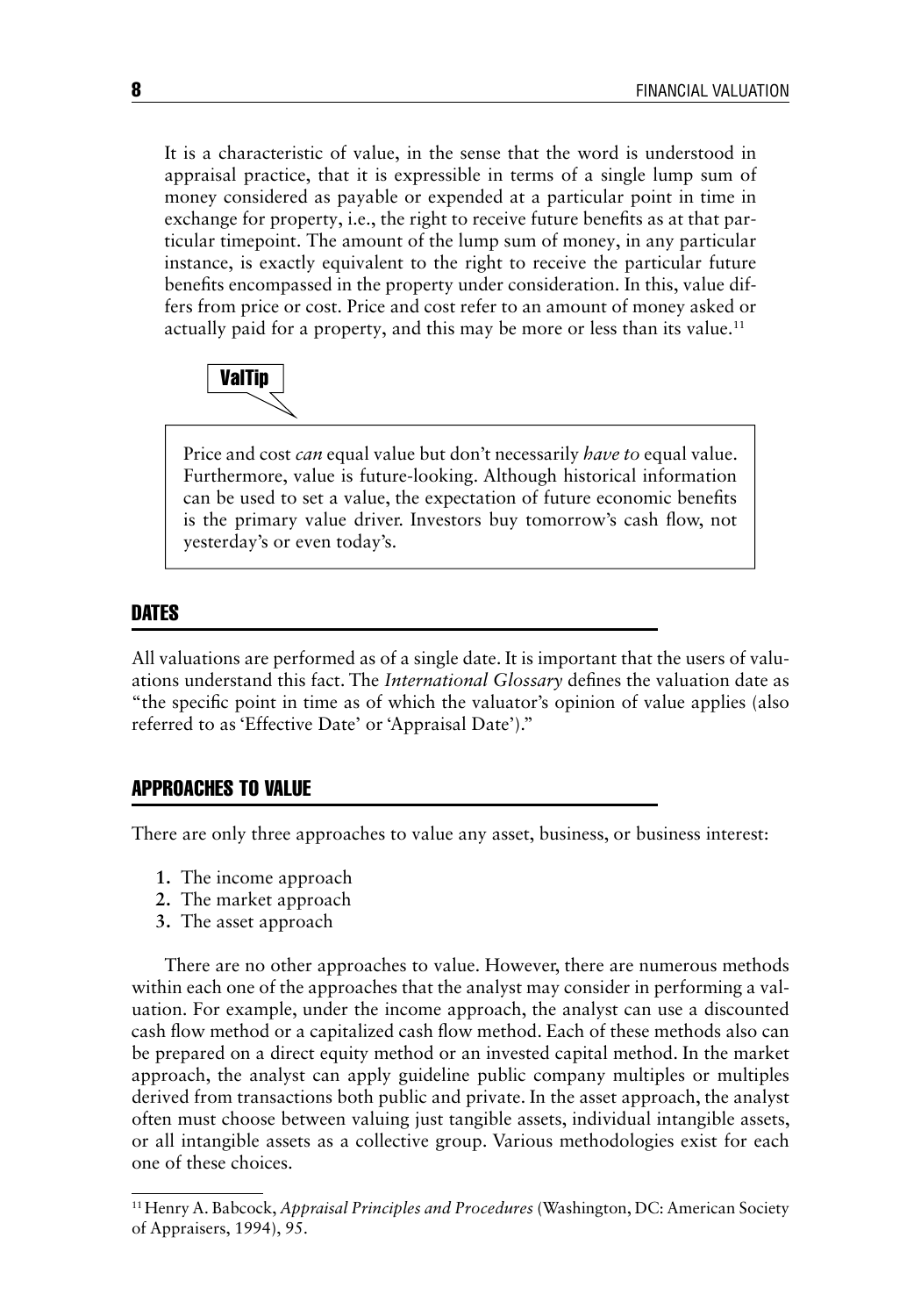It is a characteristic of value, in the sense that the word is understood in appraisal practice, that it is expressible in terms of a single lump sum of money considered as payable or expended at a particular point in time in exchange for property, i.e., the right to receive future benefits as at that particular timepoint. The amount of the lump sum of money, in any particular instance, is exactly equivalent to the right to receive the particular future benefits encompassed in the property under consideration. In this, value differs from price or cost. Price and cost refer to an amount of money asked or actually paid for a property, and this may be more or less than its value.[11]

**ValTip**

> Price and cost *can* equal value but don't necessarily *have to* equal value. Furthermore, value is future-looking. Although historical information can be used to set a value, the expectation of future economic benefits is the primary value driver. Investors buy tomorrow's cash flow, not yesterday's or even today's.

## DATES

All valuations are performed as of a single date. It is important that the users of valuations understand this fact. The *International Glossary* defines the valuation date as "the specific point in time as of which the valuator's opinion of value applies (also referred to as 'Effective Date' or 'Appraisal Date')."

## APPROACHES TO VALUE

There are only three approaches to value any asset, business, or business interest:

1. The income approach
2. The market approach
3. The asset approach

There are no other approaches to value. However, there are numerous methods within each one of the approaches that the analyst may consider in performing a valuation. For example, under the income approach, the analyst can use a discounted cash flow method or a capitalized cash flow method. Each of these methods also can be prepared on a direct equity method or an invested capital method. In the market approach, the analyst can apply guideline public company multiples or multiples derived from transactions both public and private. In the asset approach, the analyst often must choose between valuing just tangible assets, individual intangible assets, or all intangible assets as a collective group. Various methodologies exist for each one of these choices.

[11] Henry A. Babcock, *Appraisal Principles and Procedures* (Washington, DC: American Society of Appraisers, 1994), 95.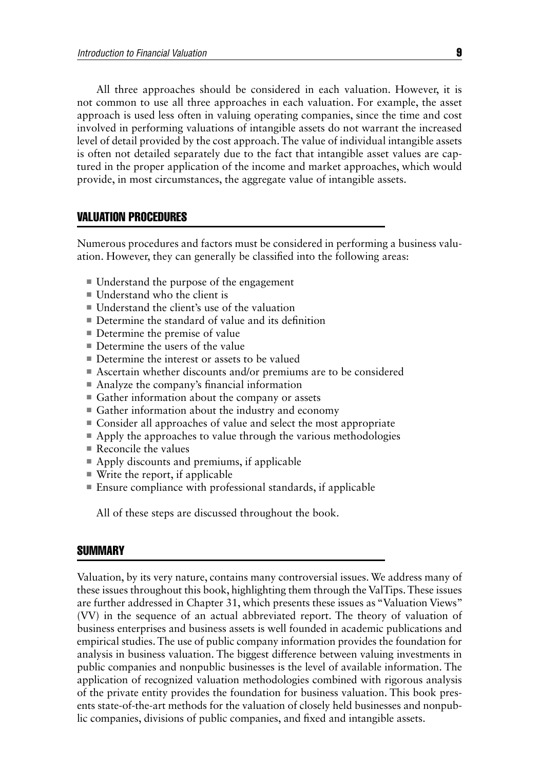All three approaches should be considered in each valuation. However, it is not common to use all three approaches in each valuation. For example, the asset approach is used less often in valuing operating companies, since the time and cost involved in performing valuations of intangible assets do not warrant the increased level of detail provided by the cost approach. The value of individual intangible assets is often not detailed separately due to the fact that intangible asset values are captured in the proper application of the income and market approaches, which would provide, in most circumstances, the aggregate value of intangible assets.

## VALUATION PROCEDURES

Numerous procedures and factors must be considered in performing a business valuation. However, they can generally be classified into the following areas:

- Understand the purpose of the engagement
- Understand who the client is
- Understand the client's use of the valuation
- Determine the standard of value and its definition
- Determine the premise of value
- Determine the users of the value
- Determine the interest or assets to be valued
- Ascertain whether discounts and/or premiums are to be considered
- Analyze the company's financial information
- Gather information about the company or assets
- Gather information about the industry and economy
- Consider all approaches of value and select the most appropriate
- Apply the approaches to value through the various methodologies
- Reconcile the values
- Apply discounts and premiums, if applicable
- Write the report, if applicable
- Ensure compliance with professional standards, if applicable

All of these steps are discussed throughout the book.

## SUMMARY

Valuation, by its very nature, contains many controversial issues. We address many of these issues throughout this book, highlighting them through the ValTips. These issues are further addressed in Chapter 31, which presents these issues as "Valuation Views" (VV) in the sequence of an actual abbreviated report. The theory of valuation of business enterprises and business assets is well founded in academic publications and empirical studies. The use of public company information provides the foundation for analysis in business valuation. The biggest difference between valuing investments in public companies and nonpublic businesses is the level of available information. The application of recognized valuation methodologies combined with rigorous analysis of the private entity provides the foundation for business valuation. This book presents state-of-the-art methods for the valuation of closely held businesses and nonpublic companies, divisions of public companies, and fixed and intangible assets.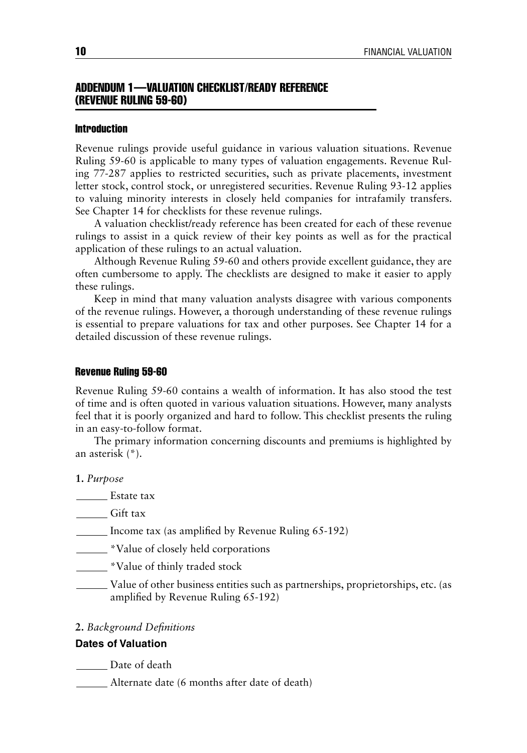## ADDENDUM 1—VALUATION CHECKLIST/READY REFERENCE (REVENUE RULING 59-60)

### Introduction

Revenue rulings provide useful guidance in various valuation situations. Revenue Ruling 59-60 is applicable to many types of valuation engagements. Revenue Ruling 77-287 applies to restricted securities, such as private placements, investment letter stock, control stock, or unregistered securities. Revenue Ruling 93-12 applies to valuing minority interests in closely held companies for intrafamily transfers. See Chapter 14 for checklists for these revenue rulings.

A valuation checklist/ready reference has been created for each of these revenue rulings to assist in a quick review of their key points as well as for the practical application of these rulings to an actual valuation.

Although Revenue Ruling 59-60 and others provide excellent guidance, they are often cumbersome to apply. The checklists are designed to make it easier to apply these rulings.

Keep in mind that many valuation analysts disagree with various components of the revenue rulings. However, a thorough understanding of these revenue rulings is essential to prepare valuations for tax and other purposes. See Chapter 14 for a detailed discussion of these revenue rulings.

### Revenue Ruling 59-60

Revenue Ruling 59-60 contains a wealth of information. It has also stood the test of time and is often quoted in various valuation situations. However, many analysts feel that it is poorly organized and hard to follow. This checklist presents the ruling in an easy-to-follow format.

The primary information concerning discounts and premiums is highlighted by an asterisk (*).

**1.** *Purpose*

______ Estate tax

______ Gift tax

______ Income tax (as amplified by Revenue Ruling 65-192)

______ *Value of closely held corporations

______ *Value of thinly traded stock

______ Value of other business entities such as partnerships, proprietorships, etc. (as amplified by Revenue Ruling 65-192)

**2.** *Background Definitions*

**Dates of Valuation**

______ Date of death

______ Alternate date (6 months after date of death)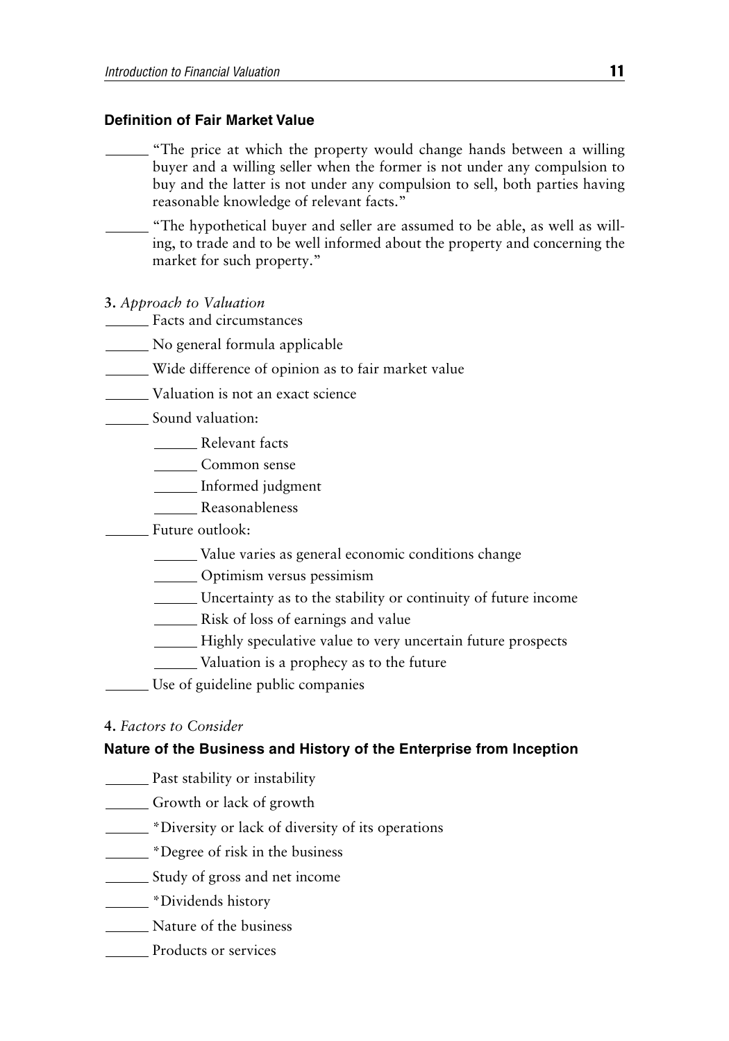**Definition of Fair Market Value**

- ______ "The price at which the property would change hands between a willing buyer and a willing seller when the former is not under any compulsion to buy and the latter is not under any compulsion to sell, both parties having reasonable knowledge of relevant facts."
- ______ "The hypothetical buyer and seller are assumed to be able, as well as willing, to trade and to be well informed about the property and concerning the market for such property."

3. *Approach to Valuation*

- ______ Facts and circumstances
- ______ No general formula applicable
- ______ Wide difference of opinion as to fair market value
- ______ Valuation is not an exact science
- ______ Sound valuation:
  - ______ Relevant facts
  - ______ Common sense
  - ______ Informed judgment
  - ______ Reasonableness
- ______ Future outlook:
  - ______ Value varies as general economic conditions change
  - ______ Optimism versus pessimism
  - ______ Uncertainty as to the stability or continuity of future income
  - ______ Risk of loss of earnings and value
  - ______ Highly speculative value to very uncertain future prospects
  - ______ Valuation is a prophecy as to the future
- ______ Use of guideline public companies

4. *Factors to Consider*

**Nature of the Business and History of the Enterprise from Inception**

- ______ Past stability or instability
- ______ Growth or lack of growth
- ______ *Diversity or lack of diversity of its operations
- ______ *Degree of risk in the business
- ______ Study of gross and net income
- ______ *Dividends history
- ______ Nature of the business
- ______ Products or services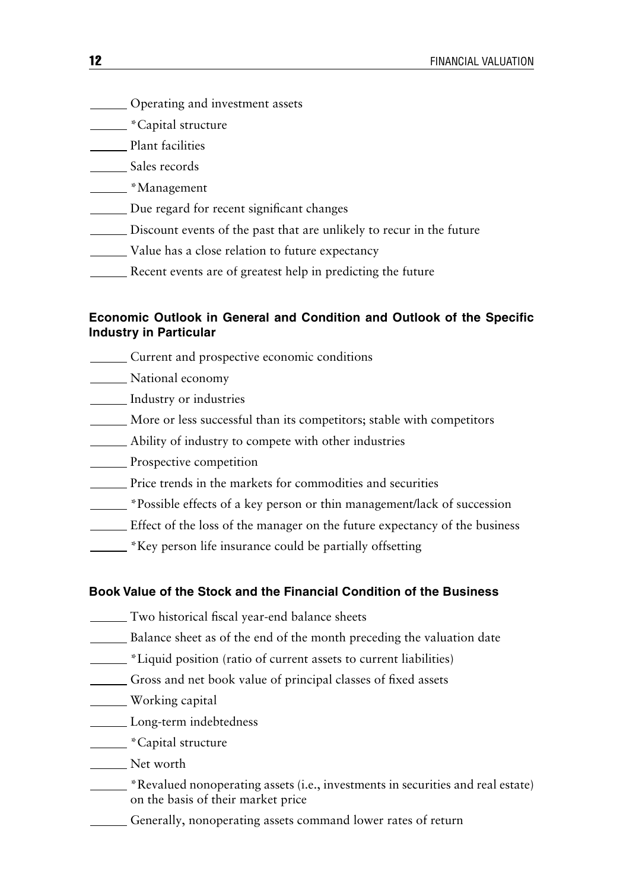______ Operating and investment assets

______ *Capital structure

______ Plant facilities

______ Sales records

______ *Management

______ Due regard for recent significant changes

______ Discount events of the past that are unlikely to recur in the future

______ Value has a close relation to future expectancy

______ Recent events are of greatest help in predicting the future

### Economic Outlook in General and Condition and Outlook of the Specific Industry in Particular

______ Current and prospective economic conditions

______ National economy

______ Industry or industries

______ More or less successful than its competitors; stable with competitors

______ Ability of industry to compete with other industries

______ Prospective competition

______ Price trends in the markets for commodities and securities

______ *Possible effects of a key person or thin management/lack of succession

______ Effect of the loss of the manager on the future expectancy of the business

______ *Key person life insurance could be partially offsetting

### Book Value of the Stock and the Financial Condition of the Business

______ Two historical fiscal year-end balance sheets

______ Balance sheet as of the end of the month preceding the valuation date

______ *Liquid position (ratio of current assets to current liabilities)

______ Gross and net book value of principal classes of fixed assets

______ Working capital

______ Long-term indebtedness

______ *Capital structure

______ Net worth

______ *Revalued nonoperating assets (i.e., investments in securities and real estate) on the basis of their market price

______ Generally, nonoperating assets command lower rates of return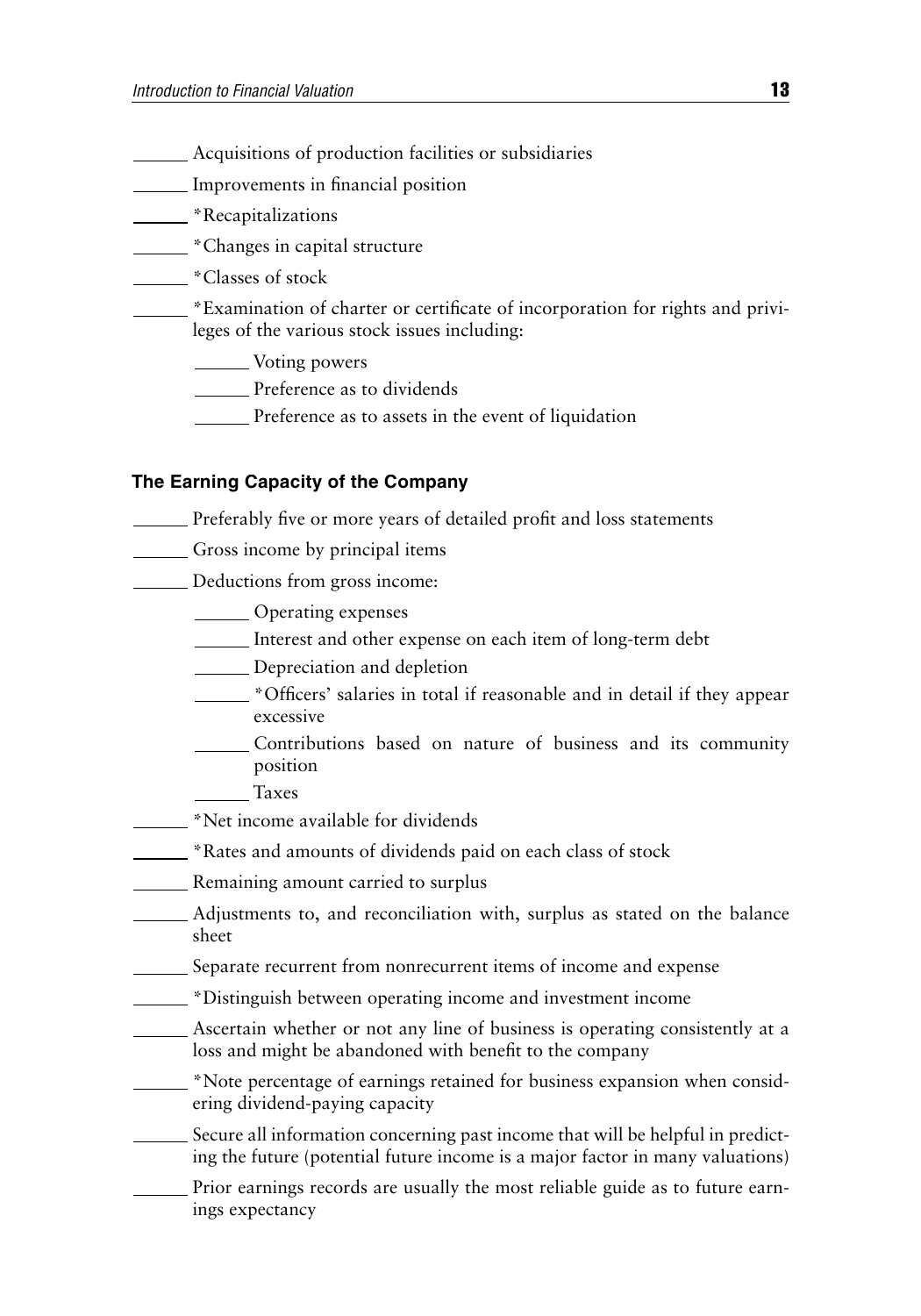______ Acquisitions of production facilities or subsidiaries

______ Improvements in financial position

______ *Recapitalizations

______ *Changes in capital structure

______ *Classes of stock

______ *Examination of charter or certificate of incorporation for rights and privileges of the various stock issues including:

  ______ Voting powers

  ______ Preference as to dividends

  ______ Preference as to assets in the event of liquidation

### The Earning Capacity of the Company

______ Preferably five or more years of detailed profit and loss statements

______ Gross income by principal items

______ Deductions from gross income:

  ______ Operating expenses

  ______ Interest and other expense on each item of long-term debt

  ______ Depreciation and depletion

  ______ *Officers' salaries in total if reasonable and in detail if they appear excessive

  ______ Contributions based on nature of business and its community position

  ______ Taxes

______ *Net income available for dividends

______ *Rates and amounts of dividends paid on each class of stock

______ Remaining amount carried to surplus

______ Adjustments to, and reconciliation with, surplus as stated on the balance sheet

______ Separate recurrent from nonrecurrent items of income and expense

______ *Distinguish between operating income and investment income

______ Ascertain whether or not any line of business is operating consistently at a loss and might be abandoned with benefit to the company

______ *Note percentage of earnings retained for business expansion when considering dividend-paying capacity

______ Secure all information concerning past income that will be helpful in predicting the future (potential future income is a major factor in many valuations)

______ Prior earnings records are usually the most reliable guide as to future earnings expectancy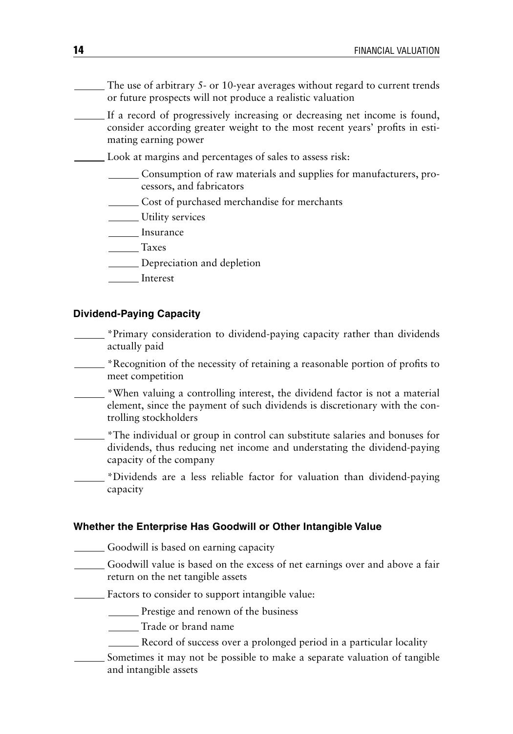- ______ The use of arbitrary 5- or 10-year averages without regard to current trends or future prospects will not produce a realistic valuation
- ______ If a record of progressively increasing or decreasing net income is found, consider according greater weight to the most recent years' profits in estimating earning power
- ______ Look at margins and percentages of sales to assess risk:
  - ______ Consumption of raw materials and supplies for manufacturers, processors, and fabricators
  - ______ Cost of purchased merchandise for merchants
  - ______ Utility services
  - ______ Insurance
  - ______ Taxes
  - ______ Depreciation and depletion
  - ______ Interest

### Dividend-Paying Capacity

- ______ *Primary consideration to dividend-paying capacity rather than dividends actually paid
- ______ *Recognition of the necessity of retaining a reasonable portion of profits to meet competition
- ______ *When valuing a controlling interest, the dividend factor is not a material element, since the payment of such dividends is discretionary with the controlling stockholders
- ______ *The individual or group in control can substitute salaries and bonuses for dividends, thus reducing net income and understating the dividend-paying capacity of the company
- ______ *Dividends are a less reliable factor for valuation than dividend-paying capacity

### Whether the Enterprise Has Goodwill or Other Intangible Value

- ______ Goodwill is based on earning capacity
- ______ Goodwill value is based on the excess of net earnings over and above a fair return on the net tangible assets
- ______ Factors to consider to support intangible value:
  - ______ Prestige and renown of the business
  - ______ Trade or brand name
  - ______ Record of success over a prolonged period in a particular locality
- ______ Sometimes it may not be possible to make a separate valuation of tangible and intangible assets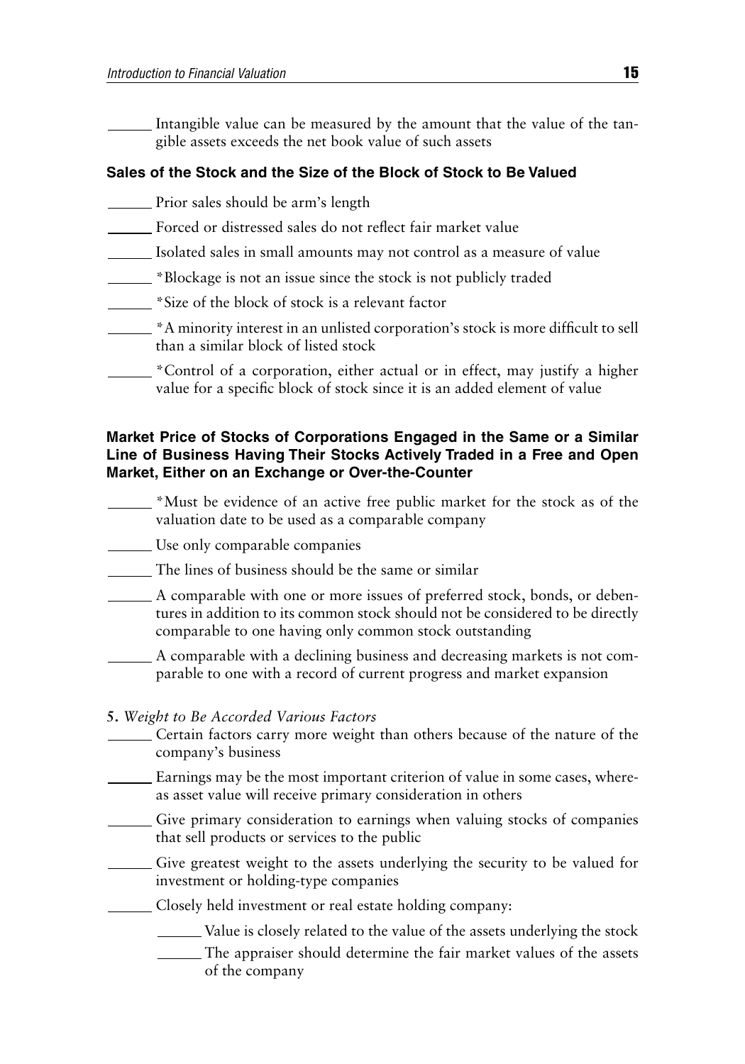______ Intangible value can be measured by the amount that the value of the tangible assets exceeds the net book value of such assets

### Sales of the Stock and the Size of the Block of Stock to Be Valued

______ Prior sales should be arm's length

______ Forced or distressed sales do not reflect fair market value

______ Isolated sales in small amounts may not control as a measure of value

______ *Blockage is not an issue since the stock is not publicly traded

______ *Size of the block of stock is a relevant factor

______ *A minority interest in an unlisted corporation's stock is more difficult to sell than a similar block of listed stock

______ *Control of a corporation, either actual or in effect, may justify a higher value for a specific block of stock since it is an added element of value

### Market Price of Stocks of Corporations Engaged in the Same or a Similar Line of Business Having Their Stocks Actively Traded in a Free and Open Market, Either on an Exchange or Over-the-Counter

______ *Must be evidence of an active free public market for the stock as of the valuation date to be used as a comparable company

______ Use only comparable companies

______ The lines of business should be the same or similar

______ A comparable with one or more issues of preferred stock, bonds, or debentures in addition to its common stock should not be considered to be directly comparable to one having only common stock outstanding

______ A comparable with a declining business and decreasing markets is not comparable to one with a record of current progress and market expansion

5. *Weight to Be Accorded Various Factors*

______ Certain factors carry more weight than others because of the nature of the company's business

______ Earnings may be the most important criterion of value in some cases, whereas asset value will receive primary consideration in others

______ Give primary consideration to earnings when valuing stocks of companies that sell products or services to the public

______ Give greatest weight to the assets underlying the security to be valued for investment or holding-type companies

______ Closely held investment or real estate holding company:

  ______ Value is closely related to the value of the assets underlying the stock

  ______ The appraiser should determine the fair market values of the assets of the company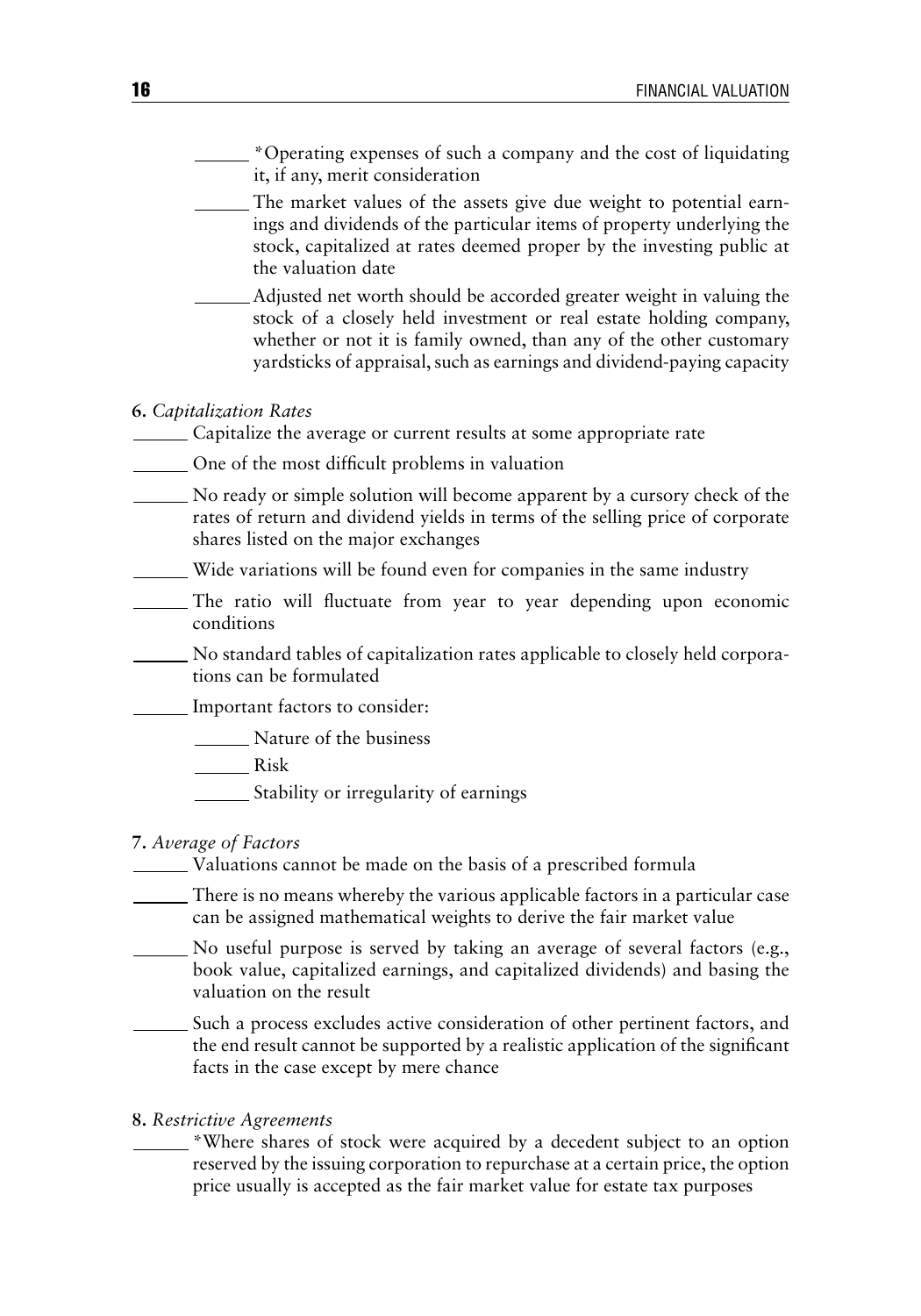- ______ *Operating expenses of such a company and the cost of liquidating it, if any, merit consideration
- ______ The market values of the assets give due weight to potential earnings and dividends of the particular items of property underlying the stock, capitalized at rates deemed proper by the investing public at the valuation date
- ______ Adjusted net worth should be accorded greater weight in valuing the stock of a closely held investment or real estate holding company, whether or not it is family owned, than any of the other customary yardsticks of appraisal, such as earnings and dividend-paying capacity

**6.** *Capitalization Rates*

______ Capitalize the average or current results at some appropriate rate

______ One of the most difficult problems in valuation

______ No ready or simple solution will become apparent by a cursory check of the rates of return and dividend yields in terms of the selling price of corporate shares listed on the major exchanges

______ Wide variations will be found even for companies in the same industry

______ The ratio will fluctuate from year to year depending upon economic conditions

______ No standard tables of capitalization rates applicable to closely held corporations can be formulated

______ Important factors to consider:

- ______ Nature of the business
- ______ Risk
- ______ Stability or irregularity of earnings

**7.** *Average of Factors*

______ Valuations cannot be made on the basis of a prescribed formula

______ There is no means whereby the various applicable factors in a particular case can be assigned mathematical weights to derive the fair market value

______ No useful purpose is served by taking an average of several factors (e.g., book value, capitalized earnings, and capitalized dividends) and basing the valuation on the result

______ Such a process excludes active consideration of other pertinent factors, and the end result cannot be supported by a realistic application of the significant facts in the case except by mere chance

**8.** *Restrictive Agreements*

______ *Where shares of stock were acquired by a decedent subject to an option reserved by the issuing corporation to repurchase at a certain price, the option price usually is accepted as the fair market value for estate tax purposes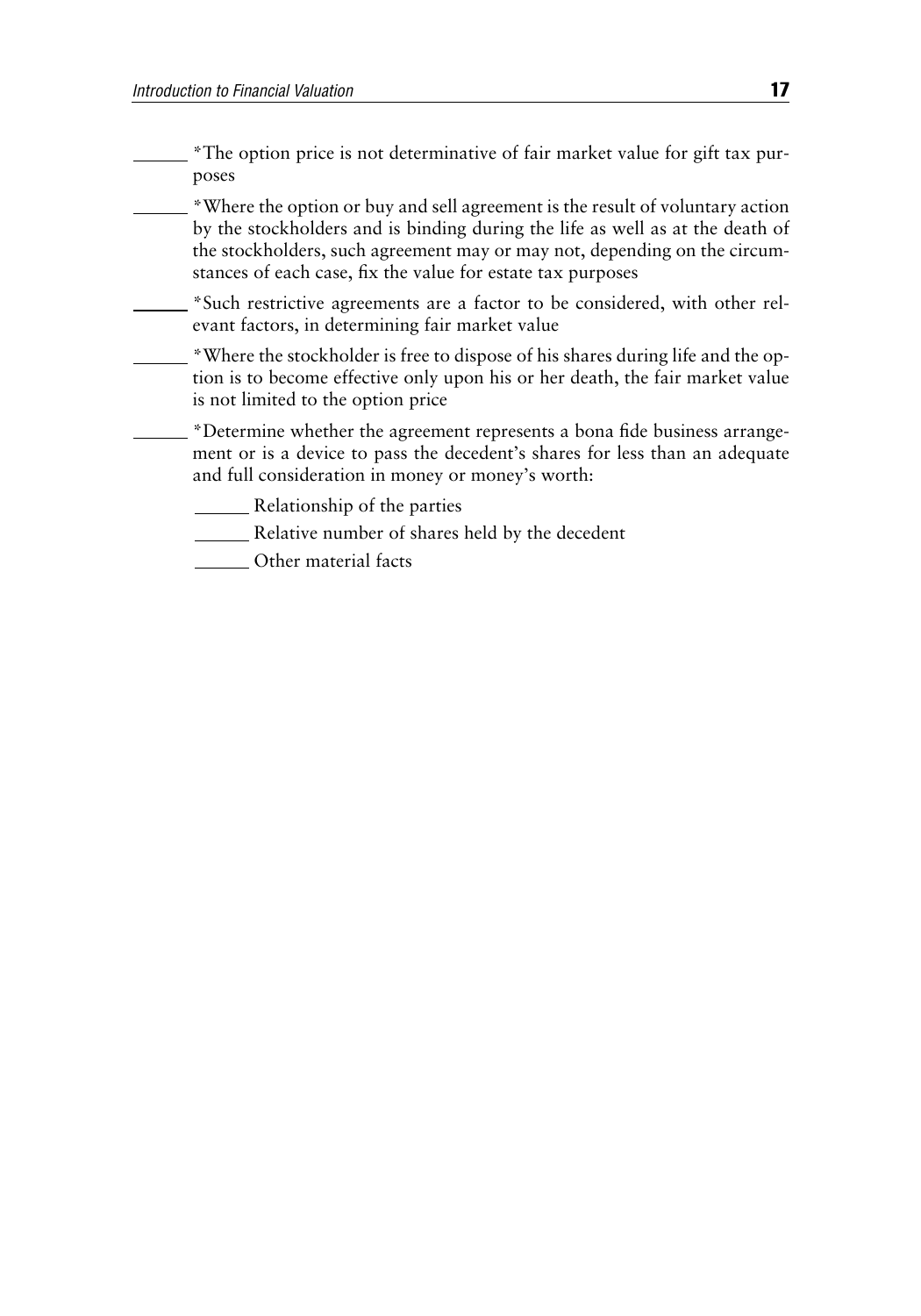______ *The option price is not determinative of fair market value for gift tax purposes

______ *Where the option or buy and sell agreement is the result of voluntary action by the stockholders and is binding during the life as well as at the death of the stockholders, such agreement may or may not, depending on the circumstances of each case, fix the value for estate tax purposes

______ *Such restrictive agreements are a factor to be considered, with other relevant factors, in determining fair market value

______ *Where the stockholder is free to dispose of his shares during life and the option is to become effective only upon his or her death, the fair market value is not limited to the option price

______ *Determine whether the agreement represents a bona fide business arrangement or is a device to pass the decedent's shares for less than an adequate and full consideration in money or money's worth:

- ______ Relationship of the parties
- ______ Relative number of shares held by the decedent
- ______ Other material facts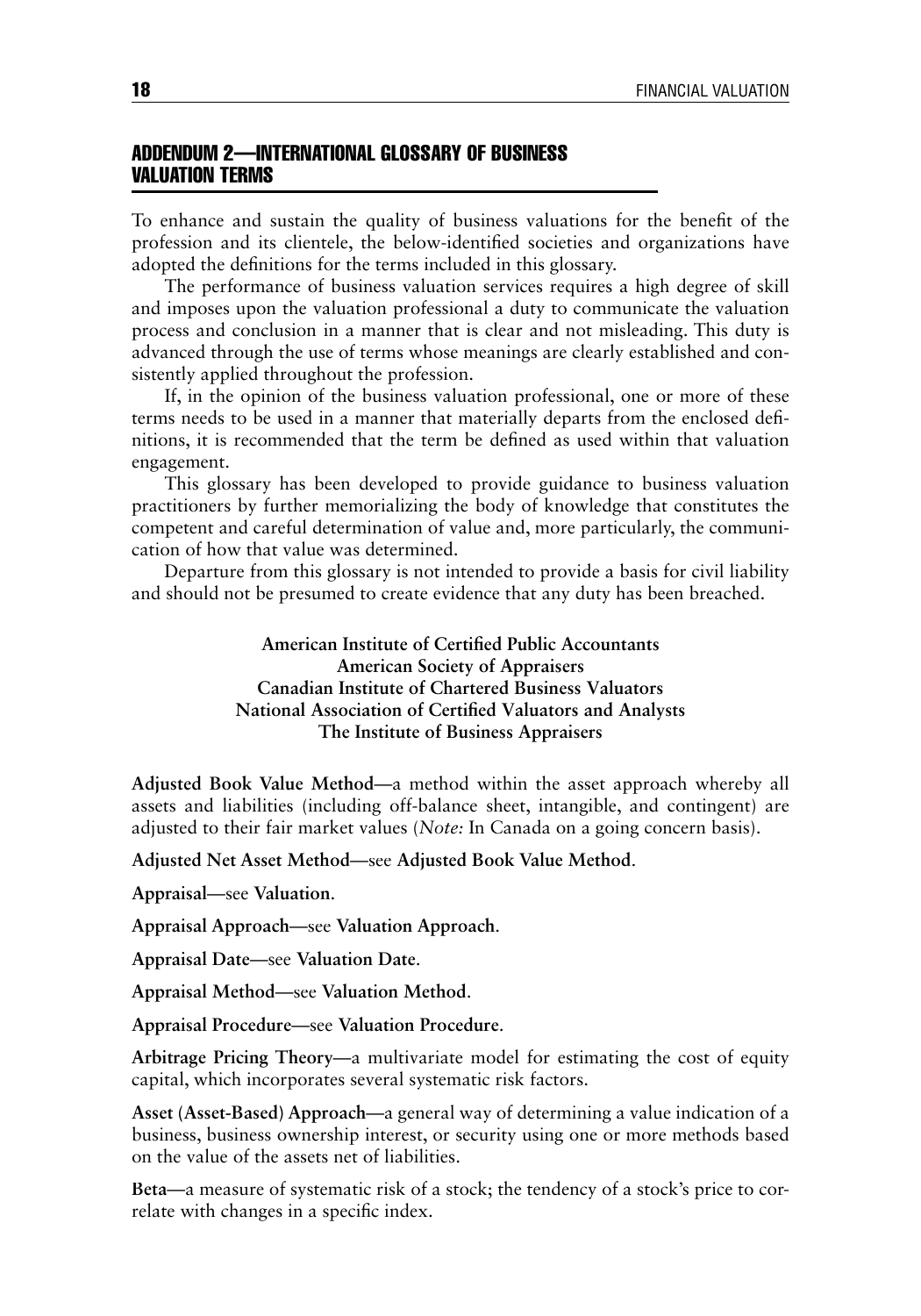## ADDENDUM 2—INTERNATIONAL GLOSSARY OF BUSINESS VALUATION TERMS

To enhance and sustain the quality of business valuations for the benefit of the profession and its clientele, the below-identified societies and organizations have adopted the definitions for the terms included in this glossary.

The performance of business valuation services requires a high degree of skill and imposes upon the valuation professional a duty to communicate the valuation process and conclusion in a manner that is clear and not misleading. This duty is advanced through the use of terms whose meanings are clearly established and consistently applied throughout the profession.

If, in the opinion of the business valuation professional, one or more of these terms needs to be used in a manner that materially departs from the enclosed definitions, it is recommended that the term be defined as used within that valuation engagement.

This glossary has been developed to provide guidance to business valuation practitioners by further memorializing the body of knowledge that constitutes the competent and careful determination of value and, more particularly, the communication of how that value was determined.

Departure from this glossary is not intended to provide a basis for civil liability and should not be presumed to create evidence that any duty has been breached.

**American Institute of Certified Public Accountants**
**American Society of Appraisers**
**Canadian Institute of Chartered Business Valuators**
**National Association of Certified Valuators and Analysts**
**The Institute of Business Appraisers**

**Adjusted Book Value Method**—a method within the asset approach whereby all assets and liabilities (including off-balance sheet, intangible, and contingent) are adjusted to their fair market values (*Note:* In Canada on a going concern basis).

**Adjusted Net Asset Method**—see **Adjusted Book Value Method**.

**Appraisal**—see **Valuation**.

**Appraisal Approach**—see **Valuation Approach**.

**Appraisal Date**—see **Valuation Date**.

**Appraisal Method**—see **Valuation Method**.

**Appraisal Procedure**—see **Valuation Procedure**.

**Arbitrage Pricing Theory**—a multivariate model for estimating the cost of equity capital, which incorporates several systematic risk factors.

**Asset (Asset-Based) Approach**—a general way of determining a value indication of a business, business ownership interest, or security using one or more methods based on the value of the assets net of liabilities.

**Beta**—a measure of systematic risk of a stock; the tendency of a stock's price to correlate with changes in a specific index.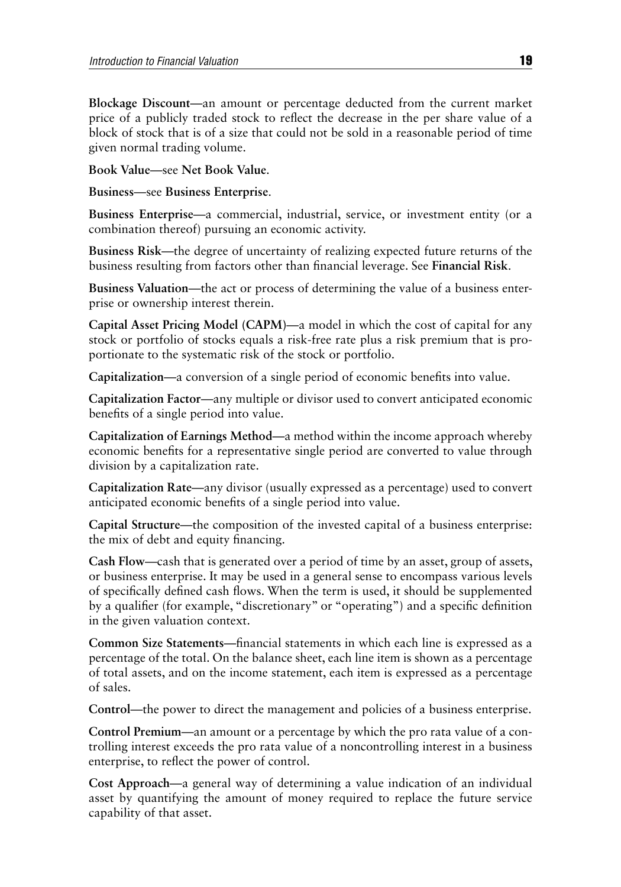**Blockage Discount**—an amount or percentage deducted from the current market price of a publicly traded stock to reflect the decrease in the per share value of a block of stock that is of a size that could not be sold in a reasonable period of time given normal trading volume.

**Book Value**—see **Net Book Value**.

**Business**—see **Business Enterprise**.

**Business Enterprise**—a commercial, industrial, service, or investment entity (or a combination thereof) pursuing an economic activity.

**Business Risk**—the degree of uncertainty of realizing expected future returns of the business resulting from factors other than financial leverage. See **Financial Risk**.

**Business Valuation**—the act or process of determining the value of a business enterprise or ownership interest therein.

**Capital Asset Pricing Model (CAPM)**—a model in which the cost of capital for any stock or portfolio of stocks equals a risk-free rate plus a risk premium that is proportionate to the systematic risk of the stock or portfolio.

**Capitalization**—a conversion of a single period of economic benefits into value.

**Capitalization Factor**—any multiple or divisor used to convert anticipated economic benefits of a single period into value.

**Capitalization of Earnings Method**—a method within the income approach whereby economic benefits for a representative single period are converted to value through division by a capitalization rate.

**Capitalization Rate**—any divisor (usually expressed as a percentage) used to convert anticipated economic benefits of a single period into value.

**Capital Structure**—the composition of the invested capital of a business enterprise: the mix of debt and equity financing.

**Cash Flow**—cash that is generated over a period of time by an asset, group of assets, or business enterprise. It may be used in a general sense to encompass various levels of specifically defined cash flows. When the term is used, it should be supplemented by a qualifier (for example, "discretionary" or "operating") and a specific definition in the given valuation context.

**Common Size Statements**—financial statements in which each line is expressed as a percentage of the total. On the balance sheet, each line item is shown as a percentage of total assets, and on the income statement, each item is expressed as a percentage of sales.

**Control**—the power to direct the management and policies of a business enterprise.

**Control Premium**—an amount or a percentage by which the pro rata value of a controlling interest exceeds the pro rata value of a noncontrolling interest in a business enterprise, to reflect the power of control.

**Cost Approach**—a general way of determining a value indication of an individual asset by quantifying the amount of money required to replace the future service capability of that asset.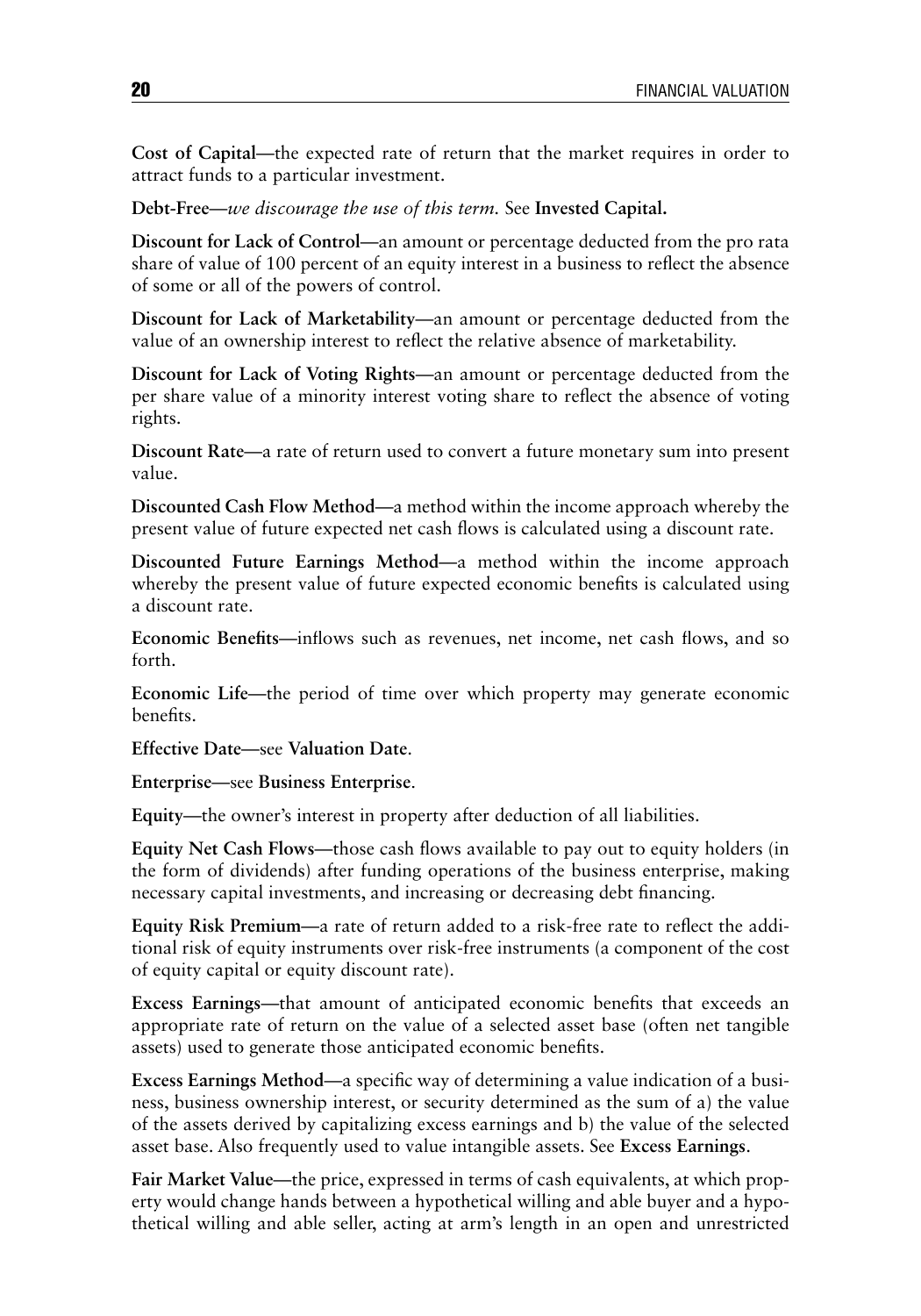**Cost of Capital**—the expected rate of return that the market requires in order to attract funds to a particular investment.

**Debt-Free**—*we discourage the use of this term.* See **Invested Capital.**

**Discount for Lack of Control**—an amount or percentage deducted from the pro rata share of value of 100 percent of an equity interest in a business to reflect the absence of some or all of the powers of control.

**Discount for Lack of Marketability**—an amount or percentage deducted from the value of an ownership interest to reflect the relative absence of marketability.

**Discount for Lack of Voting Rights**—an amount or percentage deducted from the per share value of a minority interest voting share to reflect the absence of voting rights.

**Discount Rate**—a rate of return used to convert a future monetary sum into present value.

**Discounted Cash Flow Method**—a method within the income approach whereby the present value of future expected net cash flows is calculated using a discount rate.

**Discounted Future Earnings Method**—a method within the income approach whereby the present value of future expected economic benefits is calculated using a discount rate.

**Economic Benefits**—inflows such as revenues, net income, net cash flows, and so forth.

**Economic Life**—the period of time over which property may generate economic benefits.

**Effective Date**—see **Valuation Date**.

**Enterprise**—see **Business Enterprise**.

**Equity**—the owner's interest in property after deduction of all liabilities.

**Equity Net Cash Flows**—those cash flows available to pay out to equity holders (in the form of dividends) after funding operations of the business enterprise, making necessary capital investments, and increasing or decreasing debt financing.

**Equity Risk Premium**—a rate of return added to a risk-free rate to reflect the additional risk of equity instruments over risk-free instruments (a component of the cost of equity capital or equity discount rate).

**Excess Earnings**—that amount of anticipated economic benefits that exceeds an appropriate rate of return on the value of a selected asset base (often net tangible assets) used to generate those anticipated economic benefits.

**Excess Earnings Method**—a specific way of determining a value indication of a business, business ownership interest, or security determined as the sum of a) the value of the assets derived by capitalizing excess earnings and b) the value of the selected asset base. Also frequently used to value intangible assets. See **Excess Earnings**.

**Fair Market Value**—the price, expressed in terms of cash equivalents, at which property would change hands between a hypothetical willing and able buyer and a hypothetical willing and able seller, acting at arm's length in an open and unrestricted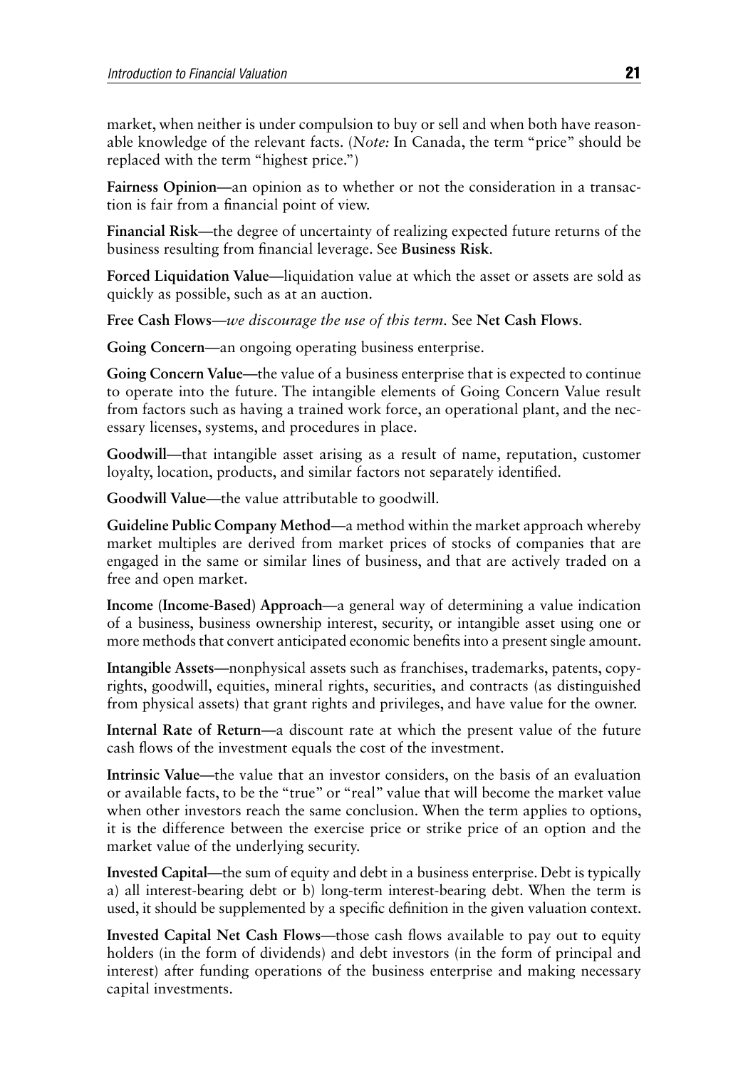market, when neither is under compulsion to buy or sell and when both have reasonable knowledge of the relevant facts. (*Note:* In Canada, the term "price" should be replaced with the term "highest price.")

**Fairness Opinion**—an opinion as to whether or not the consideration in a transaction is fair from a financial point of view.

**Financial Risk**—the degree of uncertainty of realizing expected future returns of the business resulting from financial leverage. See **Business Risk**.

**Forced Liquidation Value**—liquidation value at which the asset or assets are sold as quickly as possible, such as at an auction.

**Free Cash Flows**—*we discourage the use of this term.* See **Net Cash Flows**.

**Going Concern**—an ongoing operating business enterprise.

**Going Concern Value**—the value of a business enterprise that is expected to continue to operate into the future. The intangible elements of Going Concern Value result from factors such as having a trained work force, an operational plant, and the necessary licenses, systems, and procedures in place.

**Goodwill**—that intangible asset arising as a result of name, reputation, customer loyalty, location, products, and similar factors not separately identified.

**Goodwill Value**—the value attributable to goodwill.

**Guideline Public Company Method**—a method within the market approach whereby market multiples are derived from market prices of stocks of companies that are engaged in the same or similar lines of business, and that are actively traded on a free and open market.

**Income (Income-Based) Approach**—a general way of determining a value indication of a business, business ownership interest, security, or intangible asset using one or more methods that convert anticipated economic benefits into a present single amount.

**Intangible Assets**—nonphysical assets such as franchises, trademarks, patents, copyrights, goodwill, equities, mineral rights, securities, and contracts (as distinguished from physical assets) that grant rights and privileges, and have value for the owner.

**Internal Rate of Return**—a discount rate at which the present value of the future cash flows of the investment equals the cost of the investment.

**Intrinsic Value**—the value that an investor considers, on the basis of an evaluation or available facts, to be the "true" or "real" value that will become the market value when other investors reach the same conclusion. When the term applies to options, it is the difference between the exercise price or strike price of an option and the market value of the underlying security.

**Invested Capital**—the sum of equity and debt in a business enterprise. Debt is typically a) all interest-bearing debt or b) long-term interest-bearing debt. When the term is used, it should be supplemented by a specific definition in the given valuation context.

**Invested Capital Net Cash Flows**—those cash flows available to pay out to equity holders (in the form of dividends) and debt investors (in the form of principal and interest) after funding operations of the business enterprise and making necessary capital investments.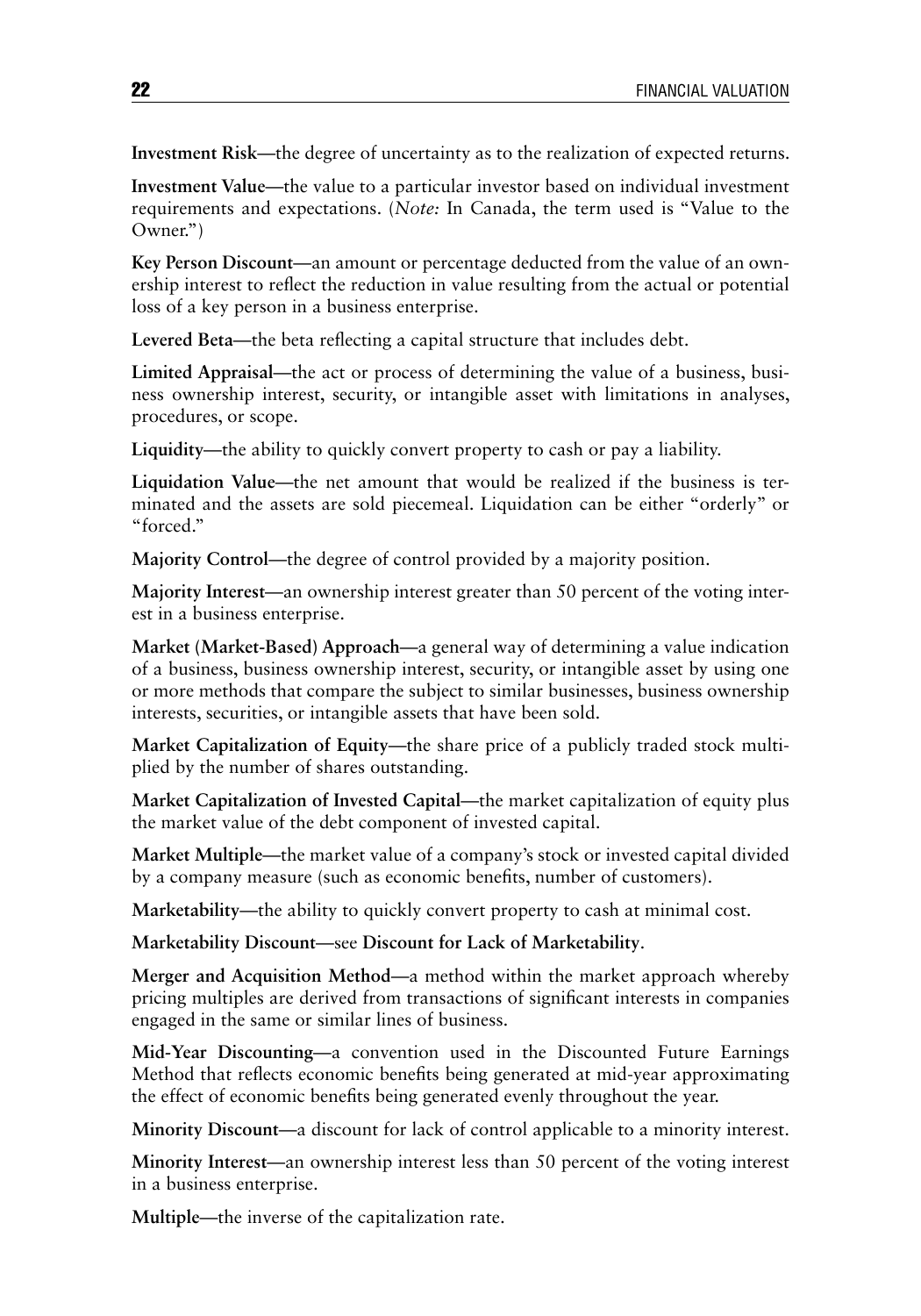**Investment Risk**—the degree of uncertainty as to the realization of expected returns.

**Investment Value**—the value to a particular investor based on individual investment requirements and expectations. (*Note:* In Canada, the term used is "Value to the Owner.")

**Key Person Discount**—an amount or percentage deducted from the value of an ownership interest to reflect the reduction in value resulting from the actual or potential loss of a key person in a business enterprise.

**Levered Beta**—the beta reflecting a capital structure that includes debt.

**Limited Appraisal**—the act or process of determining the value of a business, business ownership interest, security, or intangible asset with limitations in analyses, procedures, or scope.

**Liquidity**—the ability to quickly convert property to cash or pay a liability.

**Liquidation Value**—the net amount that would be realized if the business is terminated and the assets are sold piecemeal. Liquidation can be either "orderly" or "forced."

**Majority Control**—the degree of control provided by a majority position.

**Majority Interest**—an ownership interest greater than 50 percent of the voting interest in a business enterprise.

**Market (Market-Based) Approach**—a general way of determining a value indication of a business, business ownership interest, security, or intangible asset by using one or more methods that compare the subject to similar businesses, business ownership interests, securities, or intangible assets that have been sold.

**Market Capitalization of Equity**—the share price of a publicly traded stock multiplied by the number of shares outstanding.

**Market Capitalization of Invested Capital**—the market capitalization of equity plus the market value of the debt component of invested capital.

**Market Multiple**—the market value of a company's stock or invested capital divided by a company measure (such as economic benefits, number of customers).

**Marketability**—the ability to quickly convert property to cash at minimal cost.

**Marketability Discount**—see **Discount for Lack of Marketability**.

**Merger and Acquisition Method**—a method within the market approach whereby pricing multiples are derived from transactions of significant interests in companies engaged in the same or similar lines of business.

**Mid-Year Discounting**—a convention used in the Discounted Future Earnings Method that reflects economic benefits being generated at mid-year approximating the effect of economic benefits being generated evenly throughout the year.

**Minority Discount**—a discount for lack of control applicable to a minority interest.

**Minority Interest**—an ownership interest less than 50 percent of the voting interest in a business enterprise.

**Multiple**—the inverse of the capitalization rate.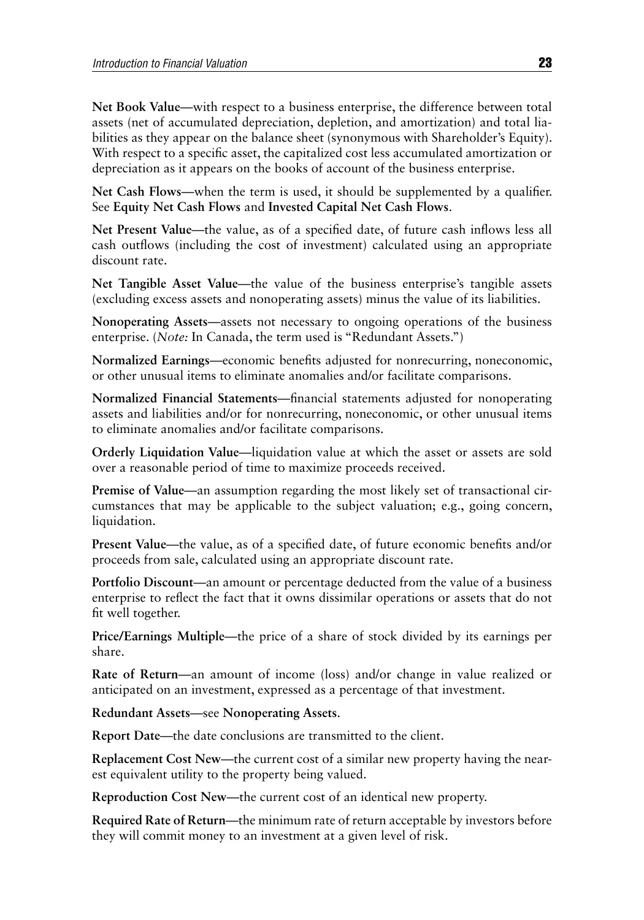**Net Book Value**—with respect to a business enterprise, the difference between total assets (net of accumulated depreciation, depletion, and amortization) and total liabilities as they appear on the balance sheet (synonymous with Shareholder's Equity). With respect to a specific asset, the capitalized cost less accumulated amortization or depreciation as it appears on the books of account of the business enterprise.

**Net Cash Flows**—when the term is used, it should be supplemented by a qualifier. See **Equity Net Cash Flows** and **Invested Capital Net Cash Flows**.

**Net Present Value**—the value, as of a specified date, of future cash inflows less all cash outflows (including the cost of investment) calculated using an appropriate discount rate.

**Net Tangible Asset Value**—the value of the business enterprise's tangible assets (excluding excess assets and nonoperating assets) minus the value of its liabilities.

**Nonoperating Assets**—assets not necessary to ongoing operations of the business enterprise. (*Note:* In Canada, the term used is "Redundant Assets.")

**Normalized Earnings**—economic benefits adjusted for nonrecurring, noneconomic, or other unusual items to eliminate anomalies and/or facilitate comparisons.

**Normalized Financial Statements**—financial statements adjusted for nonoperating assets and liabilities and/or for nonrecurring, noneconomic, or other unusual items to eliminate anomalies and/or facilitate comparisons.

**Orderly Liquidation Value**—liquidation value at which the asset or assets are sold over a reasonable period of time to maximize proceeds received.

**Premise of Value**—an assumption regarding the most likely set of transactional circumstances that may be applicable to the subject valuation; e.g., going concern, liquidation.

**Present Value**—the value, as of a specified date, of future economic benefits and/or proceeds from sale, calculated using an appropriate discount rate.

**Portfolio Discount**—an amount or percentage deducted from the value of a business enterprise to reflect the fact that it owns dissimilar operations or assets that do not fit well together.

**Price/Earnings Multiple**—the price of a share of stock divided by its earnings per share.

**Rate of Return**—an amount of income (loss) and/or change in value realized or anticipated on an investment, expressed as a percentage of that investment.

**Redundant Assets**—see **Nonoperating Assets**.

**Report Date**—the date conclusions are transmitted to the client.

**Replacement Cost New**—the current cost of a similar new property having the nearest equivalent utility to the property being valued.

**Reproduction Cost New**—the current cost of an identical new property.

**Required Rate of Return**—the minimum rate of return acceptable by investors before they will commit money to an investment at a given level of risk.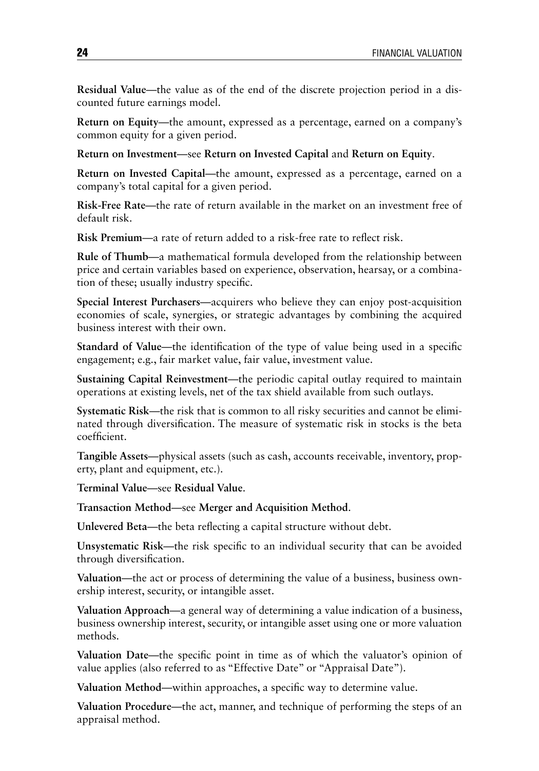**Residual Value**—the value as of the end of the discrete projection period in a discounted future earnings model.

**Return on Equity**—the amount, expressed as a percentage, earned on a company's common equity for a given period.

**Return on Investment**—see **Return on Invested Capital** and **Return on Equity**.

**Return on Invested Capital**—the amount, expressed as a percentage, earned on a company's total capital for a given period.

**Risk-Free Rate**—the rate of return available in the market on an investment free of default risk.

**Risk Premium**—a rate of return added to a risk-free rate to reflect risk.

**Rule of Thumb**—a mathematical formula developed from the relationship between price and certain variables based on experience, observation, hearsay, or a combination of these; usually industry specific.

**Special Interest Purchasers**—acquirers who believe they can enjoy post-acquisition economies of scale, synergies, or strategic advantages by combining the acquired business interest with their own.

**Standard of Value**—the identification of the type of value being used in a specific engagement; e.g., fair market value, fair value, investment value.

**Sustaining Capital Reinvestment**—the periodic capital outlay required to maintain operations at existing levels, net of the tax shield available from such outlays.

**Systematic Risk**—the risk that is common to all risky securities and cannot be eliminated through diversification. The measure of systematic risk in stocks is the beta coefficient.

**Tangible Assets**—physical assets (such as cash, accounts receivable, inventory, property, plant and equipment, etc.).

**Terminal Value**—see **Residual Value**.

**Transaction Method**—see **Merger and Acquisition Method**.

**Unlevered Beta**—the beta reflecting a capital structure without debt.

**Unsystematic Risk**—the risk specific to an individual security that can be avoided through diversification.

**Valuation**—the act or process of determining the value of a business, business ownership interest, security, or intangible asset.

**Valuation Approach**—a general way of determining a value indication of a business, business ownership interest, security, or intangible asset using one or more valuation methods.

**Valuation Date**—the specific point in time as of which the valuator's opinion of value applies (also referred to as "Effective Date" or "Appraisal Date").

**Valuation Method**—within approaches, a specific way to determine value.

**Valuation Procedure**—the act, manner, and technique of performing the steps of an appraisal method.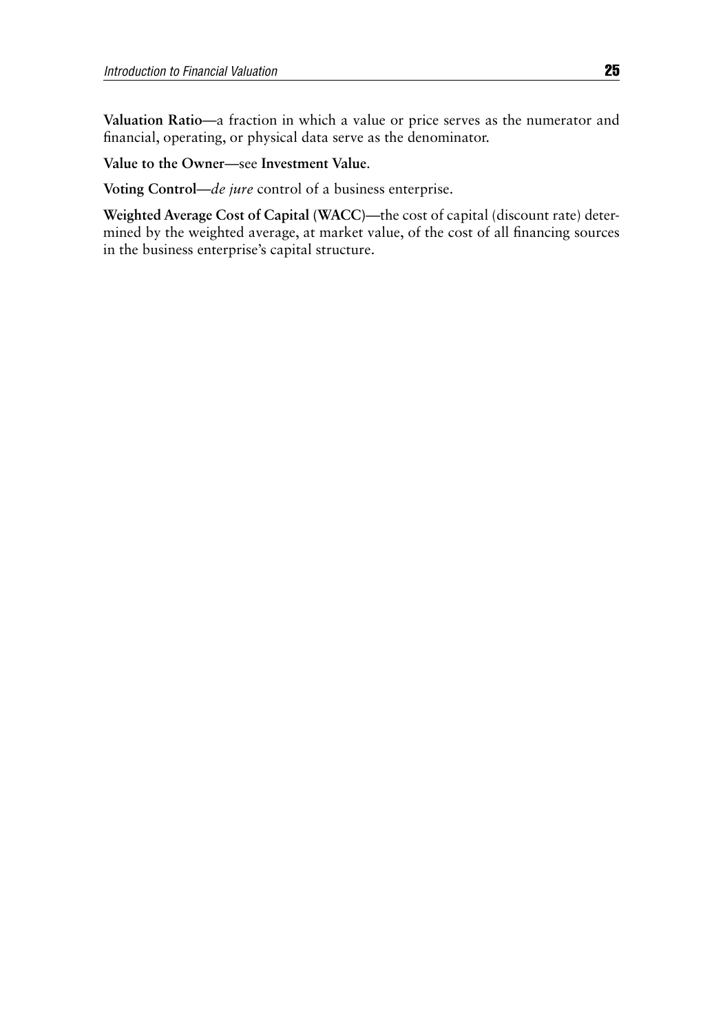**Valuation Ratio**—a fraction in which a value or price serves as the numerator and financial, operating, or physical data serve as the denominator.

**Value to the Owner**—see **Investment Value**.

**Voting Control**—*de jure* control of a business enterprise.

**Weighted Average Cost of Capital (WACC)**—the cost of capital (discount rate) determined by the weighted average, at market value, of the cost of all financing sources in the business enterprise's capital structure.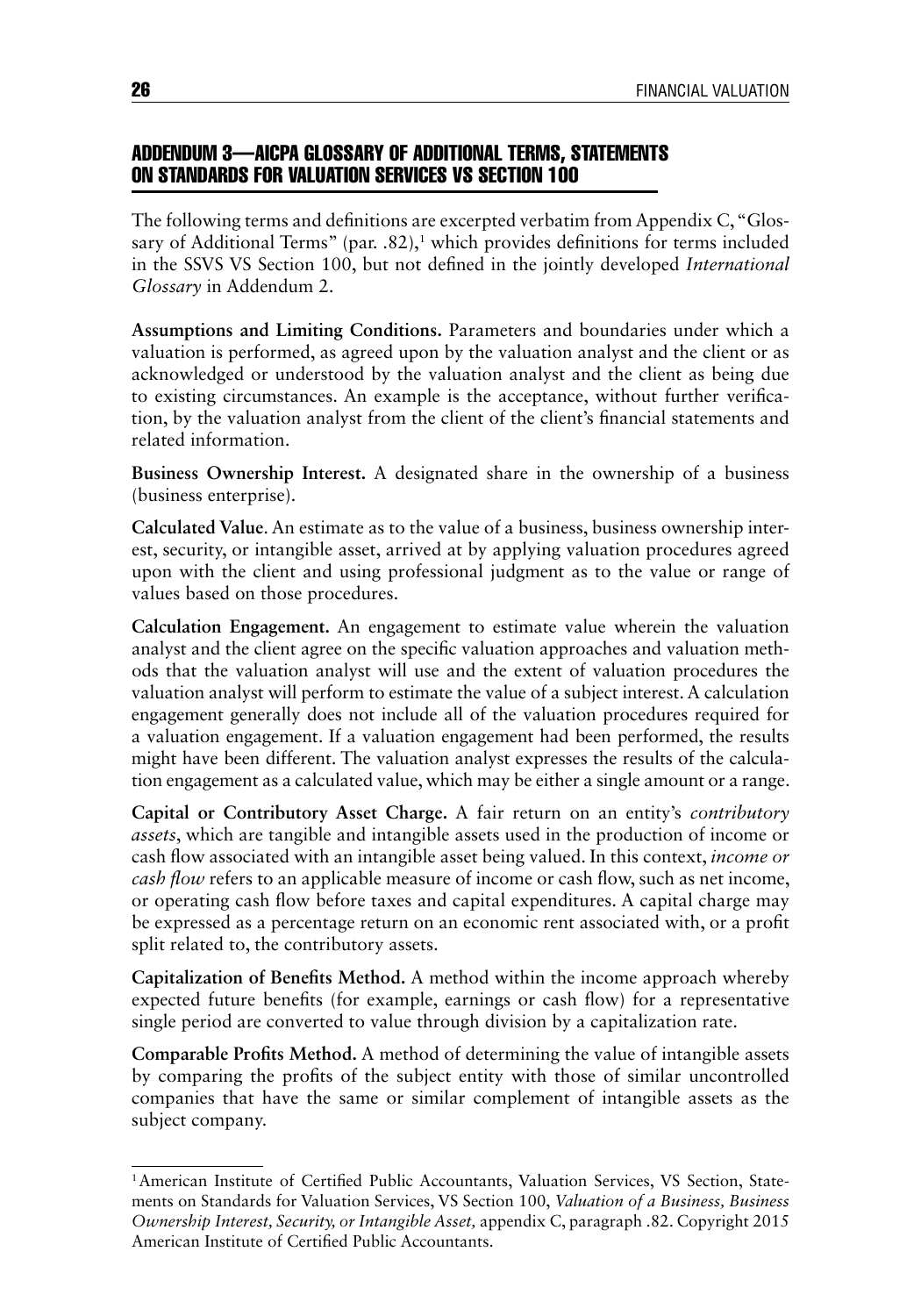## ADDENDUM 3—AICPA GLOSSARY OF ADDITIONAL TERMS, STATEMENTS ON STANDARDS FOR VALUATION SERVICES VS SECTION 100

The following terms and definitions are excerpted verbatim from Appendix C, "Glossary of Additional Terms" (par. .82),[1] which provides definitions for terms included in the SSVS VS Section 100, but not defined in the jointly developed *International Glossary* in Addendum 2.

**Assumptions and Limiting Conditions.** Parameters and boundaries under which a valuation is performed, as agreed upon by the valuation analyst and the client or as acknowledged or understood by the valuation analyst and the client as being due to existing circumstances. An example is the acceptance, without further verification, by the valuation analyst from the client of the client's financial statements and related information.

**Business Ownership Interest.** A designated share in the ownership of a business (business enterprise).

**Calculated Value**. An estimate as to the value of a business, business ownership interest, security, or intangible asset, arrived at by applying valuation procedures agreed upon with the client and using professional judgment as to the value or range of values based on those procedures.

**Calculation Engagement.** An engagement to estimate value wherein the valuation analyst and the client agree on the specific valuation approaches and valuation methods that the valuation analyst will use and the extent of valuation procedures the valuation analyst will perform to estimate the value of a subject interest. A calculation engagement generally does not include all of the valuation procedures required for a valuation engagement. If a valuation engagement had been performed, the results might have been different. The valuation analyst expresses the results of the calculation engagement as a calculated value, which may be either a single amount or a range.

**Capital or Contributory Asset Charge.** A fair return on an entity's *contributory assets*, which are tangible and intangible assets used in the production of income or cash flow associated with an intangible asset being valued. In this context, *income or cash flow* refers to an applicable measure of income or cash flow, such as net income, or operating cash flow before taxes and capital expenditures. A capital charge may be expressed as a percentage return on an economic rent associated with, or a profit split related to, the contributory assets.

**Capitalization of Benefits Method.** A method within the income approach whereby expected future benefits (for example, earnings or cash flow) for a representative single period are converted to value through division by a capitalization rate.

**Comparable Profits Method.** A method of determining the value of intangible assets by comparing the profits of the subject entity with those of similar uncontrolled companies that have the same or similar complement of intangible assets as the subject company.

---

[1] American Institute of Certified Public Accountants, Valuation Services, VS Section, Statements on Standards for Valuation Services, VS Section 100, *Valuation of a Business, Business Ownership Interest, Security, or Intangible Asset,* appendix C, paragraph .82. Copyright 2015 American Institute of Certified Public Accountants.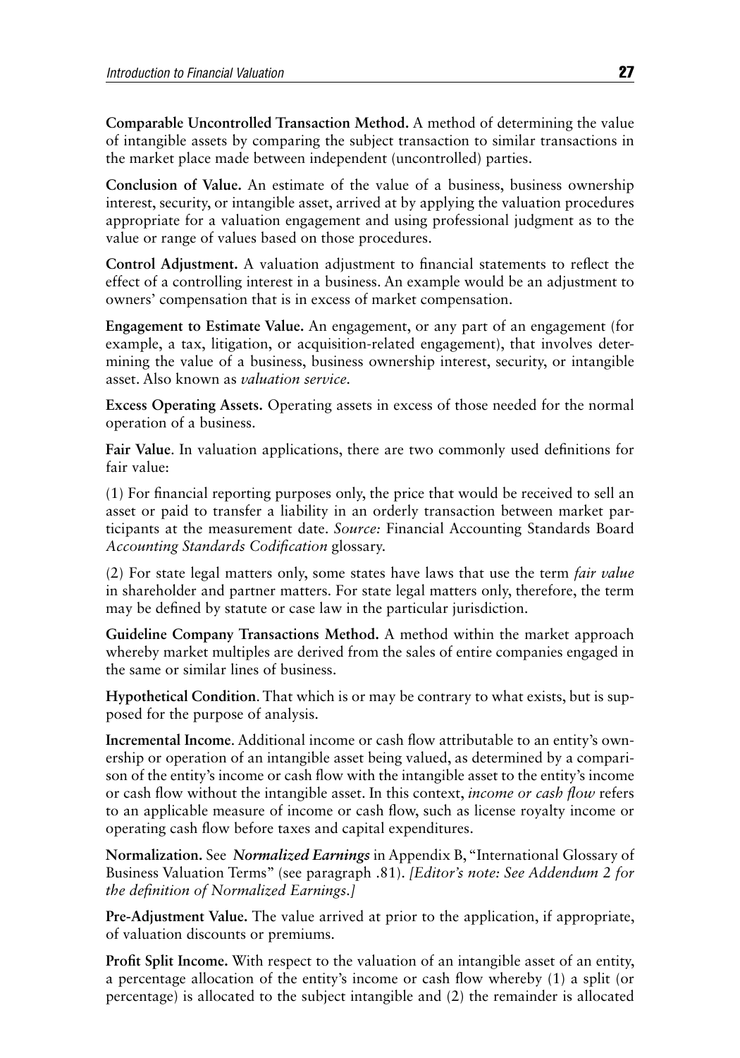**Comparable Uncontrolled Transaction Method.** A method of determining the value of intangible assets by comparing the subject transaction to similar transactions in the market place made between independent (uncontrolled) parties.

**Conclusion of Value.** An estimate of the value of a business, business ownership interest, security, or intangible asset, arrived at by applying the valuation procedures appropriate for a valuation engagement and using professional judgment as to the value or range of values based on those procedures.

**Control Adjustment.** A valuation adjustment to financial statements to reflect the effect of a controlling interest in a business. An example would be an adjustment to owners' compensation that is in excess of market compensation.

**Engagement to Estimate Value.** An engagement, or any part of an engagement (for example, a tax, litigation, or acquisition-related engagement), that involves determining the value of a business, business ownership interest, security, or intangible asset. Also known as *valuation service.*

**Excess Operating Assets.** Operating assets in excess of those needed for the normal operation of a business.

**Fair Value**. In valuation applications, there are two commonly used definitions for fair value:

(1) For financial reporting purposes only, the price that would be received to sell an asset or paid to transfer a liability in an orderly transaction between market participants at the measurement date. *Source:* Financial Accounting Standards Board *Accounting Standards Codification* glossary.

(2) For state legal matters only, some states have laws that use the term *fair value* in shareholder and partner matters. For state legal matters only, therefore, the term may be defined by statute or case law in the particular jurisdiction.

**Guideline Company Transactions Method.** A method within the market approach whereby market multiples are derived from the sales of entire companies engaged in the same or similar lines of business.

**Hypothetical Condition**. That which is or may be contrary to what exists, but is supposed for the purpose of analysis.

**Incremental Income**. Additional income or cash flow attributable to an entity's ownership or operation of an intangible asset being valued, as determined by a comparison of the entity's income or cash flow with the intangible asset to the entity's income or cash flow without the intangible asset. In this context, *income or cash flow* refers to an applicable measure of income or cash flow, such as license royalty income or operating cash flow before taxes and capital expenditures.

**Normalization.** See ***Normalized Earnings*** in Appendix B, "International Glossary of Business Valuation Terms" (see paragraph .81). *[Editor's note: See Addendum 2 for the definition of Normalized Earnings.]*

**Pre-Adjustment Value.** The value arrived at prior to the application, if appropriate, of valuation discounts or premiums.

**Profit Split Income.** With respect to the valuation of an intangible asset of an entity, a percentage allocation of the entity's income or cash flow whereby (1) a split (or percentage) is allocated to the subject intangible and (2) the remainder is allocated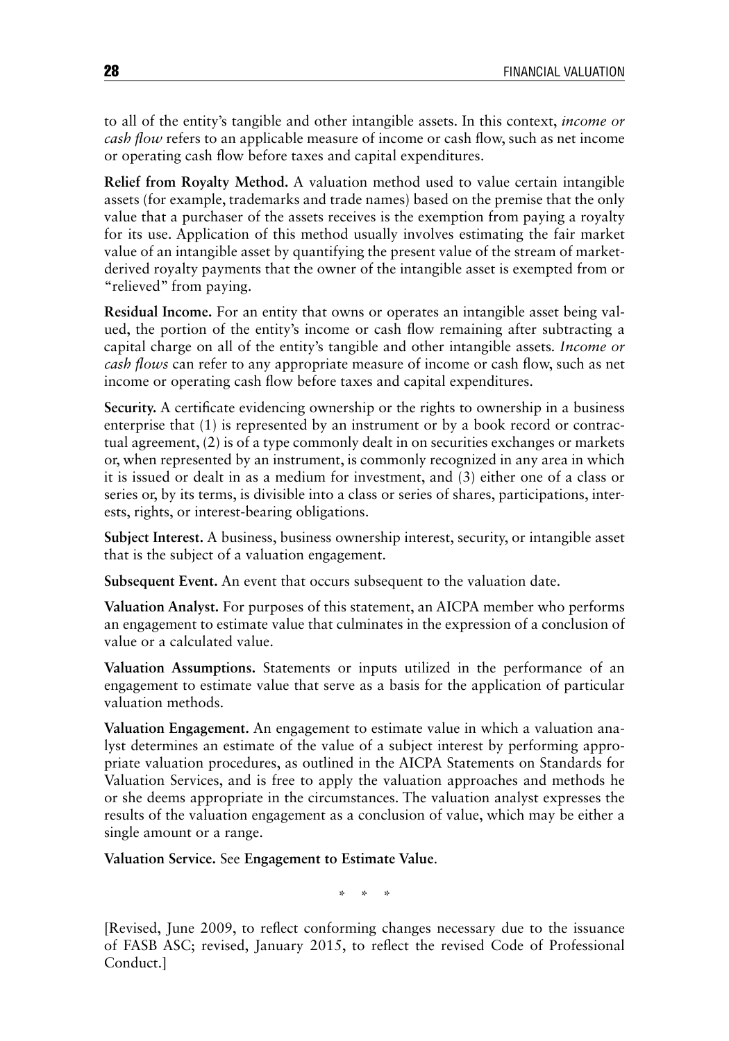to all of the entity's tangible and other intangible assets. In this context, *income or cash flow* refers to an applicable measure of income or cash flow, such as net income or operating cash flow before taxes and capital expenditures.

**Relief from Royalty Method.** A valuation method used to value certain intangible assets (for example, trademarks and trade names) based on the premise that the only value that a purchaser of the assets receives is the exemption from paying a royalty for its use. Application of this method usually involves estimating the fair market value of an intangible asset by quantifying the present value of the stream of market-derived royalty payments that the owner of the intangible asset is exempted from or "relieved" from paying.

**Residual Income.** For an entity that owns or operates an intangible asset being valued, the portion of the entity's income or cash flow remaining after subtracting a capital charge on all of the entity's tangible and other intangible assets. *Income or cash flows* can refer to any appropriate measure of income or cash flow, such as net income or operating cash flow before taxes and capital expenditures.

**Security.** A certificate evidencing ownership or the rights to ownership in a business enterprise that (1) is represented by an instrument or by a book record or contractual agreement, (2) is of a type commonly dealt in on securities exchanges or markets or, when represented by an instrument, is commonly recognized in any area in which it is issued or dealt in as a medium for investment, and (3) either one of a class or series or, by its terms, is divisible into a class or series of shares, participations, interests, rights, or interest-bearing obligations.

**Subject Interest.** A business, business ownership interest, security, or intangible asset that is the subject of a valuation engagement.

**Subsequent Event.** An event that occurs subsequent to the valuation date.

**Valuation Analyst.** For purposes of this statement, an AICPA member who performs an engagement to estimate value that culminates in the expression of a conclusion of value or a calculated value.

**Valuation Assumptions.** Statements or inputs utilized in the performance of an engagement to estimate value that serve as a basis for the application of particular valuation methods.

**Valuation Engagement.** An engagement to estimate value in which a valuation analyst determines an estimate of the value of a subject interest by performing appropriate valuation procedures, as outlined in the AICPA Statements on Standards for Valuation Services, and is free to apply the valuation approaches and methods he or she deems appropriate in the circumstances. The valuation analyst expresses the results of the valuation engagement as a conclusion of value, which may be either a single amount or a range.

**Valuation Service.** See **Engagement to Estimate Value**.

\* \* \*

[Revised, June 2009, to reflect conforming changes necessary due to the issuance of FASB ASC; revised, January 2015, to reflect the revised Code of Professional Conduct.]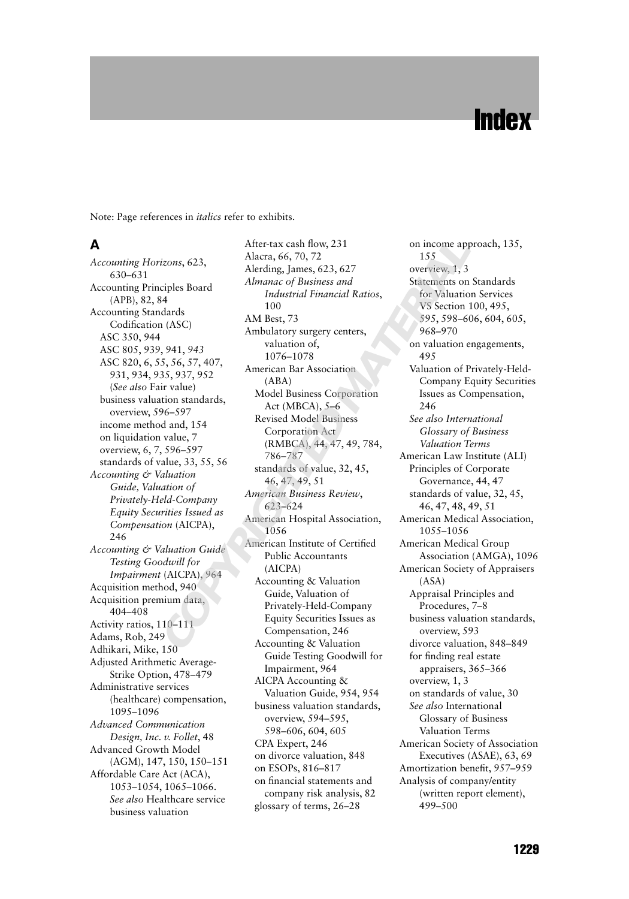# Index

Note: Page references in *italics* refer to exhibits.

## A

*Accounting Horizons*, 623, 630–631
Accounting Principles Board (APB), 82, 84
Accounting Standards Codification (ASC)
- ASC 350, 944
- ASC 805, 939, 941, *943*
- ASC 820, 6, 55, 56, 57, 407, 931, 934, 935, 937, 952 (*See also* Fair value)
- business valuation standards, overview, 596–597
- income method and, 154
- on liquidation value, 7
- overview, 6, 7, 596–597
- standards of value, 33, 55, 56

*Accounting & Valuation Guide, Valuation of Privately-Held-Company Equity Securities Issued as Compensation* (AICPA), 246
*Accounting & Valuation Guide Testing Goodwill for Impairment* (AICPA), 964
Acquisition method, 940
Acquisition premium data, 404–408
Activity ratios, 110–111
Adams, Rob, 249
Adhikari, Mike, 150
Adjusted Arithmetic Average-Strike Option, 478–479
Administrative services (healthcare) compensation, 1095–1096
*Advanced Communication Design, Inc. v. Follet*, 48
Advanced Growth Model (AGM), 147, 150, 150–151
Affordable Care Act (ACA), 1053–1054, 1065–1066. *See also* Healthcare service business valuation
After-tax cash flow, 231
Alacra, 66, 70, 72
Alerding, James, 623, 627
*Almanac of Business and Industrial Financial Ratios*, 100
AM Best, 73
Ambulatory surgery centers, valuation of, 1076–1078
American Bar Association (ABA)
- Model Business Corporation Act (MBCA), 5–6
- Revised Model Business Corporation Act (RMBCA), 44, 47, 49, 784, 786–787
- standards of value, 32, 45, 46, 47, 49, 51

*American Business Review*, 623–624
American Hospital Association, 1056
American Institute of Certified Public Accountants (AICPA)
- Accounting & Valuation Guide, Valuation of Privately-Held-Company Equity Securities Issues as Compensation, 246
- Accounting & Valuation Guide Testing Goodwill for Impairment, 964
- AICPA Accounting & Valuation Guide, 954, *954*
- business valuation standards, overview, 594–595, 598–606, *604*, *605*
- CPA Expert, 246
- on divorce valuation, 848
- on ESOPs, 816–817
- on financial statements and company risk analysis, 82
- glossary of terms, 26–28
- on income approach, 135, 155
- overview, 1, 3
- Statements on Standards for Valuation Services VS Section 100, 495, 595, 598–606, *604*, *605*, 968–970
- on valuation engagements, 495
- Valuation of Privately-Held-Company Equity Securities Issues as Compensation, 246
- *See also International Glossary of Business Valuation Terms*

American Law Institute (ALI)
- Principles of Corporate Governance, 44, 47
- standards of value, 32, 45, 46, 47, 48, 49, 51

American Medical Association, 1055–1056
American Medical Group Association (AMGA), 1096
American Society of Appraisers (ASA)
- Appraisal Principles and Procedures, 7–8
- business valuation standards, overview, 593
- divorce valuation, 848–849
- for finding real estate appraisers, 365–366
- overview, 1, 3
- on standards of value, 30
- *See also* International Glossary of Business Valuation Terms

American Society of Association Executives (ASAE), 63, 69
Amortization benefit, 957–959
Analysis of company/entity (written report element), 499–500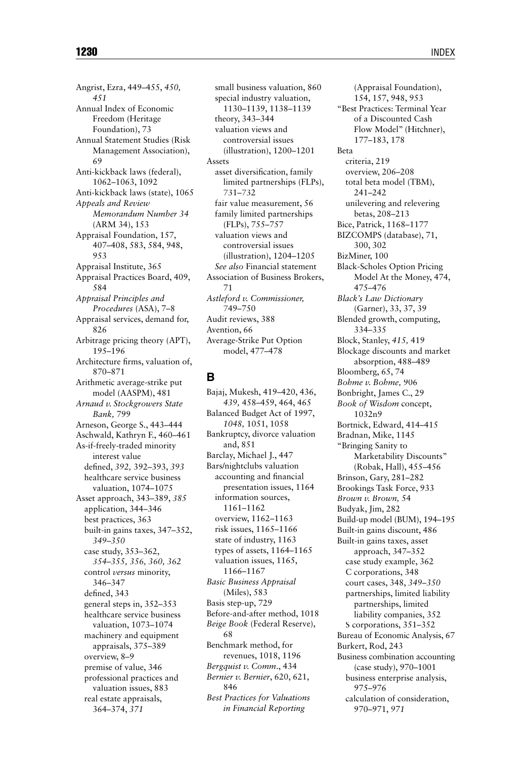Angrist, Ezra, 449–455, *450, 451*
Annual Index of Economic Freedom (Heritage Foundation), 73
Annual Statement Studies (Risk Management Association), 69
Anti-kickback laws (federal), 1062–1063, 1092
Anti-kickback laws (state), 1065
*Appeals and Review Memorandum Number 34* (ARM 34), 153
Appraisal Foundation, 157, 407–408, 583, 584, 948, 953
Appraisal Institute, 365
Appraisal Practices Board, 409, 584
*Appraisal Principles and Procedures* (ASA), 7–8
Appraisal services, demand for, 826
Arbitrage pricing theory (APT), 195–196
Architecture firms, valuation of, 870–871
Arithmetic average-strike put model (AASPM), 481
*Arnaud v. Stockgrowers State Bank,* 799
Arneson, George S., 443–444
Aschwald, Kathryn F., 460–461
As-if-freely-traded minority interest value
  defined, *392,* 392–393, *393*
  healthcare service business valuation, 1074–1075
Asset approach, 343–389, *385*
  application, 344–346
  best practices, 363
  built-in gains taxes, 347–352, *349–350*
  case study, 353–362, *354–355, 356, 360, 362*
  control *versus* minority, 346–347
  defined, 343
  general steps in, 352–353
  healthcare service business valuation, 1073–1074
  machinery and equipment appraisals, 375–389
  overview, 8–9
  premise of value, 346
  professional practices and valuation issues, 883
  real estate appraisals, 364–374, *371*
  small business valuation, 860
  special industry valuation, 1130–1139, 1138–1139
  theory, 343–344
  valuation views and controversial issues (illustration), 1200–1201
Assets
  asset diversification, family limited partnerships (FLPs), 731–732
  fair value measurement, 56
  family limited partnerships (FLPs), 755–757
  valuation views and controversial issues (illustration), 1204–1205
  *See also* Financial statement
Association of Business Brokers, 71
*Astleford v. Commissioner,* 749–750
Audit reviews, 388
Avention, 66
Average-Strike Put Option model, 477–478

## B

Bajaj, Mukesh, 419–420, 436, *439,* 458–459, 464, 465
Balanced Budget Act of 1997, *1048,* 1051, 1058
Bankruptcy, divorce valuation and, 851
Barclay, Michael J., 447
Bars/nightclubs valuation
  accounting and financial presentation issues, 1164
  information sources, 1161–1162
  overview, 1162–1163
  risk issues, 1165–1166
  state of industry, 1163
  types of assets, 1164–1165
  valuation issues, 1165, 1166–1167
*Basic Business Appraisal* (Miles), 583
Basis step-up, 729
Before-and-after method, 1018
*Beige Book* (Federal Reserve), 68
Benchmark method, for revenues, 1018, 1196
*Bergquist v. Comm.*, 434
*Bernier v. Bernier*, 620, 621, 846
*Best Practices for Valuations in Financial Reporting* (Appraisal Foundation), 154, 157, 948, 953
"Best Practices: Terminal Year of a Discounted Cash Flow Model" (Hitchner), 177–183, 178
Beta
  criteria, 219
  overview, 206–208
  total beta model (TBM), 241–242
  unilevering and relevering betas, 208–213
Bice, Patrick, 1168–1177
BIZCOMPS (database), 71, 300, 302
BizMiner, 100
Black-Scholes Option Pricing Model At the Money, 474, 475–476
*Black's Law Dictionary* (Garner), 33, 37, 39
Blended growth, computing, 334–335
Block, Stanley, *415,* 419
Blockage discounts and market absorption, 488–489
Bloomberg, 65, 74
*Bohme v. Bohme,* 906
Bonbright, James C., 29
*Book of Wisdom* concept, 1032n9
Bortnick, Edward, 414–415
Bradnan, Mike, 1145
"Bringing Sanity to Marketability Discounts" (Robak, Hall), 455–456
Brinson, Gary, 281–282
Brookings Task Force, 933
*Brown v. Brown,* 54
Budyak, Jim, 282
Build-up model (BUM), 194–195
Built-in gains discount, 486
Built-in gains taxes, asset approach, 347–352
  case study example, 362
  C corporations, 348
  court cases, 348, *349–350*
  partnerships, limited liability partnerships, limited liability companies, 352
  S corporations, 351–352
Bureau of Economic Analysis, 67
Burkert, Rod, 243
Business combination accounting (case study), 970–1001
  business enterprise analysis, 975–976
  calculation of consideration, 970–971, *971*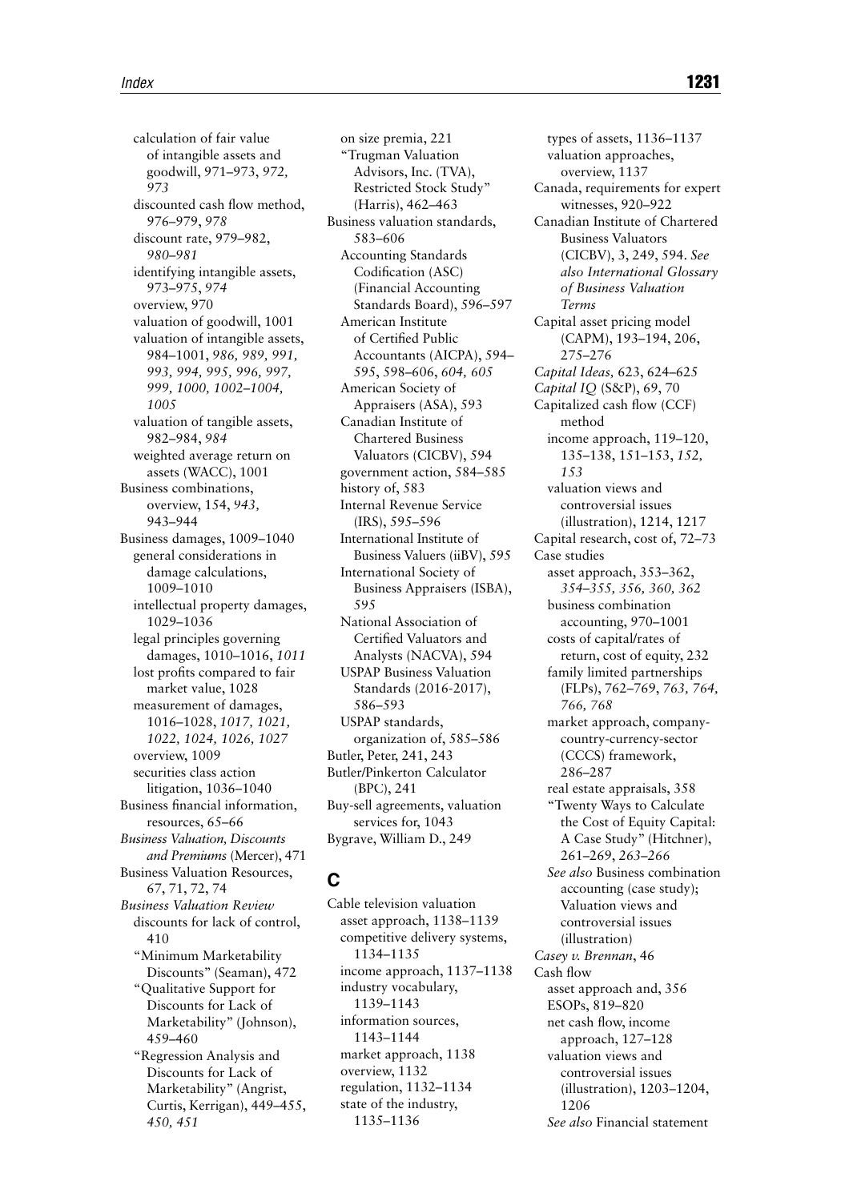calculation of fair value of intangible assets and goodwill, 971–973, *972, 973*
discounted cash flow method, 976–979, *978*
discount rate, 979–982, *980–981*
identifying intangible assets, 973–975, *974*
overview, 970
valuation of goodwill, 1001
valuation of intangible assets, 984–1001, *986, 989, 991, 993, 994, 995, 996, 997, 999, 1000, 1002–1004, 1005*
valuation of tangible assets, 982–984, *984*
weighted average return on assets (WACC), 1001

Business combinations, overview, 154, *943,* 943–944

Business damages, 1009–1040
general considerations in damage calculations, 1009–1010
intellectual property damages, 1029–1036
legal principles governing damages, 1010–1016, *1011*
lost profits compared to fair market value, 1028
measurement of damages, 1016–1028, *1017, 1021, 1022, 1024, 1026, 1027*
overview, 1009
securities class action litigation, 1036–1040

Business financial information, resources, 65–66

*Business Valuation, Discounts and Premiums* (Mercer), 471

Business Valuation Resources, 67, 71, 72, 74

*Business Valuation Review*
discounts for lack of control, 410
"Minimum Marketability Discounts" (Seaman), 472
"Qualitative Support for Discounts for Lack of Marketability" (Johnson), 459–460
"Regression Analysis and Discounts for Lack of Marketability" (Angrist, Curtis, Kerrigan), 449–455, *450, 451*
on size premia, 221
"Trugman Valuation Advisors, Inc. (TVA), Restricted Stock Study" (Harris), 462–463

Business valuation standards, 583–606
Accounting Standards Codification (ASC) (Financial Accounting Standards Board), 596–597
American Institute of Certified Public Accountants (AICPA), 594–595, 598–606, *604, 605*
American Society of Appraisers (ASA), 593
Canadian Institute of Chartered Business Valuators (CICBV), 594
government action, 584–585
history of, 583
Internal Revenue Service (IRS), 595–596
International Institute of Business Valuers (iiBV), 595
International Society of Business Appraisers (ISBA), 595
National Association of Certified Valuators and Analysts (NACVA), 594
USPAP Business Valuation Standards (2016-2017), 586–593
USPAP standards, organization of, 585–586

Butler, Peter, 241, 243

Butler/Pinkerton Calculator (BPC), 241

Buy-sell agreements, valuation services for, 1043

Bygrave, William D., 249

## C

Cable television valuation
asset approach, 1138–1139
competitive delivery systems, 1134–1135
income approach, 1137–1138
industry vocabulary, 1139–1143
information sources, 1143–1144
market approach, 1138
overview, 1132
regulation, 1132–1134
state of the industry, 1135–1136
types of assets, 1136–1137
valuation approaches, overview, 1137

Canada, requirements for expert witnesses, 920–922

Canadian Institute of Chartered Business Valuators (CICBV), 3, 249, 594. *See also International Glossary of Business Valuation Terms*

Capital asset pricing model (CAPM), 193–194, 206, 275–276

*Capital Ideas,* 623, 624–625

*Capital IQ* (S&P), 69, 70

Capitalized cash flow (CCF) method
income approach, 119–120, 135–138, 151–153, *152, 153*
valuation views and controversial issues (illustration), 1214, 1217

Capital research, cost of, 72–73

Case studies
asset approach, 353–362, *354–355, 356, 360, 362*
business combination accounting, 970–1001
costs of capital/rates of return, cost of equity, 232
family limited partnerships (FLPs), 762–769, *763, 764, 766, 768*
market approach, company-country-currency-sector (CCCS) framework, 286–287
real estate appraisals, 358
"Twenty Ways to Calculate the Cost of Equity Capital: A Case Study" (Hitchner), 261–269, *263–266*
*See also* Business combination accounting (case study); Valuation views and controversial issues (illustration)

*Casey v. Brennan*, 46

Cash flow
asset approach and, 356
ESOPs, 819–820
net cash flow, income approach, 127–128
valuation views and controversial issues (illustration), 1203–1204, 1206
*See also* Financial statement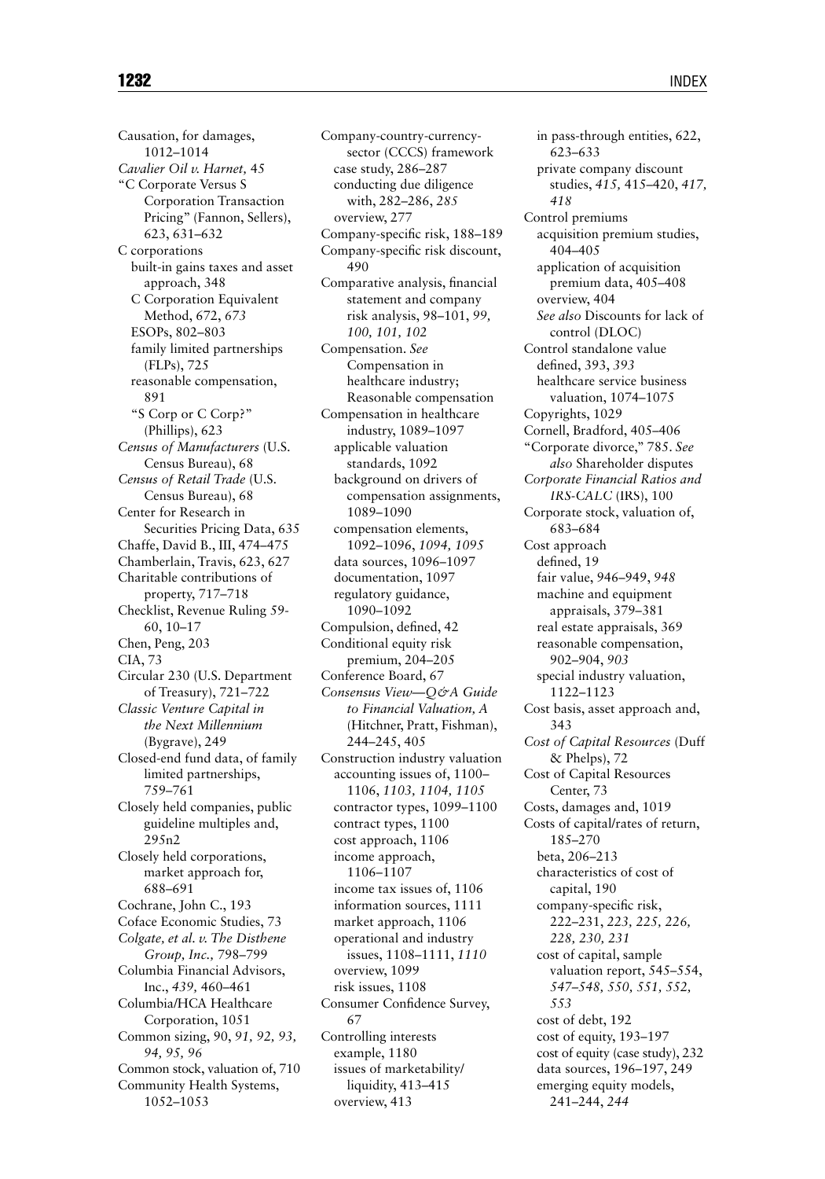Causation, for damages, 1012–1014
*Cavalier Oil v. Harnet,* 45
"C Corporate Versus S Corporation Transaction Pricing" (Fannon, Sellers), 623, 631–632
C corporations
  built-in gains taxes and asset approach, 348
  C Corporation Equivalent Method, 672, *673*
  ESOPs, 802–803
  family limited partnerships (FLPs), 725
  reasonable compensation, 891
  "S Corp or C Corp?" (Phillips), 623
*Census of Manufacturers* (U.S. Census Bureau), 68
*Census of Retail Trade* (U.S. Census Bureau), 68
Center for Research in Securities Pricing Data, 635
Chaffe, David B., III, 474–475
Chamberlain, Travis, 623, 627
Charitable contributions of property, 717–718
Checklist, Revenue Ruling 59-60, 10–17
Chen, Peng, 203
CIA, 73
Circular 230 (U.S. Department of Treasury), 721–722
*Classic Venture Capital in the Next Millennium* (Bygrave), 249
Closed-end fund data, of family limited partnerships, 759–761
Closely held companies, public guideline multiples and, 295n2
Closely held corporations, market approach for, 688–691
Cochrane, John C., 193
Coface Economic Studies, 73
*Colgate, et al. v. The Disthene Group, Inc.,* 798–799
Columbia Financial Advisors, Inc., *439,* 460–461
Columbia/HCA Healthcare Corporation, 1051
Common sizing, 90, *91, 92, 93, 94, 95, 96*
Common stock, valuation of, 710
Community Health Systems, 1052–1053
Company-country-currency-sector (CCCS) framework
  case study, 286–287
  conducting due diligence with, 282–286, *285*
  overview, 277
Company-specific risk, 188–189
Company-specific risk discount, 490
Comparative analysis, financial statement and company risk analysis, 98–101, *99, 100, 101, 102*
Compensation. *See* Compensation in healthcare industry; Reasonable compensation
Compensation in healthcare industry, 1089–1097
  applicable valuation standards, 1092
  background on drivers of compensation assignments, 1089–1090
  compensation elements, 1092–1096, *1094, 1095*
  data sources, 1096–1097
  documentation, 1097
  regulatory guidance, 1090–1092
Compulsion, defined, 42
Conditional equity risk premium, 204–205
Conference Board, 67
*Consensus View—Q&A Guide to Financial Valuation, A* (Hitchner, Pratt, Fishman), 244–245, 405
Construction industry valuation
  accounting issues of, 1100–1106, *1103, 1104, 1105*
  contractor types, 1099–1100
  contract types, 1100
  cost approach, 1106
  income approach, 1106–1107
  income tax issues of, 1106
  information sources, 1111
  market approach, 1106
  operational and industry issues, 1108–1111, *1110*
  overview, 1099
  risk issues, 1108
Consumer Confidence Survey, 67
Controlling interests
  example, 1180
  issues of marketability/liquidity, 413–415
  overview, 413
  in pass-through entities, 622, 623–633
  private company discount studies, *415,* 415–420, *417, 418*
Control premiums
  acquisition premium studies, 404–405
  application of acquisition premium data, 405–408
  overview, 404
  *See also* Discounts for lack of control (DLOC)
Control standalone value
  defined, 393, *393*
  healthcare service business valuation, 1074–1075
Copyrights, 1029
Cornell, Bradford, 405–406
"Corporate divorce," 785. *See also* Shareholder disputes
*Corporate Financial Ratios and IRS-CALC* (IRS), 100
Corporate stock, valuation of, 683–684
Cost approach
  defined, 19
  fair value, 946–949, *948*
  machine and equipment appraisals, 379–381
  real estate appraisals, 369
  reasonable compensation, 902–904, *903*
  special industry valuation, 1122–1123
Cost basis, asset approach and, 343
*Cost of Capital Resources* (Duff & Phelps), 72
Cost of Capital Resources Center, 73
Costs, damages and, 1019
Costs of capital/rates of return, 185–270
  beta, 206–213
  characteristics of cost of capital, 190
  company-specific risk, 222–231, *223, 225, 226, 228, 230, 231*
  cost of capital, sample valuation report, 545–554, *547–548, 550, 551, 552, 553*
  cost of debt, 192
  cost of equity, 193–197
  cost of equity (case study), 232
  data sources, 196–197, 249
  emerging equity models, 241–244, *244*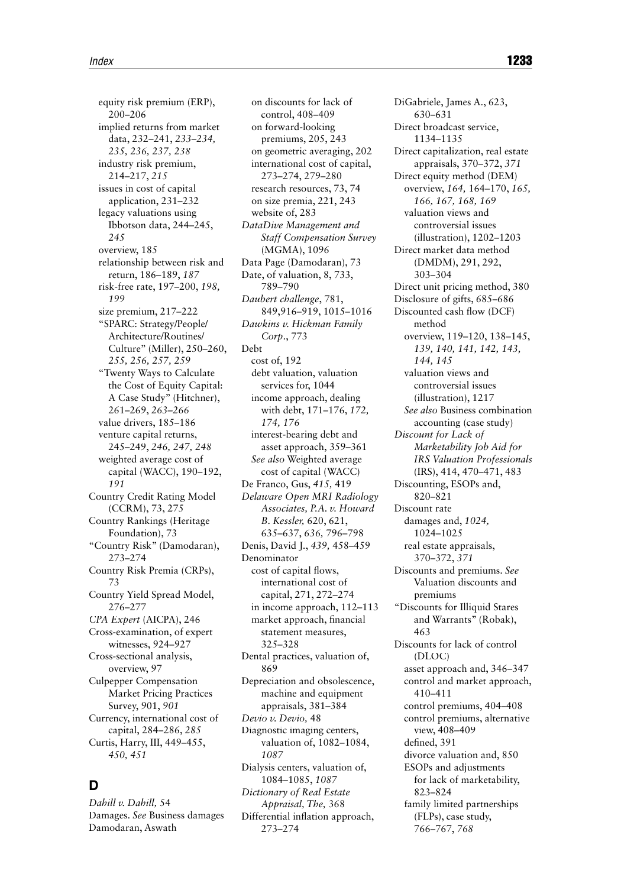equity risk premium (ERP), 200–206
  implied returns from market data, 232–241, *233–234, 235, 236, 237, 238*
  industry risk premium, 214–217, *215*
  issues in cost of capital application, 231–232
  legacy valuations using Ibbotson data, 244–245, *245*
  overview, 185
  relationship between risk and return, 186–189, *187*
  risk-free rate, 197–200, *198, 199*
  size premium, 217–222
  "SPARC: Strategy/People/Architecture/Routines/Culture" (Miller), 250–260, *255, 256, 257, 259*
  "Twenty Ways to Calculate the Cost of Equity Capital: A Case Study" (Hitchner), 261–269, *263–266*
  value drivers, 185–186
  venture capital returns, 245–249, *246, 247, 248*
  weighted average cost of capital (WACC), 190–192, *191*

Country Credit Rating Model (CCRM), 73, 275
Country Rankings (Heritage Foundation), 73
"Country Risk" (Damodaran), 273–274
Country Risk Premia (CRPs), 73
Country Yield Spread Model, 276–277
*CPA Expert* (AICPA), 246
Cross-examination, of expert witnesses, 924–927
Cross-sectional analysis, overview, 97
Culpepper Compensation Market Pricing Practices Survey, 901, *901*
Currency, international cost of capital, 284–286, *285*
Curtis, Harry, III, 449–455, *450, 451*

## D

*Dahill v. Dahill*, 54
Damages. *See* Business damages
Damodaran, Aswath
  on discounts for lack of control, 408–409
  on forward-looking premiums, 205, 243
  on geometric averaging, 202
  international cost of capital, 273–274, 279–280
  research resources, 73, 74
  on size premia, 221, 243
  website of, 283
*DataDive Management and Staff Compensation Survey* (MGMA), 1096
Data Page (Damodaran), 73
Date, of valuation, 8, 733, 789–790
*Daubert challenge*, 781, 849,916–919, 1015–1016
*Dawkins v. Hickman Family Corp.*, 773
Debt
  cost of, 192
  debt valuation, valuation services for, 1044
  income approach, dealing with debt, 171–176, *172, 174, 176*
  interest-bearing debt and asset approach, 359–361
  *See also* Weighted average cost of capital (WACC)
De Franco, Gus, *415,* 419
*Delaware Open MRI Radiology Associates, P.A. v. Howard B. Kessler,* 620, 621, 635–637, *636,* 796–798
Denis, David J., *439,* 458–459
Denominator
  cost of capital flows, international cost of capital, 271, 272–274
  in income approach, 112–113
  market approach, financial statement measures, 325–328
Dental practices, valuation of, 869
Depreciation and obsolescence, machine and equipment appraisals, 381–384
*Devio v. Devio,* 48
Diagnostic imaging centers, valuation of, 1082–1084, *1087*
Dialysis centers, valuation of, 1084–1085, *1087*
*Dictionary of Real Estate Appraisal, The,* 368
Differential inflation approach, 273–274
DiGabriele, James A., 623, 630–631
Direct broadcast service, 1134–1135
Direct capitalization, real estate appraisals, 370–372, *371*
Direct equity method (DEM)
  overview, *164,* 164–170, *165, 166, 167, 168, 169*
  valuation views and controversial issues (illustration), 1202–1203
Direct market data method (DMDM), 291, 292, 303–304
Direct unit pricing method, 380
Disclosure of gifts, 685–686
Discounted cash flow (DCF) method
  overview, 119–120, 138–145, *139, 140, 141, 142, 143, 144, 145*
  valuation views and controversial issues (illustration), 1217
  *See also* Business combination accounting (case study)
*Discount for Lack of Marketability Job Aid for IRS Valuation Professionals* (IRS), 414, 470–471, 483
Discounting, ESOPs and, 820–821
Discount rate
  damages and, *1024,* 1024–1025
  real estate appraisals, 370–372, *371*
Discounts and premiums. *See* Valuation discounts and premiums
"Discounts for Illiquid Stares and Warrants" (Robak), 463
Discounts for lack of control (DLOC)
  asset approach and, 346–347
  control and market approach, 410–411
  control premiums, 404–408
  control premiums, alternative view, 408–409
  defined, 391
  divorce valuation and, 850
  ESOPs and adjustments for lack of marketability, 823–824
  family limited partnerships (FLPs), case study, 766–767, *768*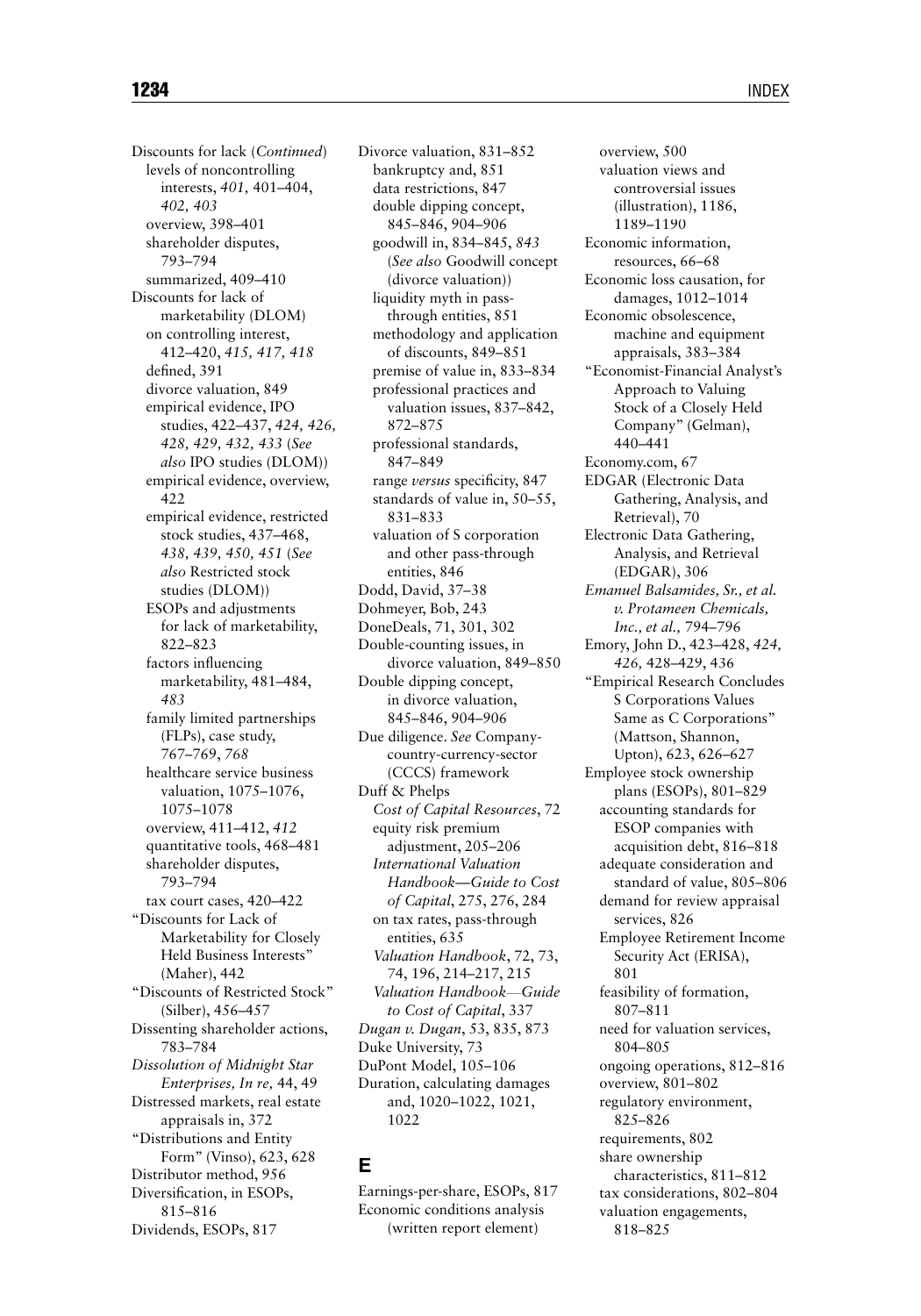Discounts for lack (*Continued*)
  levels of noncontrolling interests, *401,* 401–404, *402, 403*
  overview, 398–401
  shareholder disputes, 793–794
  summarized, 409–410
Discounts for lack of marketability (DLOM)
  on controlling interest, 412–420, *415, 417, 418*
  defined, 391
  divorce valuation, 849
  empirical evidence, IPO studies, 422–437, *424, 426, 428, 429, 432, 433* (*See also* IPO studies (DLOM))
  empirical evidence, overview, 422
  empirical evidence, restricted stock studies, 437–468, *438, 439, 450, 451* (*See also* Restricted stock studies (DLOM))
  ESOPs and adjustments for lack of marketability, 822–823
  factors influencing marketability, 481–484, *483*
  family limited partnerships (FLPs), case study, 767–769, *768*
  healthcare service business valuation, 1075–1076, 1075–1078
  overview, 411–412, *412*
  quantitative tools, 468–481
  shareholder disputes, 793–794
  tax court cases, 420–422
"Discounts for Lack of Marketability for Closely Held Business Interests" (Maher), 442
"Discounts of Restricted Stock" (Silber), 456–457
Dissenting shareholder actions, 783–784
*Dissolution of Midnight Star Enterprises, In re,* 44, 49
Distressed markets, real estate appraisals in, 372
"Distributions and Entity Form" (Vinso), 623, 628
Distributor method, 956
Diversification, in ESOPs, 815–816
Dividends, ESOPs, 817
Divorce valuation, 831–852
  bankruptcy and, 851
  data restrictions, 847
  double dipping concept, 845–846, 904–906
  goodwill in, 834–845, *843* (*See also* Goodwill concept (divorce valuation))
  liquidity myth in pass-through entities, 851
  methodology and application of discounts, 849–851
  premise of value in, 833–834
  professional practices and valuation issues, 837–842, 872–875
  professional standards, 847–849
  range *versus* specificity, 847
  standards of value in, 50–55, 831–833
  valuation of S corporation and other pass-through entities, 846
Dodd, David, 37–38
Dohmeyer, Bob, 243
DoneDeals, 71, 301, 302
Double-counting issues, in divorce valuation, 849–850
Double dipping concept, in divorce valuation, 845–846, 904–906
Due diligence. *See* Company-country-currency-sector (CCCS) framework
Duff & Phelps
  *Cost of Capital Resources*, 72
  equity risk premium adjustment, 205–206
  *International Valuation Handbook—Guide to Cost of Capital*, 275, 276, 284
  on tax rates, pass-through entities, 635
  *Valuation Handbook*, 72, 73, 74, 196, 214–217, 215
  *Valuation Handbook—Guide to Cost of Capital*, 337
*Dugan v. Dugan*, 53, 835, 873
Duke University, 73
DuPont Model, 105–106
Duration, calculating damages and, 1020–1022, 1021, 1022

## E

Earnings-per-share, ESOPs, 817
Economic conditions analysis (written report element)
  overview, 500
  valuation views and controversial issues (illustration), 1186, 1189–1190
Economic information, resources, 66–68
Economic loss causation, for damages, 1012–1014
Economic obsolescence, machine and equipment appraisals, 383–384
"Economist-Financial Analyst's Approach to Valuing Stock of a Closely Held Company" (Gelman), 440–441
Economy.com, 67
EDGAR (Electronic Data Gathering, Analysis, and Retrieval), 70
Electronic Data Gathering, Analysis, and Retrieval (EDGAR), 306
*Emanuel Balsamides, Sr., et al. v. Protameen Chemicals, Inc., et al.,* 794–796
Emory, John D., 423–428, *424, 426,* 428–429, 436
"Empirical Research Concludes S Corporations Values Same as C Corporations" (Mattson, Shannon, Upton), 623, 626–627
Employee stock ownership plans (ESOPs), 801–829
  accounting standards for ESOP companies with acquisition debt, 816–818
  adequate consideration and standard of value, 805–806
  demand for review appraisal services, 826
  Employee Retirement Income Security Act (ERISA), 801
  feasibility of formation, 807–811
  need for valuation services, 804–805
  ongoing operations, 812–816
  overview, 801–802
  regulatory environment, 825–826
  requirements, 802
  share ownership characteristics, 811–812
  tax considerations, 802–804
  valuation engagements, 818–825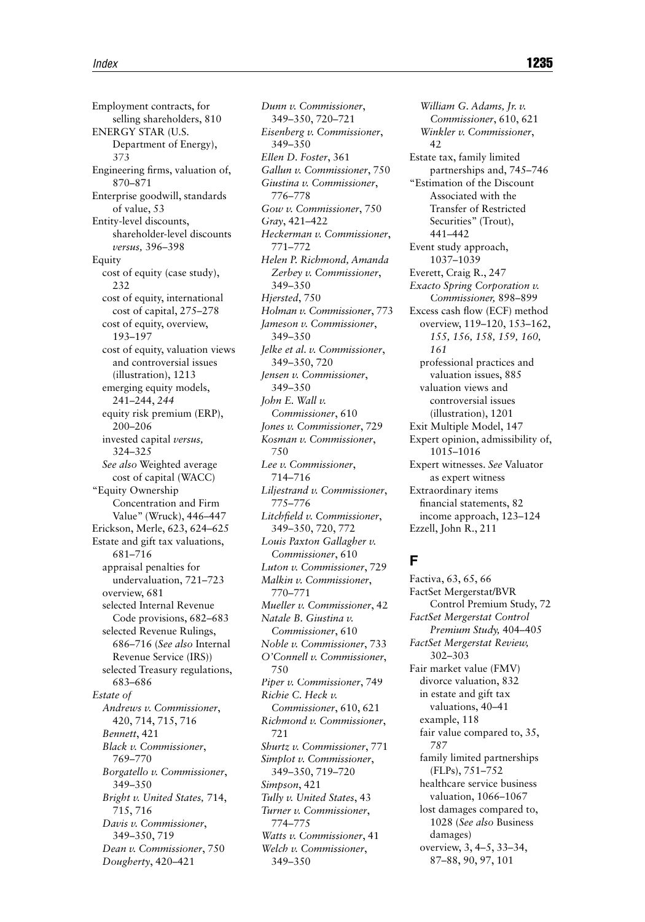Employment contracts, for selling shareholders, 810
ENERGY STAR (U.S. Department of Energy), 373
Engineering firms, valuation of, 870–871
Enterprise goodwill, standards of value, 53
Entity-level discounts, shareholder-level discounts *versus,* 396–398
Equity
- cost of equity (case study), 232
- cost of equity, international cost of capital, 275–278
- cost of equity, overview, 193–197
- cost of equity, valuation views and controversial issues (illustration), 1213
- emerging equity models, 241–244, *244*
- equity risk premium (ERP), 200–206
- invested capital *versus,* 324–325
- *See also* Weighted average cost of capital (WACC)

"Equity Ownership Concentration and Firm Value" (Wruck), 446–447
Erickson, Merle, 623, 624–625
Estate and gift tax valuations, 681–716
- appraisal penalties for undervaluation, 721–723
- overview, 681
- selected Internal Revenue Code provisions, 682–683
- selected Revenue Rulings, 686–716 (*See also* Internal Revenue Service (IRS))
- selected Treasury regulations, 683–686

*Estate of*
- *Andrews v. Commissioner*, 420, 714, 715, 716
- *Bennett*, 421
- *Black v. Commissioner*, 769–770
- *Borgatello v. Commissioner*, 349–350
- *Bright v. United States,* 714, 715, 716
- *Davis v. Commissioner*, 349–350, 719
- *Dean v. Commissioner*, 750
- *Dougherty*, 420–421
- *Dunn v. Commissioner*, 349–350, 720–721
- *Eisenberg v. Commissioner*, 349–350
- *Ellen D. Foster*, 361
- *Gallun v. Commissioner*, 750
- *Giustina v. Commissioner*, 776–778
- *Gow v. Commissioner*, 750
- *Gray*, 421–422
- *Heckerman v. Commissioner*, 771–772
- *Helen P. Richmond, Amanda Zerbey v. Commissioner*, 349–350
- *Hjersted*, 750
- *Holman v. Commissioner*, 773
- *Jameson v. Commissioner*, 349–350
- *Jelke et al. v. Commissioner*, 349–350, 720
- *Jensen v. Commissioner*, 349–350
- *John E. Wall v. Commissioner*, 610
- *Jones v. Commissioner*, 729
- *Kosman v. Commissioner*, 750
- *Lee v. Commissioner*, 714–716
- *Liljestrand v. Commissioner*, 775–776
- *Litchfield v. Commissioner*, 349–350, 720, 772
- *Louis Paxton Gallagher v. Commissioner*, 610
- *Luton v. Commissioner*, 729
- *Malkin v. Commissioner*, 770–771
- *Mueller v. Commissioner*, 42
- *Natale B. Giustina v. Commissioner*, 610
- *Noble v. Commissioner*, 733
- *O'Connell v. Commissioner*, 750
- *Piper v. Commissioner*, 749
- *Richie C. Heck v. Commissioner*, 610, 621
- *Richmond v. Commissioner*, 721
- *Shurtz v. Commissioner*, 771
- *Simplot v. Commissioner*, 349–350, 719–720
- *Simpson*, 421
- *Tully v. United States*, 43
- *Turner v. Commissioner*, 774–775
- *Watts v. Commissioner*, 41
- *Welch v. Commissioner*, 349–350
- *William G. Adams, Jr. v. Commissioner*, 610, 621
- *Winkler v. Commissioner*, 42

Estate tax, family limited partnerships and, 745–746
"Estimation of the Discount Associated with the Transfer of Restricted Securities" (Trout), 441–442
Event study approach, 1037–1039
Everett, Craig R., 247
*Exacto Spring Corporation v. Commissioner,* 898–899
Excess cash flow (ECF) method
- overview, 119–120, 153–162, *155, 156, 158, 159, 160, 161*
- professional practices and valuation issues, 885
- valuation views and controversial issues (illustration), 1201

Exit Multiple Model, 147
Expert opinion, admissibility of, 1015–1016
Expert witnesses. *See* Valuator as expert witness
Extraordinary items
- financial statements, 82
- income approach, 123–124

Ezzell, John R., 211

## F

Factiva, 63, 65, 66
FactSet Mergerstat/BVR Control Premium Study, 72
*FactSet Mergerstat Control Premium Study,* 404–405
*FactSet Mergerstat Review,* 302–303
Fair market value (FMV)
- divorce valuation, 832
- in estate and gift tax valuations, 40–41
- example, 118
- fair value compared to, 35, *787*
- family limited partnerships (FLPs), 751–752
- healthcare service business valuation, 1066–1067
- lost damages compared to, 1028 (*See also* Business damages)
- overview, 3, 4–5, 33–34, 87–88, 90, 97, 101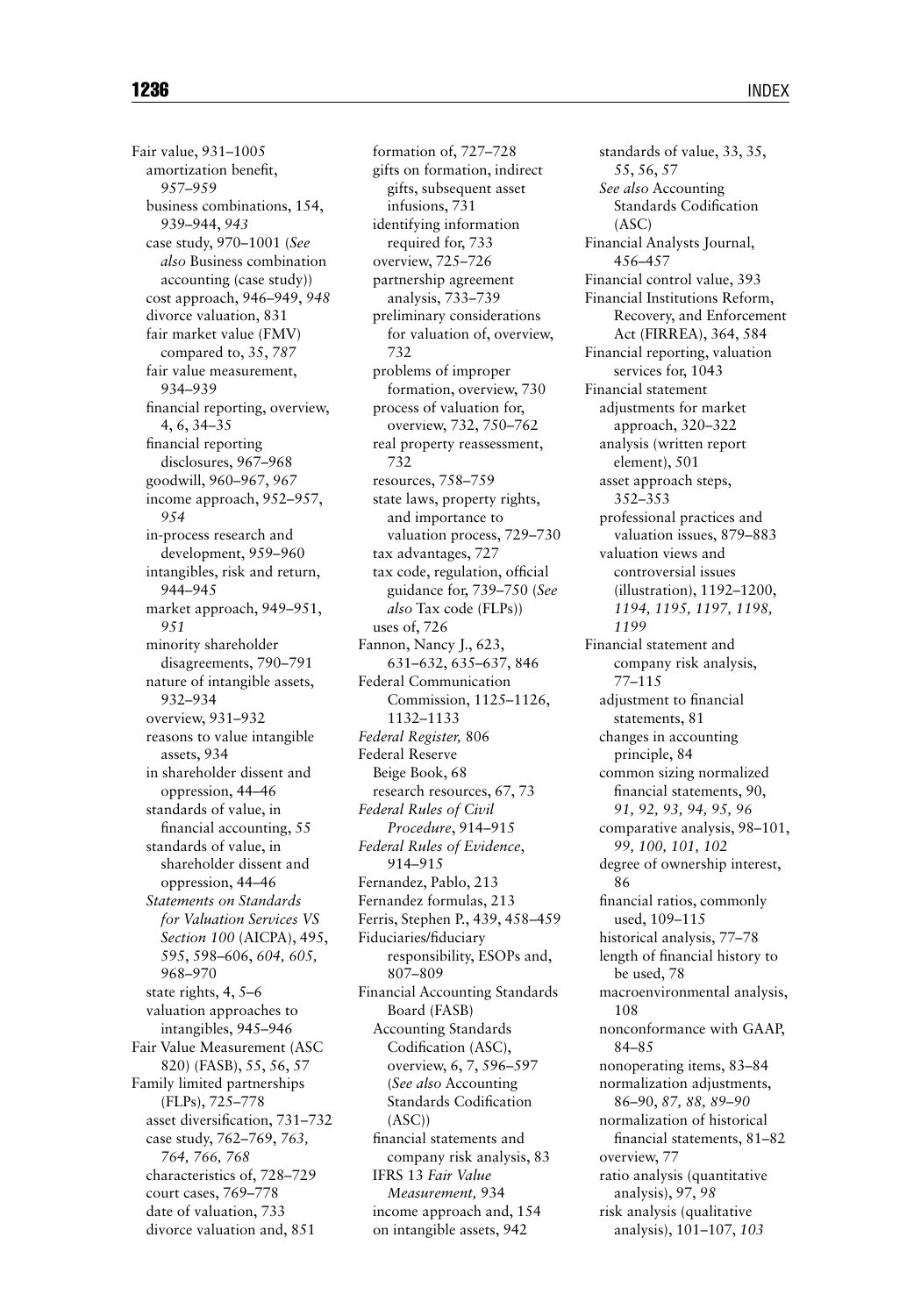Fair value, 931–1005
- amortization benefit, 957–959
- business combinations, 154, 939–944, *943*
- case study, 970–1001 (*See also* Business combination accounting (case study))
- cost approach, 946–949, *948*
- divorce valuation, 831
- fair market value (FMV) compared to, 35, *787*
- fair value measurement, 934–939
- financial reporting, overview, 4, 6, 34–35
- financial reporting disclosures, 967–968
- goodwill, 960–967, *967*
- income approach, 952–957, *954*
- in-process research and development, 959–960
- intangibles, risk and return, 944–945
- market approach, 949–951, *951*
- minority shareholder disagreements, 790–791
- nature of intangible assets, 932–934
- overview, 931–932
- reasons to value intangible assets, 934
- in shareholder dissent and oppression, 44–46
- standards of value, in financial accounting, 55
- standards of value, in shareholder dissent and oppression, 44–46
- *Statements on Standards for Valuation Services VS Section 100* (AICPA), 495, 595, 598–606, *604, 605,* 968–970
- state rights, 4, 5–6
- valuation approaches to intangibles, 945–946

Fair Value Measurement (ASC 820) (FASB), 55, 56, 57

Family limited partnerships (FLPs), 725–778
- asset diversification, 731–732
- case study, 762–769, *763, 764, 766, 768*
- characteristics of, 728–729
- court cases, 769–778
- date of valuation, 733
- divorce valuation and, 851
- formation of, 727–728
- gifts on formation, indirect gifts, subsequent asset infusions, 731
- identifying information required for, 733
- overview, 725–726
- partnership agreement analysis, 733–739
- preliminary considerations for valuation of, overview, 732
- problems of improper formation, overview, 730
- process of valuation for, overview, 732, 750–762
- real property reassessment, 732
- resources, 758–759
- state laws, property rights, and importance to valuation process, 729–730
- tax advantages, 727
- tax code, regulation, official guidance for, 739–750 (*See also* Tax code (FLPs))
- uses of, 726

Fannon, Nancy J., 623, 631–632, 635–637, 846

Federal Communication Commission, 1125–1126, 1132–1133

*Federal Register,* 806

Federal Reserve
- Beige Book, 68
- research resources, 67, 73

*Federal Rules of Civil Procedure*, 914–915

*Federal Rules of Evidence*, 914–915

Fernandez, Pablo, 213

Fernandez formulas, 213

Ferris, Stephen P., 439, 458–459

Fiduciaries/fiduciary responsibility, ESOPs and, 807–809

Financial Accounting Standards Board (FASB)
- Accounting Standards Codification (ASC), overview, 6, 7, 596–597 (*See also* Accounting Standards Codification (ASC))
- financial statements and company risk analysis, 83
- IFRS 13 *Fair Value Measurement,* 934
- income approach and, 154
- on intangible assets, 942
- standards of value, 33, 35, 55, 56, 57
- *See also* Accounting Standards Codification (ASC)

Financial Analysts Journal, 456–457

Financial control value, 393

Financial Institutions Reform, Recovery, and Enforcement Act (FIRREA), 364, 584

Financial reporting, valuation services for, 1043

Financial statement
- adjustments for market approach, 320–322
- analysis (written report element), 501
- asset approach steps, 352–353
- professional practices and valuation issues, 879–883
- valuation views and controversial issues (illustration), 1192–1200, *1194, 1195, 1197, 1198, 1199*

Financial statement and company risk analysis, 77–115
- adjustment to financial statements, 81
- changes in accounting principle, 84
- common sizing normalized financial statements, 90, *91, 92, 93, 94, 95, 96*
- comparative analysis, 98–101, *99, 100, 101, 102*
- degree of ownership interest, 86
- financial ratios, commonly used, 109–115
- historical analysis, 77–78
- length of financial history to be used, 78
- macroenvironmental analysis, 108
- nonconformance with GAAP, 84–85
- nonoperating items, 83–84
- normalization adjustments, 86–90, *87, 88, 89–90*
- normalization of historical financial statements, 81–82
- overview, 77
- ratio analysis (quantitative analysis), 97, *98*
- risk analysis (qualitative analysis), 101–107, *103*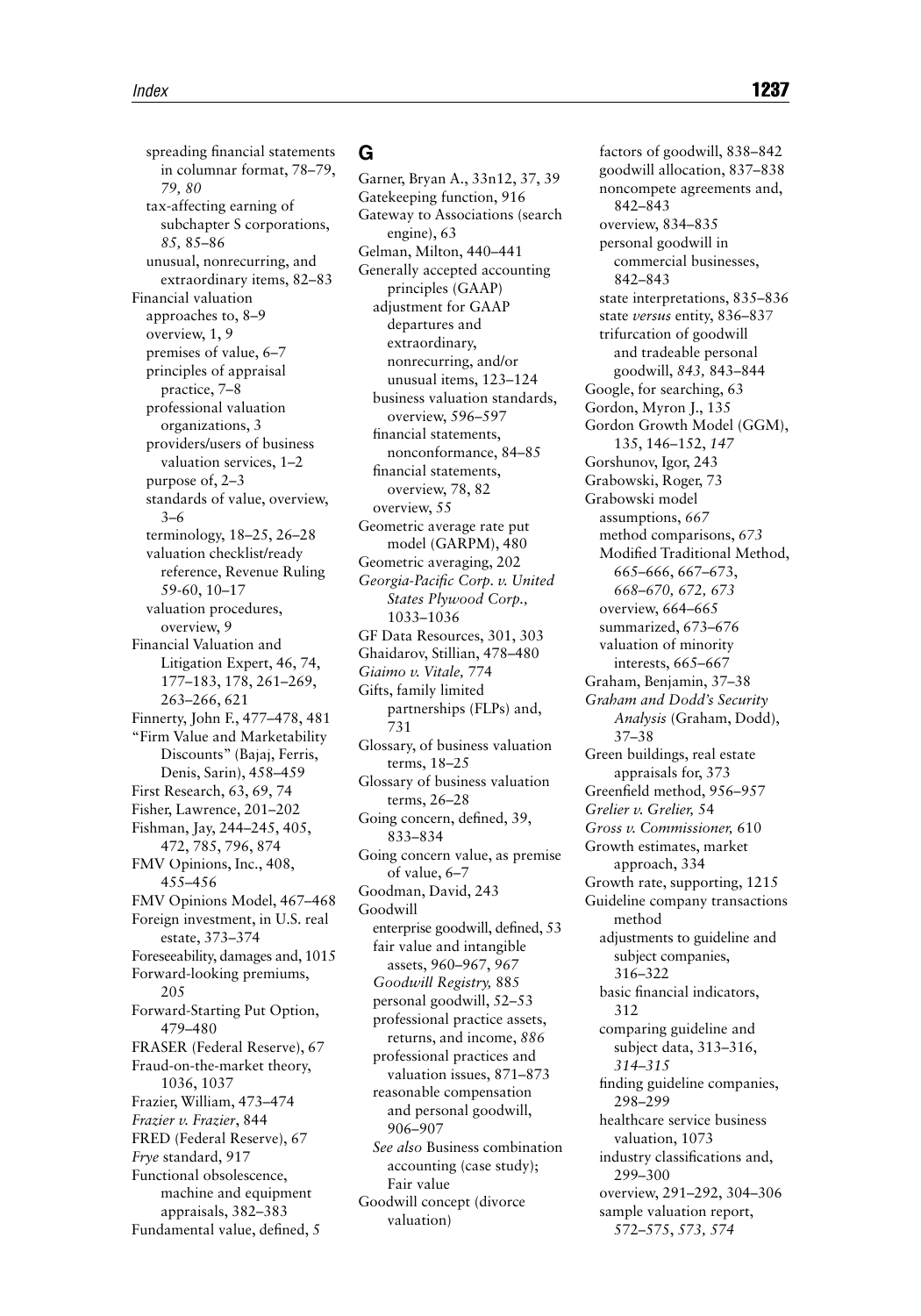spreading financial statements in columnar format, 78–79, *79, 80*
tax-affecting earning of subchapter S corporations, *85,* 85–86
unusual, nonrecurring, and extraordinary items, 82–83

Financial valuation
approaches to, 8–9
overview, 1, 9
premises of value, 6–7
principles of appraisal practice, 7–8
professional valuation organizations, 3
providers/users of business valuation services, 1–2
purpose of, 2–3
standards of value, overview, 3–6
terminology, 18–25, 26–28
valuation checklist/ready reference, Revenue Ruling 59-60, 10–17
valuation procedures, overview, 9

Financial Valuation and Litigation Expert, 46, 74, 177–183, 178, 261–269, 263–266, 621
Finnerty, John F., 477–478, 481
"Firm Value and Marketability Discounts" (Bajaj, Ferris, Denis, Sarin), 458–459
First Research, 63, 69, 74
Fisher, Lawrence, 201–202
Fishman, Jay, 244–245, 405, 472, 785, 796, 874
FMV Opinions, Inc., 408, 455–456
FMV Opinions Model, 467–468
Foreign investment, in U.S. real estate, 373–374
Foreseeability, damages and, 1015
Forward-looking premiums, 205
Forward-Starting Put Option, 479–480
FRASER (Federal Reserve), 67
Fraud-on-the-market theory, 1036, 1037
Frazier, William, 473–474
*Frazier v. Frazier*, 844
FRED (Federal Reserve), 67
*Frye* standard, 917
Functional obsolescence, machine and equipment appraisals, 382–383
Fundamental value, defined, 5

## G

Garner, Bryan A., 33n12, 37, 39
Gatekeeping function, 916
Gateway to Associations (search engine), 63
Gelman, Milton, 440–441
Generally accepted accounting principles (GAAP)
adjustment for GAAP departures and extraordinary, nonrecurring, and/or unusual items, 123–124
business valuation standards, overview, 596–597
financial statements, nonconformance, 84–85
financial statements, overview, 78, 82
overview, 55

Geometric average rate put model (GARPM), 480
Geometric averaging, 202
*Georgia-Pacific Corp. v. United States Plywood Corp.,* 1033–1036
GF Data Resources, 301, 303
Ghaidarov, Stillian, 478–480
*Giaimo v. Vitale,* 774
Gifts, family limited partnerships (FLPs) and, 731
Glossary, of business valuation terms, 18–25
Glossary of business valuation terms, 26–28
Going concern, defined, 39, 833–834
Going concern value, as premise of value, 6–7
Goodman, David, 243
Goodwill
enterprise goodwill, defined, 53
fair value and intangible assets, 960–967, *967*
*Goodwill Registry,* 885
personal goodwill, 52–53
professional practice assets, returns, and income, *886*
professional practices and valuation issues, 871–873
reasonable compensation and personal goodwill, 906–907
*See also* Business combination accounting (case study); Fair value

Goodwill concept (divorce valuation)
factors of goodwill, 838–842
goodwill allocation, 837–838
noncompete agreements and, 842–843
overview, 834–835
personal goodwill in commercial businesses, 842–843
state interpretations, 835–836
state *versus* entity, 836–837
trifurcation of goodwill and tradeable personal goodwill, *843,* 843–844

Google, for searching, 63
Gordon, Myron J., 135
Gordon Growth Model (GGM), 135, 146–152, *147*
Gorshunov, Igor, 243
Grabowski, Roger, 73
Grabowski model
assumptions, *667*
method comparisons, *673*
Modified Traditional Method, 665–666, 667–673, *668–670, 672, 673*
overview, 664–665
summarized, 673–676
valuation of minority interests, 665–667

Graham, Benjamin, 37–38
*Graham and Dodd's Security Analysis* (Graham, Dodd), 37–38
Green buildings, real estate appraisals for, 373
Greenfield method, 956–957
*Grelier v. Grelier,* 54
*Gross v. Commissioner,* 610
Growth estimates, market approach, 334
Growth rate, supporting, 1215
Guideline company transactions method
adjustments to guideline and subject companies, 316–322
basic financial indicators, 312
comparing guideline and subject data, 313–316, *314–315*
finding guideline companies, 298–299
healthcare service business valuation, 1073
industry classifications and, 299–300
overview, 291–292, 304–306
sample valuation report, 572–575, *573, 574*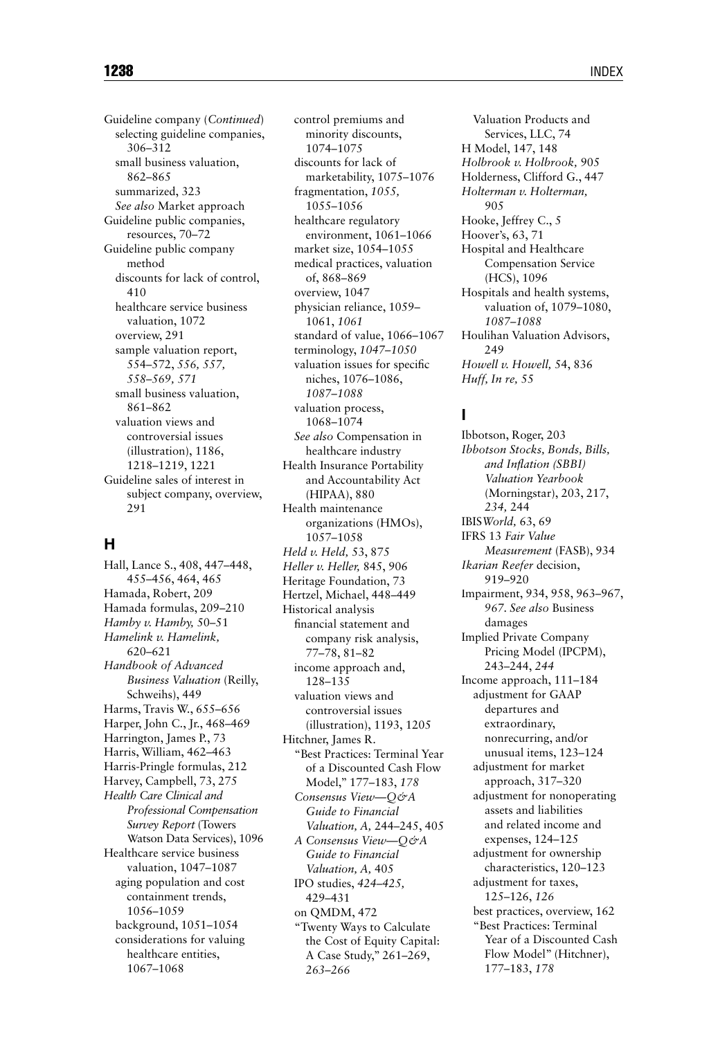Guideline company (*Continued*)
  selecting guideline companies, 306–312
  small business valuation, 862–865
  summarized, 323
  *See also* Market approach
Guideline public companies, resources, 70–72
Guideline public company method
  discounts for lack of control, 410
  healthcare service business valuation, 1072
  overview, 291
  sample valuation report, 554–572, *556, 557, 558–569, 571*
  small business valuation, 861–862
  valuation views and controversial issues (illustration), 1186, 1218–1219, 1221
Guideline sales of interest in subject company, overview, 291

## H

Hall, Lance S., 408, 447–448, 455–456, 464, 465
Hamada, Robert, 209
Hamada formulas, 209–210
*Hamby v. Hamby,* 50–51
*Hamelink v. Hamelink,* 620–621
*Handbook of Advanced Business Valuation* (Reilly, Schweihs), 449
Harms, Travis W., 655–656
Harper, John C., Jr., 468–469
Harrington, James P., 73
Harris, William, 462–463
Harris-Pringle formulas, 212
Harvey, Campbell, 73, 275
*Health Care Clinical and Professional Compensation Survey Report* (Towers Watson Data Services), 1096
Healthcare service business valuation, 1047–1087
  aging population and cost containment trends, 1056–1059
  background, 1051–1054
  considerations for valuing healthcare entities, 1067–1068
  control premiums and minority discounts, 1074–1075
  discounts for lack of marketability, 1075–1076
  fragmentation, *1055,* 1055–1056
  healthcare regulatory environment, 1061–1066
  market size, 1054–1055
  medical practices, valuation of, 868–869
  overview, 1047
  physician reliance, 1059–1061, *1061*
  standard of value, 1066–1067
  terminology, *1047–1050*
  valuation issues for specific niches, 1076–1086, *1087–1088*
  valuation process, 1068–1074
  *See also* Compensation in healthcare industry
Health Insurance Portability and Accountability Act (HIPAA), 880
Health maintenance organizations (HMOs), 1057–1058
*Held v. Held,* 53, 875
*Heller v. Heller,* 845, 906
Heritage Foundation, 73
Hertzel, Michael, 448–449
Historical analysis
  financial statement and company risk analysis, 77–78, 81–82
  income approach and, 128–135
  valuation views and controversial issues (illustration), 1193, 1205
Hitchner, James R.
  "Best Practices: Terminal Year of a Discounted Cash Flow Model," 177–183, *178*
  *Consensus View—Q&A Guide to Financial Valuation, A,* 244–245, 405
  *A Consensus View—Q&A Guide to Financial Valuation, A,* 405
  IPO studies, *424–425,* 429–431
  on QMDM, 472
  "Twenty Ways to Calculate the Cost of Equity Capital: A Case Study," 261–269, *263–266*
  Valuation Products and Services, LLC, 74
H Model, 147, 148
*Holbrook v. Holbrook,* 905
Holderness, Clifford G., 447
*Holterman v. Holterman,* 905
Hooke, Jeffrey C., 5
Hoover's, 63, 71
Hospital and Healthcare Compensation Service (HCS), 1096
Hospitals and health systems, valuation of, 1079–1080, *1087–1088*
Houlihan Valuation Advisors, 249
*Howell v. Howell,* 54, 836
*Huff, In re,* 55

## I

Ibbotson, Roger, 203
*Ibbotson Stocks, Bonds, Bills, and Inflation (SBBI) Valuation Yearbook* (Morningstar), 203, 217, *234,* 244
IBIS*World,* 63, 69
IFRS 13 *Fair Value Measurement* (FASB), 934
*Ikarian Reefer* decision, 919–920
Impairment, 934, 958, 963–967, *967. See also* Business damages
Implied Private Company Pricing Model (IPCPM), 243–244, *244*
Income approach, 111–184
  adjustment for GAAP departures and extraordinary, nonrecurring, and/or unusual items, 123–124
  adjustment for market approach, 317–320
  adjustment for nonoperating assets and liabilities and related income and expenses, 124–125
  adjustment for ownership characteristics, 120–123
  adjustment for taxes, 125–126, *126*
  best practices, overview, 162
  "Best Practices: Terminal Year of a Discounted Cash Flow Model" (Hitchner), 177–183, *178*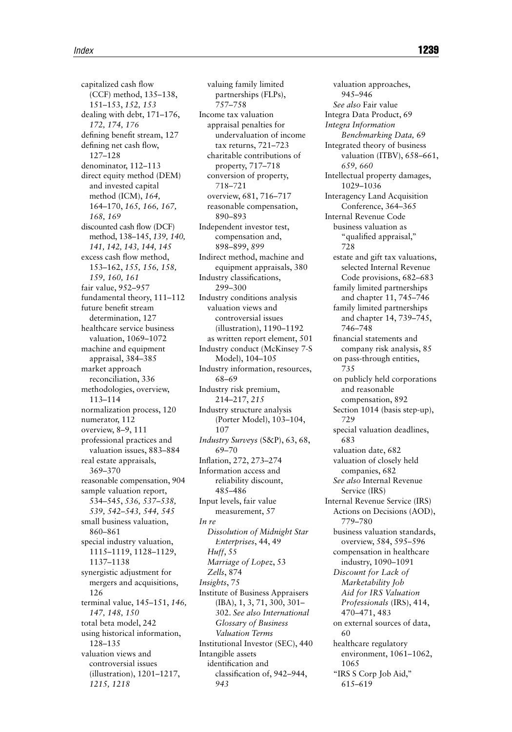capitalized cash flow (CCF) method, 135–138, 151–153, *152, 153*
dealing with debt, 171–176, *172, 174, 176*
defining benefit stream, 127
defining net cash flow, 127–128
denominator, 112–113
direct equity method (DEM) and invested capital method (ICM), *164,* 164–170, *165, 166, 167, 168, 169*
discounted cash flow (DCF) method, 138–145, *139, 140, 141, 142, 143, 144, 145*
excess cash flow method, 153–162, *155, 156, 158, 159, 160, 161*
fair value, 952–957
fundamental theory, 111–112
future benefit stream determination, 127
healthcare service business valuation, 1069–1072
machine and equipment appraisal, 384–385
market approach reconciliation, 336
methodologies, overview, 113–114
normalization process, 120
numerator, 112
overview, 8–9, 111
professional practices and valuation issues, 883–884
real estate appraisals, 369–370
reasonable compensation, 904
sample valuation report, 534–545, *536, 537–538, 539, 542–543, 544, 545*
small business valuation, 860–861
special industry valuation, 1115–1119, 1128–1129, 1137–1138
synergistic adjustment for mergers and acquisitions, 126
terminal value, 145–151, *146, 147, 148, 150*
total beta model, 242
using historical information, 128–135
valuation views and controversial issues (illustration), 1201–1217, *1215, 1218*
valuing family limited partnerships (FLPs), 757–758

Income tax valuation
appraisal penalties for undervaluation of income tax returns, 721–723
charitable contributions of property, 717–718
conversion of property, 718–721
overview, 681, 716–717
reasonable compensation, 890–893

Independent investor test, compensation and, 898–899, *899*

Indirect method, machine and equipment appraisals, 380

Industry classifications, 299–300

Industry conditions analysis
valuation views and controversial issues (illustration), 1190–1192
as written report element, 501

Industry conduct (McKinsey 7-S Model), 104–105

Industry information, resources, 68–69

Industry risk premium, 214–217, *215*

Industry structure analysis (Porter Model), 103–104, 107

*Industry Surveys* (S&P), 63, 68, 69–70

Inflation, 272, 273–274

Information access and reliability discount, 485–486

Input levels, fair value measurement, 57

*In re*
*Dissolution of Midnight Star Enterprises*, 44, 49
*Huff*, 55
*Marriage of Lopez*, 53
*Zells*, 874

*Insights*, 75

Institute of Business Appraisers (IBA), 1, 3, 71, 300, 301–302. *See also International Glossary of Business Valuation Terms*

Institutional Investor (SEC), 440

Intangible assets
identification and classification of, 942–944, *943*
valuation approaches, 945–946
*See also* Fair value

Integra Data Product, 69

*Integra Information Benchmarking Data,* 69

Integrated theory of business valuation (ITBV), 658–661, *659, 660*

Intellectual property damages, 1029–1036

Interagency Land Acquisition Conference, 364–365

Internal Revenue Code
business valuation as "qualified appraisal," 728
estate and gift tax valuations, selected Internal Revenue Code provisions, 682–683
family limited partnerships and chapter 11, 745–746
family limited partnerships and chapter 14, 739–745, 746–748
financial statements and company risk analysis, 85
on pass-through entities, 735
on publicly held corporations and reasonable compensation, 892
Section 1014 (basis step-up), 729
special valuation deadlines, 683
valuation date, 682
valuation of closely held companies, 682
*See also* Internal Revenue Service (IRS)

Internal Revenue Service (IRS)
Actions on Decisions (AOD), 779–780
business valuation standards, overview, 584, 595–596
compensation in healthcare industry, 1090–1091
*Discount for Lack of Marketability Job Aid for IRS Valuation Professionals* (IRS), 414, 470–471, 483
on external sources of data, 60
healthcare regulatory environment, 1061–1062, 1065
"IRS S Corp Job Aid," 615–619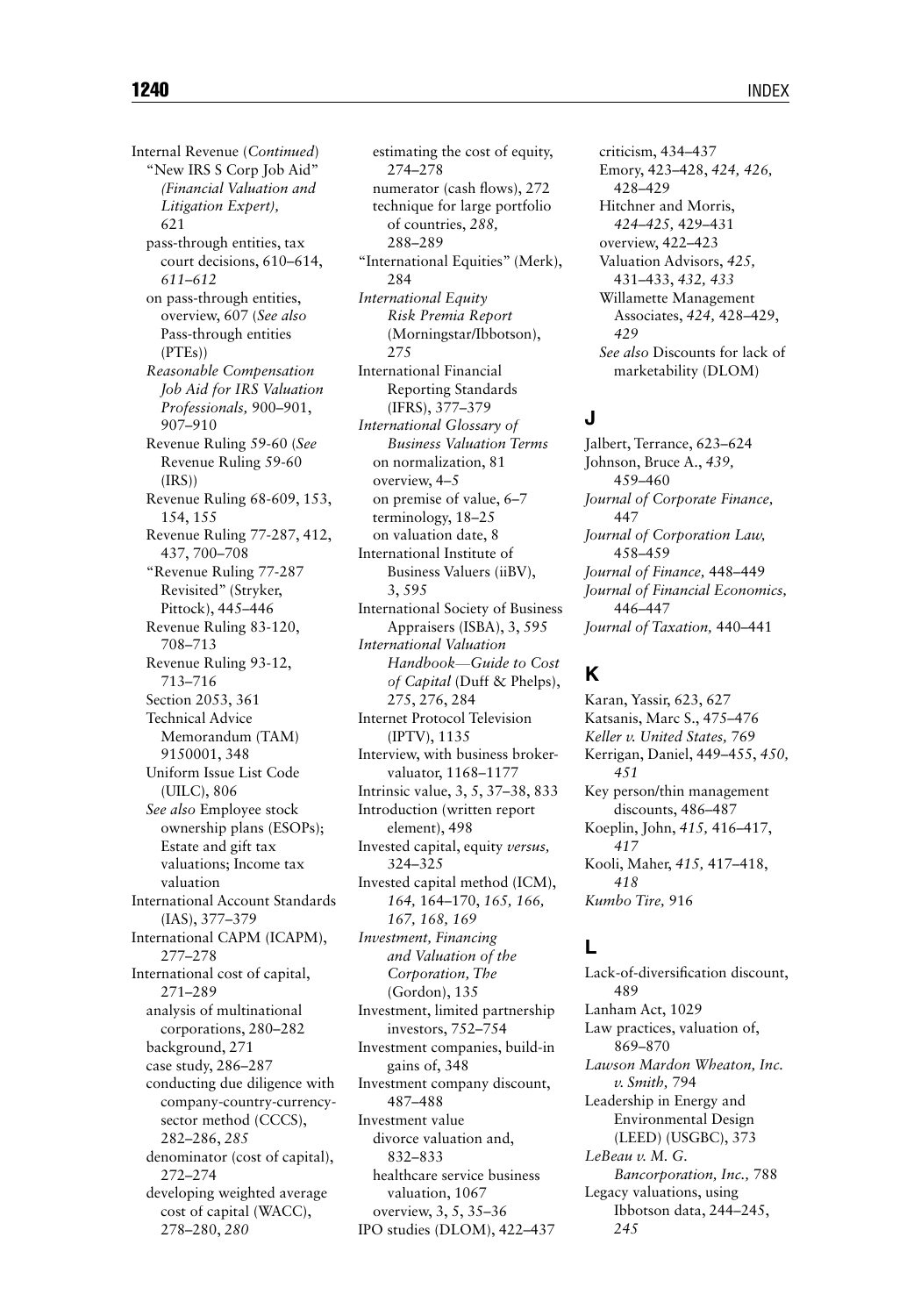Internal Revenue (*Continued*)
- "New IRS S Corp Job Aid" *(Financial Valuation and Litigation Expert),* 621
- pass-through entities, tax court decisions, 610–614, *611–612*
- on pass-through entities, overview, 607 (*See also* Pass-through entities (PTEs))
- *Reasonable Compensation Job Aid for IRS Valuation Professionals,* 900–901, 907–910
- Revenue Ruling 59-60 (*See* Revenue Ruling 59-60 (IRS))
- Revenue Ruling 68-609, 153, 154, 155
- Revenue Ruling 77-287, 412, 437, 700–708
- "Revenue Ruling 77-287 Revisited" (Stryker, Pittock), 445–446
- Revenue Ruling 83-120, 708–713
- Revenue Ruling 93-12, 713–716
- Section 2053, 361
- Technical Advice Memorandum (TAM) 9150001, 348
- Uniform Issue List Code (UILC), 806
- *See also* Employee stock ownership plans (ESOPs); Estate and gift tax valuations; Income tax valuation

International Account Standards (IAS), 377–379

International CAPM (ICAPM), 277–278

International cost of capital, 271–289
- analysis of multinational corporations, 280–282
- background, 271
- case study, 286–287
- conducting due diligence with company-country-currency-sector method (CCCS), 282–286, *285*
- denominator (cost of capital), 272–274
- developing weighted average cost of capital (WACC), 278–280, *280*
- estimating the cost of equity, 274–278
- numerator (cash flows), 272
- technique for large portfolio of countries, *288,* 288–289

"International Equities" (Merk), 284

*International Equity Risk Premia Report* (Morningstar/Ibbotson), 275

International Financial Reporting Standards (IFRS), 377–379

*International Glossary of Business Valuation Terms*
- on normalization, 81
- overview, 4–5
- on premise of value, 6–7
- terminology, 18–25
- on valuation date, 8

International Institute of Business Valuers (iiBV), 3, 595

International Society of Business Appraisers (ISBA), 3, 595

*International Valuation Handbook—Guide to Cost of Capital* (Duff & Phelps), 275, 276, 284

Internet Protocol Television (IPTV), 1135

Interview, with business broker-valuator, 1168–1177

Intrinsic value, 3, 5, 37–38, 833

Introduction (written report element), 498

Invested capital, equity *versus,* 324–325

Invested capital method (ICM), *164,* 164–170, *165, 166, 167, 168, 169*

*Investment, Financing and Valuation of the Corporation, The* (Gordon), 135

Investment, limited partnership investors, 752–754

Investment companies, build-in gains of, 348

Investment company discount, 487–488

Investment value
- divorce valuation and, 832–833
- healthcare service business valuation, 1067
- overview, 3, 5, 35–36

IPO studies (DLOM), 422–437
- criticism, 434–437
- Emory, 423–428, *424, 426,* 428–429
- Hitchner and Morris, *424–425,* 429–431
- overview, 422–423
- Valuation Advisors, *425,* 431–433, *432, 433*
- Willamette Management Associates, *424,* 428–429, *429*
- *See also* Discounts for lack of marketability (DLOM)

## J

Jalbert, Terrance, 623–624

Johnson, Bruce A., *439,* 459–460

*Journal of Corporate Finance,* 447

*Journal of Corporation Law,* 458–459

*Journal of Finance,* 448–449

*Journal of Financial Economics,* 446–447

*Journal of Taxation,* 440–441

## K

Karan, Yassir, 623, 627

Katsanis, Marc S., 475–476

*Keller v. United States,* 769

Kerrigan, Daniel, 449–455, *450, 451*

Key person/thin management discounts, 486–487

Koeplin, John, *415,* 416–417, *417*

Kooli, Maher, *415,* 417–418, *418*

*Kumbo Tire,* 916

## L

Lack-of-diversification discount, 489

Lanham Act, 1029

Law practices, valuation of, 869–870

*Lawson Mardon Wheaton, Inc. v. Smith,* 794

Leadership in Energy and Environmental Design (LEED) (USGBC), 373

*LeBeau v. M. G. Bancorporation, Inc.,* 788

Legacy valuations, using Ibbotson data, 244–245, *245*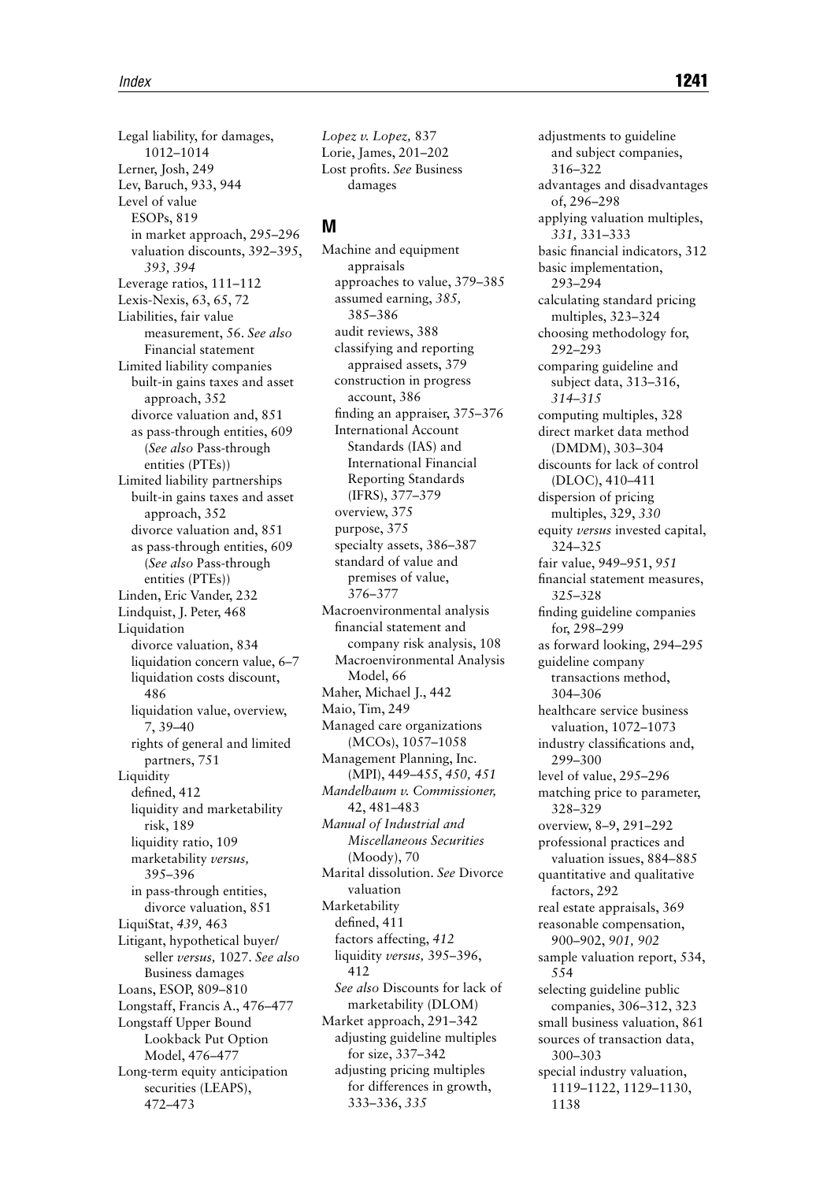Legal liability, for damages, 1012–1014
Lerner, Josh, 249
Lev, Baruch, 933, 944
Level of value
  ESOPs, 819
  in market approach, 295–296
  valuation discounts, 392–395, *393, 394*
Leverage ratios, 111–112
Lexis-Nexis, 63, 65, 72
Liabilities, fair value measurement, 56. *See also* Financial statement
Limited liability companies
  built-in gains taxes and asset approach, 352
  divorce valuation and, 851
  as pass-through entities, 609 (*See also* Pass-through entities (PTEs))
Limited liability partnerships
  built-in gains taxes and asset approach, 352
  divorce valuation and, 851
  as pass-through entities, 609 (*See also* Pass-through entities (PTEs))
Linden, Eric Vander, 232
Lindquist, J. Peter, 468
Liquidation
  divorce valuation, 834
  liquidation concern value, 6–7
  liquidation costs discount, 486
  liquidation value, overview, 7, 39–40
  rights of general and limited partners, 751
Liquidity
  defined, 412
  liquidity and marketability risk, 189
  liquidity ratio, 109
  marketability *versus,* 395–396
  in pass-through entities, divorce valuation, 851
LiquiStat, *439,* 463
Litigant, hypothetical buyer/seller *versus,* 1027. *See also* Business damages
Loans, ESOP, 809–810
Longstaff, Francis A., 476–477
Longstaff Upper Bound Lookback Put Option Model, 476–477
Long-term equity anticipation securities (LEAPS), 472–473

*Lopez v. Lopez,* 837
Lorie, James, 201–202
Lost profits. *See* Business damages

## M

Machine and equipment appraisals
  approaches to value, 379–385
  assumed earning, *385,* 385–386
  audit reviews, 388
  classifying and reporting appraised assets, 379
  construction in progress account, 386
  finding an appraiser, 375–376
  International Account Standards (IAS) and International Financial Reporting Standards (IFRS), 377–379
  overview, 375
  purpose, 375
  specialty assets, 386–387
  standard of value and premises of value, 376–377
Macroenvironmental analysis
  financial statement and company risk analysis, 108
  Macroenvironmental Analysis Model, 66
Maher, Michael J., 442
Maio, Tim, 249
Managed care organizations (MCOs), 1057–1058
Management Planning, Inc. (MPI), 449–455, *450, 451*
*Mandelbaum v. Commissioner,* 42, 481–483
*Manual of Industrial and Miscellaneous Securities* (Moody), 70
Marital dissolution. *See* Divorce valuation
Marketability
  defined, 411
  factors affecting, *412*
  liquidity *versus,* 395–396, 412
  *See also* Discounts for lack of marketability (DLOM)
Market approach, 291–342
  adjusting guideline multiples for size, 337–342
  adjusting pricing multiples for differences in growth, 333–336, *335*
  adjustments to guideline and subject companies, 316–322
  advantages and disadvantages of, 296–298
  applying valuation multiples, *331,* 331–333
  basic financial indicators, 312
  basic implementation, 293–294
  calculating standard pricing multiples, 323–324
  choosing methodology for, 292–293
  comparing guideline and subject data, 313–316, *314–315*
  computing multiples, 328
  direct market data method (DMDM), 303–304
  discounts for lack of control (DLOC), 410–411
  dispersion of pricing multiples, 329, *330*
  equity *versus* invested capital, 324–325
  fair value, 949–951, *951*
  financial statement measures, 325–328
  finding guideline companies for, 298–299
  as forward looking, 294–295
  guideline company transactions method, 304–306
  healthcare service business valuation, 1072–1073
  industry classifications and, 299–300
  level of value, 295–296
  matching price to parameter, 328–329
  overview, 8–9, 291–292
  professional practices and valuation issues, 884–885
  quantitative and qualitative factors, 292
  real estate appraisals, 369
  reasonable compensation, 900–902, *901, 902*
  sample valuation report, 534, *554*
  selecting guideline public companies, 306–312, 323
  small business valuation, 861
  sources of transaction data, 300–303
  special industry valuation, 1119–1122, 1129–1130, 1138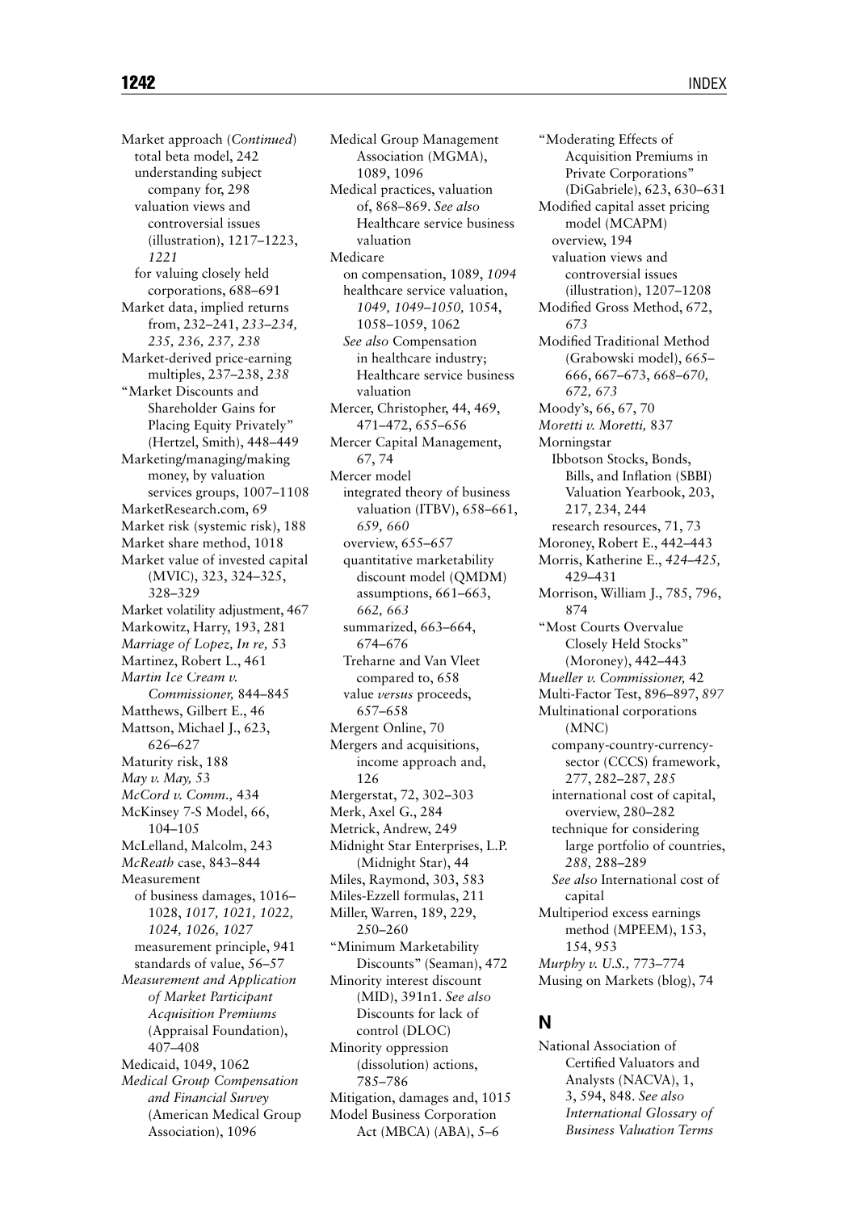Market approach (*Continued*)
  total beta model, 242
  understanding subject company for, 298
  valuation views and controversial issues (illustration), 1217–1223, *1221*
  for valuing closely held corporations, 688–691
Market data, implied returns from, 232–241, *233–234, 235, 236, 237, 238*
Market-derived price-earning multiples, 237–238, *238*
"Market Discounts and Shareholder Gains for Placing Equity Privately" (Hertzel, Smith), 448–449
Marketing/managing/making money, by valuation services groups, 1007–1108
MarketResearch.com, 69
Market risk (systemic risk), 188
Market share method, 1018
Market value of invested capital (MVIC), 323, 324–325, 328–329
Market volatility adjustment, 467
Markowitz, Harry, 193, 281
*Marriage of Lopez, In re,* 53
Martinez, Robert L., 461
*Martin Ice Cream v. Commissioner,* 844–845
Matthews, Gilbert E., 46
Mattson, Michael J., 623, 626–627
Maturity risk, 188
*May v. May,* 53
*McCord v. Comm.,* 434
McKinsey 7-S Model, 66, 104–105
McLelland, Malcolm, 243
*McReath* case, 843–844
Measurement
  of business damages, 1016–1028, *1017, 1021, 1022, 1024, 1026, 1027*
  measurement principle, 941
  standards of value, 56–57
*Measurement and Application of Market Participant Acquisition Premiums* (Appraisal Foundation), 407–408
Medicaid, 1049, 1062
*Medical Group Compensation and Financial Survey* (American Medical Group Association), 1096
Medical Group Management Association (MGMA), 1089, 1096
Medical practices, valuation of, 868–869. *See also* Healthcare service business valuation
Medicare
  on compensation, 1089, *1094*
  healthcare service valuation, *1049, 1049–1050,* 1054, 1058–1059, 1062
  *See also* Compensation in healthcare industry; Healthcare service business valuation
Mercer, Christopher, 44, 469, 471–472, 655–656
Mercer Capital Management, 67, 74
Mercer model
  integrated theory of business valuation (ITBV), 658–661, *659, 660*
  overview, 655–657
  quantitative marketability discount model (QMDM) assumptions, 661–663, *662, 663*
  summarized, 663–664, 674–676
  Treharne and Van Vleet compared to, 658
  value *versus* proceeds, 657–658
Mergent Online, 70
Mergers and acquisitions, income approach and, 126
Mergerstat, 72, 302–303
Merk, Axel G., 284
Metrick, Andrew, 249
Midnight Star Enterprises, L.P. (Midnight Star), 44
Miles, Raymond, 303, 583
Miles-Ezzell formulas, 211
Miller, Warren, 189, 229, 250–260
"Minimum Marketability Discounts" (Seaman), 472
Minority interest discount (MID), 391n1. *See also* Discounts for lack of control (DLOC)
Minority oppression (dissolution) actions, 785–786
Mitigation, damages and, 1015
Model Business Corporation Act (MBCA) (ABA), 5–6
"Moderating Effects of Acquisition Premiums in Private Corporations" (DiGabriele), 623, 630–631
Modified capital asset pricing model (MCAPM)
  overview, 194
  valuation views and controversial issues (illustration), 1207–1208
Modified Gross Method, 672, *673*
Modified Traditional Method (Grabowski model), 665–666, 667–673, *668–670, 672, 673*
Moody's, 66, 67, 70
*Moretti v. Moretti,* 837
Morningstar
  Ibbotson Stocks, Bonds, Bills, and Inflation (SBBI) Valuation Yearbook, 203, 217, 234, 244
  research resources, 71, 73
Moroney, Robert E., 442–443
Morris, Katherine E., *424–425,* 429–431
Morrison, William J., 785, 796, 874
"Most Courts Overvalue Closely Held Stocks" (Moroney), 442–443
*Mueller v. Commissioner,* 42
Multi-Factor Test, 896–897, *897*
Multinational corporations (MNC)
  company-country-currency-sector (CCCS) framework, 277, 282–287, *285*
  international cost of capital, overview, 280–282
  technique for considering large portfolio of countries, *288,* 288–289
  *See also* International cost of capital
Multiperiod excess earnings method (MPEEM), 153, 154, 953
*Murphy v. U.S.,* 773–774
Musing on Markets (blog), 74

## N

National Association of Certified Valuators and Analysts (NACVA), 1, 3, 594, 848. *See also International Glossary of Business Valuation Terms*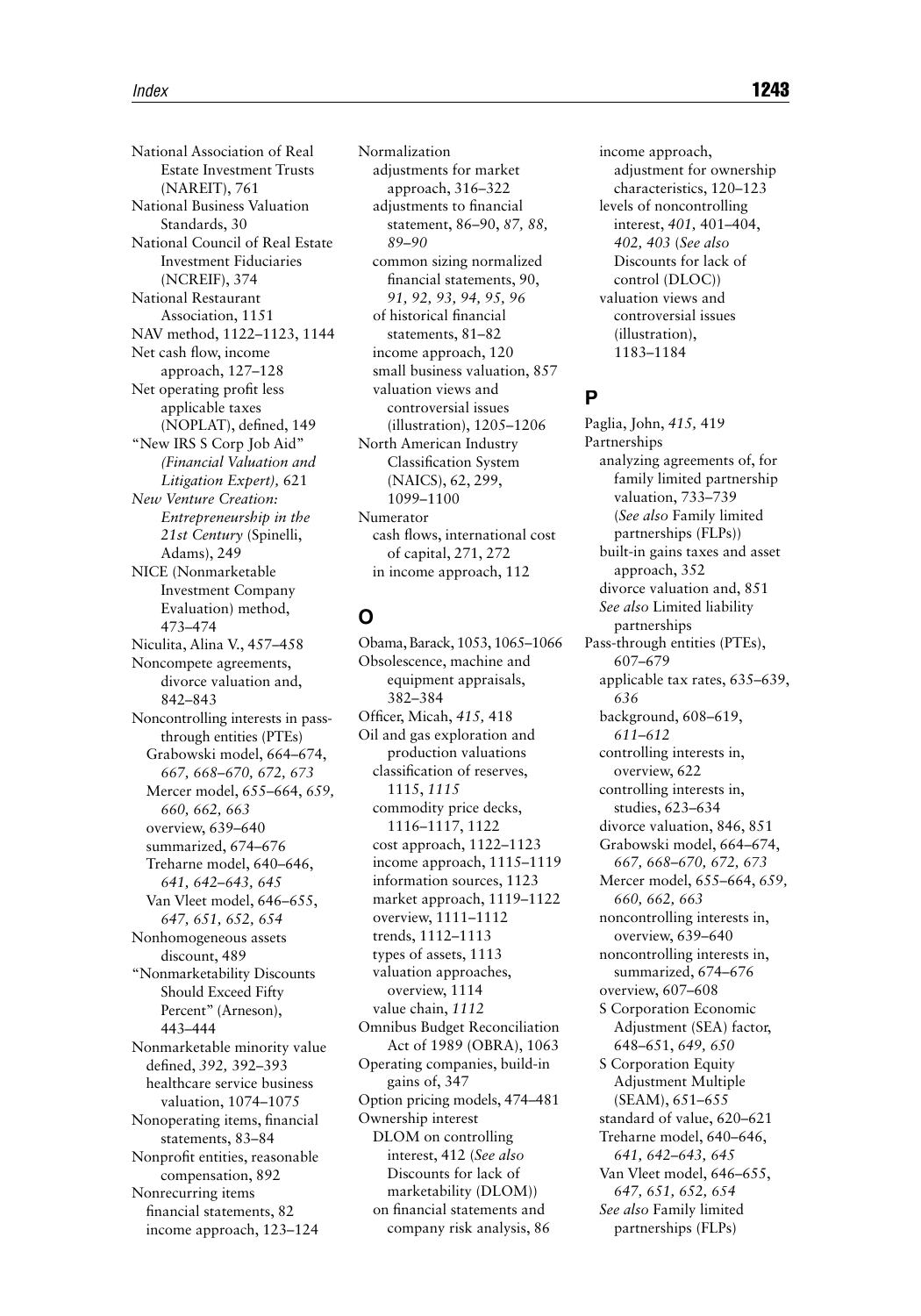National Association of Real Estate Investment Trusts (NAREIT), 761
National Business Valuation Standards, 30
National Council of Real Estate Investment Fiduciaries (NCREIF), 374
National Restaurant Association, 1151
NAV method, 1122–1123, 1144
Net cash flow, income approach, 127–128
Net operating profit less applicable taxes (NOPLAT), defined, 149
"New IRS S Corp Job Aid" *(Financial Valuation and Litigation Expert),* 621
*New Venture Creation: Entrepreneurship in the 21st Century* (Spinelli, Adams), 249
NICE (Nonmarketable Investment Company Evaluation) method, 473–474
Niculita, Alina V., 457–458
Noncompete agreements, divorce valuation and, 842–843
Noncontrolling interests in pass-through entities (PTEs)
- Grabowski model, 664–674, *667, 668–670, 672, 673*
- Mercer model, 655–664, *659, 660, 662, 663*
- overview, 639–640
- summarized, 674–676
- Treharne model, 640–646, *641, 642–643, 645*
- Van Vleet model, 646–655, *647, 651, 652, 654*

Nonhomogeneous assets discount, 489
"Nonmarketability Discounts Should Exceed Fifty Percent" (Arneson), 443–444
Nonmarketable minority value
- defined, *392,* 392–393
- healthcare service business valuation, 1074–1075

Nonoperating items, financial statements, 83–84
Nonprofit entities, reasonable compensation, 892
Nonrecurring items
- financial statements, 82
- income approach, 123–124

Normalization
- adjustments for market approach, 316–322
- adjustments to financial statement, 86–90, *87, 88, 89–90*
- common sizing normalized financial statements, 90, *91, 92, 93, 94, 95, 96*
- of historical financial statements, 81–82
- income approach, 120
- small business valuation, 857
- valuation views and controversial issues (illustration), 1205–1206

North American Industry Classification System (NAICS), 62, 299, 1099–1100
Numerator
- cash flows, international cost of capital, 271, 272
- in income approach, 112

## O

Obama, Barack, 1053, 1065–1066
Obsolescence, machine and equipment appraisals, 382–384
Officer, Micah, *415,* 418
Oil and gas exploration and production valuations
- classification of reserves, 1115, *1115*
- commodity price decks, 1116–1117, 1122
- cost approach, 1122–1123
- income approach, 1115–1119
- information sources, 1123
- market approach, 1119–1122
- overview, 1111–1112
- trends, 1112–1113
- types of assets, 1113
- valuation approaches, overview, 1114
- value chain, *1112*

Omnibus Budget Reconciliation Act of 1989 (OBRA), 1063
Operating companies, build-in gains of, 347
Option pricing models, 474–481
Ownership interest
- DLOM on controlling interest, 412 (*See also* Discounts for lack of marketability (DLOM))
- on financial statements and company risk analysis, 86
- income approach, adjustment for ownership characteristics, 120–123
- levels of noncontrolling interest, *401,* 401–404, *402, 403* (*See also* Discounts for lack of control (DLOC))
- valuation views and controversial issues (illustration), 1183–1184

## P

Paglia, John, *415,* 419
Partnerships
- analyzing agreements of, for family limited partnership valuation, 733–739 (*See also* Family limited partnerships (FLPs))
- built-in gains taxes and asset approach, 352
- divorce valuation and, 851
- *See also* Limited liability partnerships

Pass-through entities (PTEs), 607–679
- applicable tax rates, 635–639, *636*
- background, 608–619, *611–612*
- controlling interests in, overview, 622
- controlling interests in, studies, 623–634
- divorce valuation, 846, 851
- Grabowski model, 664–674, *667, 668–670, 672, 673*
- Mercer model, 655–664, *659, 660, 662, 663*
- noncontrolling interests in, overview, 639–640
- noncontrolling interests in, summarized, 674–676
- overview, 607–608
- S Corporation Economic Adjustment (SEA) factor, 648–651, *649, 650*
- S Corporation Equity Adjustment Multiple (SEAM), 651–655
- standard of value, 620–621
- Treharne model, 640–646, *641, 642–643, 645*
- Van Vleet model, 646–655, *647, 651, 652, 654*
- *See also* Family limited partnerships (FLPs)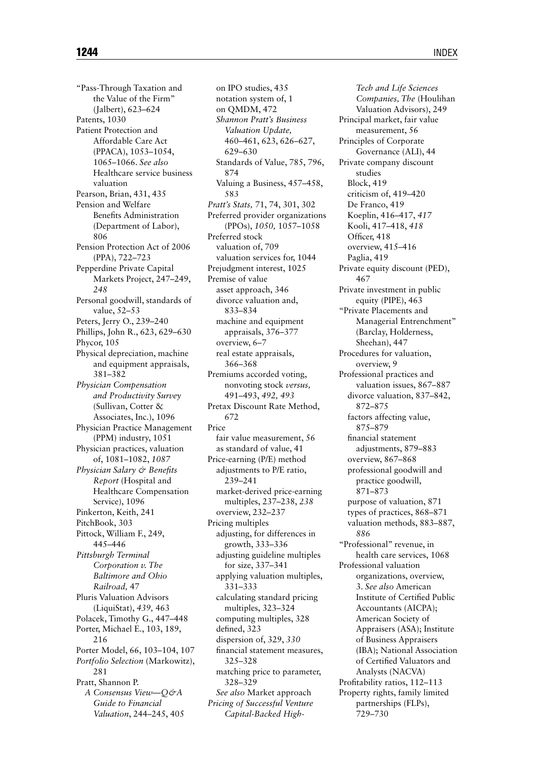"Pass-Through Taxation and the Value of the Firm" (Jalbert), 623–624
Patents, 1030
Patient Protection and Affordable Care Act (PPACA), 1053–1054, 1065–1066. *See also* Healthcare service business valuation
Pearson, Brian, 431, 435
Pension and Welfare Benefits Administration (Department of Labor), 806
Pension Protection Act of 2006 (PPA), 722–723
Pepperdine Private Capital Markets Project, 247–249, *248*
Personal goodwill, standards of value, 52–53
Peters, Jerry O., 239–240
Phillips, John R., 623, 629–630
Phycor, 105
Physical depreciation, machine and equipment appraisals, 381–382
*Physician Compensation and Productivity Survey* (Sullivan, Cotter & Associates, Inc.), 1096
Physician Practice Management (PPM) industry, 1051
Physician practices, valuation of, 1081–1082, *1087*
*Physician Salary & Benefits Report* (Hospital and Healthcare Compensation Service), 1096
Pinkerton, Keith, 241
PitchBook, 303
Pittock, William F., 249, 445–446
*Pittsburgh Terminal Corporation v. The Baltimore and Ohio Railroad,* 47
Pluris Valuation Advisors (LiquiStat), *439,* 463
Polacek, Timothy G., 447–448
Porter, Michael E., 103, 189, 216
Porter Model, 66, 103–104, 107
*Portfolio Selection* (Markowitz), 281
Pratt, Shannon P.
  *A Consensus View—Q&A Guide to Financial Valuation*, 244–245, 405
  on IPO studies, 435
  notation system of, 1
  on QMDM, 472
  *Shannon Pratt's Business Valuation Update,* 460–461, 623, 626–627, 629–630
  Standards of Value, 785, 796, 874
  Valuing a Business, 457–458, *583*
*Pratt's Stats,* 71, 74, 301, 302
Preferred provider organizations (PPOs), *1050,* 1057–1058
Preferred stock
  valuation of, 709
  valuation services for, 1044
Prejudgment interest, 1025
Premise of value
  asset approach, 346
  divorce valuation and, 833–834
  machine and equipment appraisals, 376–377
  overview, 6–7
  real estate appraisals, 366–368
Premiums accorded voting, nonvoting stock *versus,* 491–493, *492, 493*
Pretax Discount Rate Method, 672
Price
  fair value measurement, 56
  as standard of value, 41
Price-earning (P/E) method
  adjustments to P/E ratio, 239–241
  market-derived price-earning multiples, 237–238, *238*
  overview, 232–237
Pricing multiples
  adjusting, for differences in growth, 333–336
  adjusting guideline multiples for size, 337–341
  applying valuation multiples, 331–333
  calculating standard pricing multiples, 323–324
  computing multiples, 328
  defined, 323
  dispersion of, 329, *330*
  financial statement measures, 325–328
  matching price to parameter, 328–329
  *See also* Market approach
*Pricing of Successful Venture Capital-Backed High-Tech and Life Sciences Companies, The* (Houlihan Valuation Advisors), 249
Principal market, fair value measurement, 56
Principles of Corporate Governance (ALI), 44
Private company discount studies
  Block, 419
  criticism of, 419–420
  De Franco, 419
  Koeplin, 416–417, *417*
  Kooli, 417–418, *418*
  Officer, 418
  overview, 415–416
  Paglia, 419
Private equity discount (PED), 467
Private investment in public equity (PIPE), 463
"Private Placements and Managerial Entrenchment" (Barclay, Holderness, Sheehan), 447
Procedures for valuation, overview, 9
Professional practices and valuation issues, 867–887
  divorce valuation, 837–842, 872–875
  factors affecting value, 875–879
  financial statement adjustments, 879–883
  overview, 867–868
  professional goodwill and practice goodwill, 871–873
  purpose of valuation, 871
  types of practices, 868–871
  valuation methods, 883–887, *886*
"Professional" revenue, in health care services, 1068
Professional valuation organizations, overview, 3. *See also* American Institute of Certified Public Accountants (AICPA); American Society of Appraisers (ASA); Institute of Business Appraisers (IBA); National Association of Certified Valuators and Analysts (NACVA)
Profitability ratios, 112–113
Property rights, family limited partnerships (FLPs), 729–730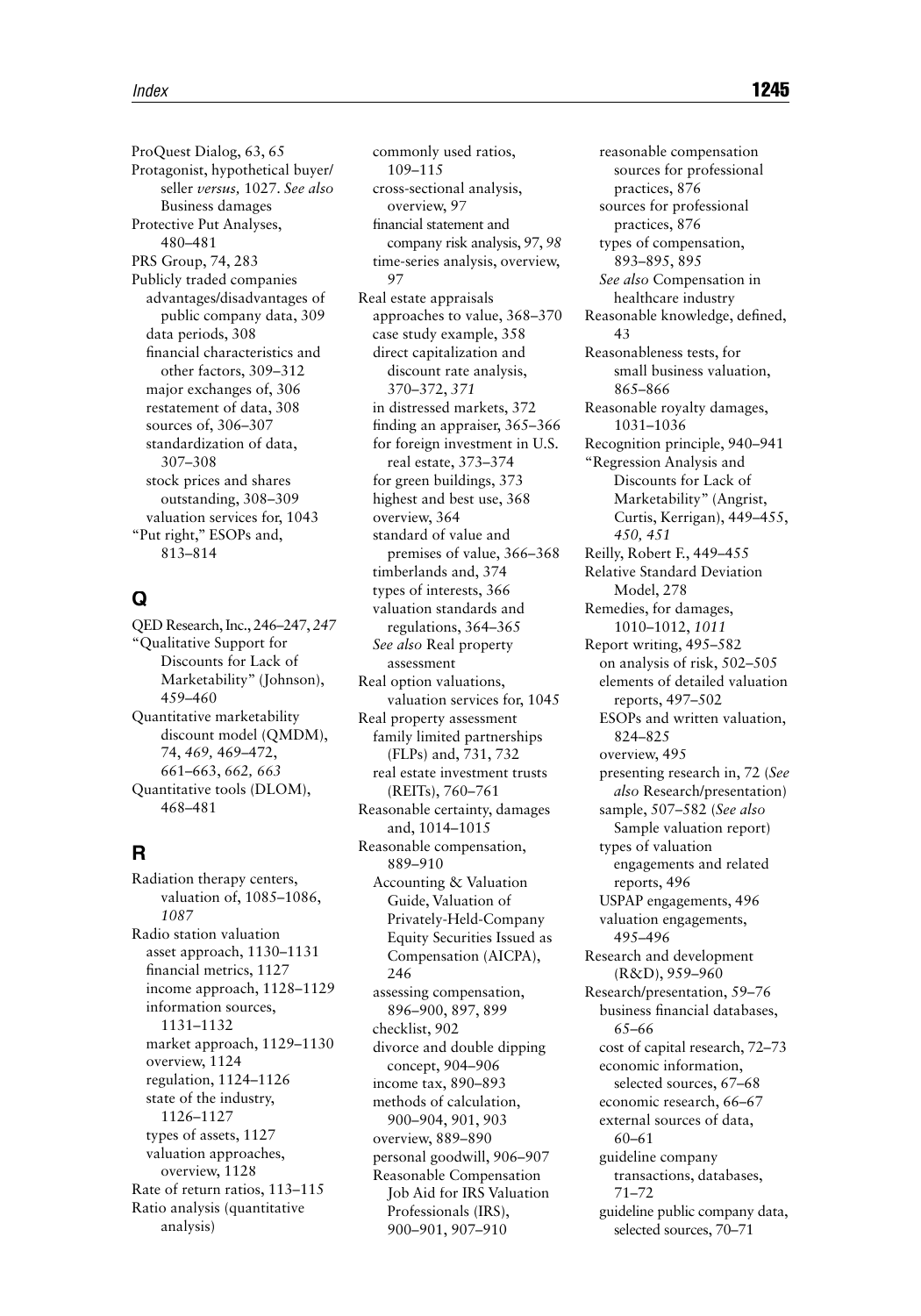ProQuest Dialog, 63, *65*
Protagonist, hypothetical buyer/seller *versus,* 1027. *See also* Business damages
Protective Put Analyses, 480–481
PRS Group, 74, 283
Publicly traded companies
- advantages/disadvantages of public company data, 309
- data periods, 308
- financial characteristics and other factors, 309–312
- major exchanges of, 306
- restatement of data, 308
- sources of, 306–307
- standardization of data, 307–308
- stock prices and shares outstanding, 308–309
- valuation services for, 1043

"Put right," ESOPs and, 813–814

## Q

QED Research, Inc., 246–247, *247*
"Qualitative Support for Discounts for Lack of Marketability" (Johnson), 459–460
Quantitative marketability discount model (QMDM), 74, *469,* 469–472, 661–663, *662, 663*
Quantitative tools (DLOM), 468–481

## R

Radiation therapy centers, valuation of, 1085–1086, *1087*
Radio station valuation
- asset approach, 1130–1131
- financial metrics, 1127
- income approach, 1128–1129
- information sources, 1131–1132
- market approach, 1129–1130
- overview, 1124
- regulation, 1124–1126
- state of the industry, 1126–1127
- types of assets, 1127
- valuation approaches, overview, 1128

Rate of return ratios, 113–115
Ratio analysis (quantitative analysis)
- commonly used ratios, 109–115
- cross-sectional analysis, overview, 97
- financial statement and company risk analysis, 97, *98*
- time-series analysis, overview, 97

Real estate appraisals
- approaches to value, 368–370
- case study example, 358
- direct capitalization and discount rate analysis, 370–372, *371*
- in distressed markets, 372
- finding an appraiser, 365–366
- for foreign investment in U.S. real estate, 373–374
- for green buildings, 373
- highest and best use, 368
- overview, 364
- standard of value and premises of value, 366–368
- timberlands and, 374
- types of interests, 366
- valuation standards and regulations, 364–365
- *See also* Real property assessment

Real option valuations, valuation services for, 1045
Real property assessment
- family limited partnerships (FLPs) and, 731, 732
- real estate investment trusts (REITs), 760–761

Reasonable certainty, damages and, 1014–1015
Reasonable compensation, 889–910
- Accounting & Valuation Guide, Valuation of Privately-Held-Company Equity Securities Issued as Compensation (AICPA), 246
- assessing compensation, 896–900, *897, 899*
- checklist, 902
- divorce and double dipping concept, 904–906
- income tax, 890–893
- methods of calculation, 900–904, *901, 903*
- overview, 889–890
- personal goodwill, 906–907
- Reasonable Compensation Job Aid for IRS Valuation Professionals (IRS), 900–901, 907–910
- reasonable compensation sources for professional practices, 876
- sources for professional practices, 876
- types of compensation, 893–895, *895*
- *See also* Compensation in healthcare industry

Reasonable knowledge, defined, 43
Reasonableness tests, for small business valuation, 865–866
Reasonable royalty damages, 1031–1036
Recognition principle, 940–941
"Regression Analysis and Discounts for Lack of Marketability" (Angrist, Curtis, Kerrigan), 449–455, *450, 451*
Reilly, Robert F., 449–455
Relative Standard Deviation Model, 278
Remedies, for damages, 1010–1012, *1011*
Report writing, 495–582
- on analysis of risk, 502–505
- elements of detailed valuation reports, 497–502
- ESOPs and written valuation, 824–825
- overview, 495
- presenting research in, 72 (*See also* Research/presentation)
- sample, 507–582 (*See also* Sample valuation report)
- types of valuation engagements and related reports, 496
- USPAP engagements, 496
- valuation engagements, 495–496

Research and development (R&D), 959–960
Research/presentation, 59–76
- business financial databases, 65–66
- cost of capital research, 72–73
- economic information, selected sources, 67–68
- economic research, 66–67
- external sources of data, 60–61
- guideline company transactions, databases, 71–72
- guideline public company data, selected sources, 70–71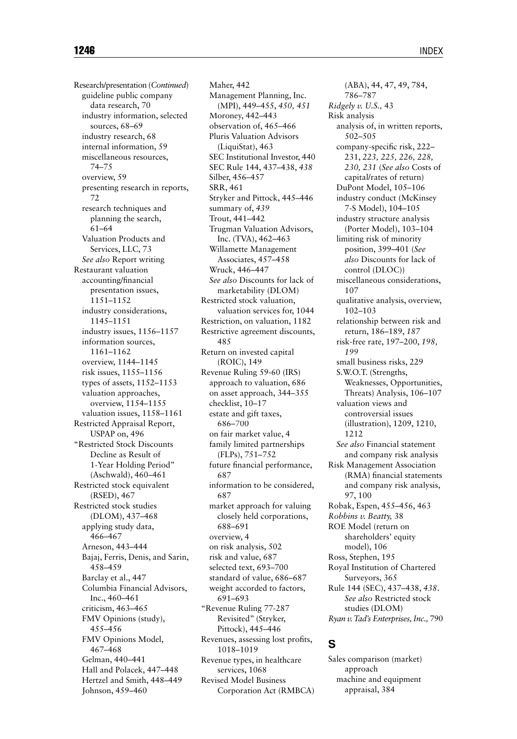Research/presentation (*Continued*)
- guideline public company data research, 70
- industry information, selected sources, 68–69
- industry research, 68
- internal information, 59
- miscellaneous resources, 74–75
- overview, 59
- presenting research in reports, 72
- research techniques and planning the search, 61–64
- Valuation Products and Services, LLC, 73
- *See also* Report writing

Restaurant valuation
- accounting/financial presentation issues, 1151–1152
- industry considerations, 1145–1151
- industry issues, 1156–1157
- information sources, 1161–1162
- overview, 1144–1145
- risk issues, 1155–1156
- types of assets, 1152–1153
- valuation approaches, overview, 1154–1155
- valuation issues, 1158–1161

Restricted Appraisal Report, USPAP on, 496

"Restricted Stock Discounts Decline as Result of 1-Year Holding Period" (Aschwald), 460–461

Restricted stock equivalent (RSED), 467

Restricted stock studies (DLOM), 437–468
- applying study data, 466–467
- Arneson, 443–444
- Bajaj, Ferris, Denis, and Sarin, 458–459
- Barclay et al., 447
- Columbia Financial Advisors, Inc., 460–461
- criticism, 463–465
- FMV Opinions (study), 455–456
- FMV Opinions Model, 467–468
- Gelman, 440–441
- Hall and Polacek, 447–448
- Hertzel and Smith, 448–449
- Johnson, 459–460
- Maher, 442
- Management Planning, Inc. (MPI), 449–455, *450, 451*
- Moroney, 442–443
- observation of, 465–466
- Pluris Valuation Advisors (LiquiStat), 463
- SEC Institutional Investor, 440
- SEC Rule 144, 437–438, *438*
- Silber, 456–457
- SRR, 461
- Stryker and Pittock, 445–446
- summary of, *439*
- Trout, 441–442
- Trugman Valuation Advisors, Inc. (TVA), 462–463
- Willamette Management Associates, 457–458
- Wruck, 446–447
- *See also* Discounts for lack of marketability (DLOM)

Restricted stock valuation, valuation services for, 1044

Restriction, on valuation, 1182

Restrictive agreement discounts, 485

Return on invested capital (ROIC), 149

Revenue Ruling 59-60 (IRS)
- approach to valuation, 686
- on asset approach, 344–355
- checklist, 10–17
- estate and gift taxes, 686–700
- on fair market value, 4
- family limited partnerships (FLPs), 751–752
- future financial performance, 687
- information to be considered, 687
- market approach for valuing closely held corporations, 688–691
- overview, 4
- on risk analysis, 502
- risk and value, 687
- selected text, 693–700
- standard of value, 686–687
- weight accorded to factors, 691–693

"Revenue Ruling 77-287 Revisited" (Stryker, Pittock), 445–446

Revenues, assessing lost profits, 1018–1019

Revenue types, in healthcare services, 1068

Revised Model Business Corporation Act (RMBCA) (ABA), 44, 47, 49, 784, 786–787

*Ridgely v. U.S.,* 43

Risk analysis
- analysis of, in written reports, 502–505
- company-specific risk, 222–231, *223, 225, 226, 228, 230, 231* (*See also* Costs of capital/rates of return)
- DuPont Model, 105–106
- industry conduct (McKinsey 7-S Model), 104–105
- industry structure analysis (Porter Model), 103–104
- limiting risk of minority position, 399–401 (*See also* Discounts for lack of control (DLOC))
- miscellaneous considerations, 107
- qualitative analysis, overview, 102–103
- relationship between risk and return, 186–189, *187*
- risk-free rate, 197–200, *198, 199*
- small business risks, 229
- S.W.O.T. (Strengths, Weaknesses, Opportunities, Threats) Analysis, 106–107
- valuation views and controversial issues (illustration), 1209, 1210, 1212
- *See also* Financial statement and company risk analysis

Risk Management Association (RMA) financial statements and company risk analysis, 97, 100

Robak, Espen, 455–456, 463

*Robbins v. Beatty,* 38

ROE Model (return on shareholders' equity model), 106

Ross, Stephen, 195

Royal Institution of Chartered Surveyors, 365

Rule 144 (SEC), 437–438, *438*. *See also* Restricted stock studies (DLOM)

*Ryan v. Tad's Enterprises, Inc.,* 790

## S

Sales comparison (market) approach
- machine and equipment appraisal, 384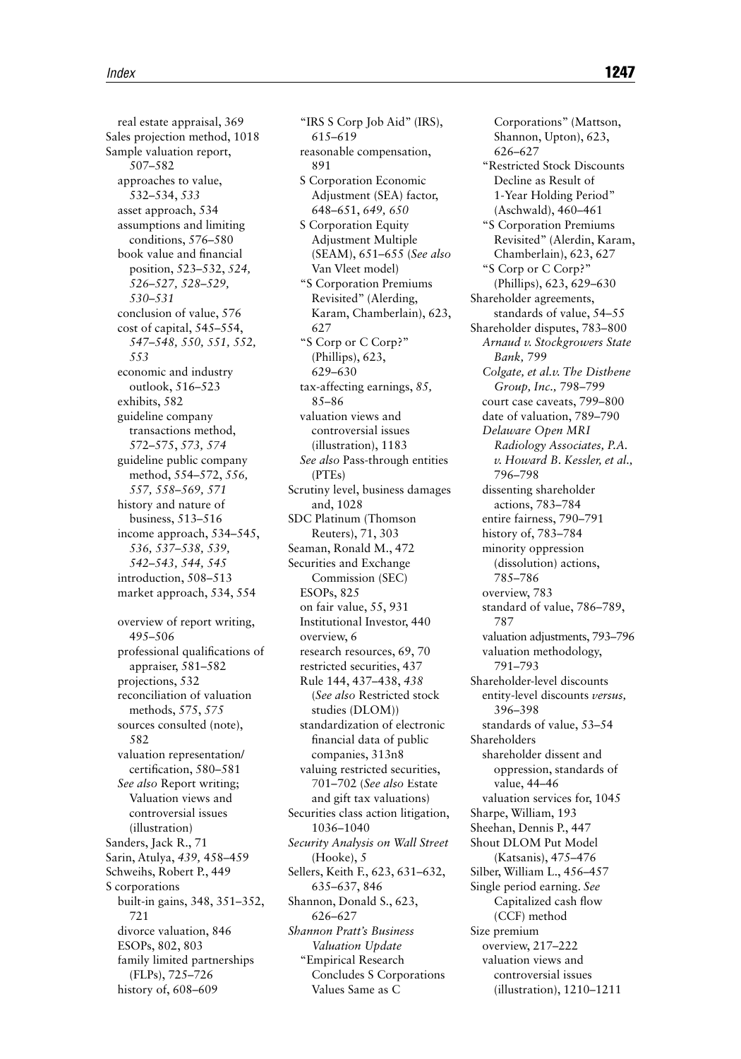real estate appraisal, 369
Sales projection method, 1018
Sample valuation report, 507–582
  approaches to value, 532–534, *533*
  asset approach, 534
  assumptions and limiting conditions, 576–580
  book value and financial position, 523–532, *524, 526–527, 528–529, 530–531*
  conclusion of value, 576
  cost of capital, 545–554, *547–548, 550, 551, 552, 553*
  economic and industry outlook, 516–523
  exhibits, 582
  guideline company transactions method, 572–575, *573, 574*
  guideline public company method, 554–572, *556, 557, 558–569, 571*
  history and nature of business, 513–516
  income approach, 534–545, *536, 537–538, 539, 542–543, 544, 545*
  introduction, 508–513
  market approach, 534, 554
  overview of report writing, 495–506
  professional qualifications of appraiser, 581–582
  projections, 532
  reconciliation of valuation methods, 575, *575*
  sources consulted (note), 582
  valuation representation/certification, 580–581
  *See also* Report writing; Valuation views and controversial issues (illustration)
Sanders, Jack R., 71
Sarin, Atulya, *439*, 458–459
Schweihs, Robert P., 449
S corporations
  built-in gains, 348, 351–352, 721
  divorce valuation, 846
  ESOPs, 802, 803
  family limited partnerships (FLPs), 725–726
  history of, 608–609
  "IRS S Corp Job Aid" (IRS), 615–619
  reasonable compensation, 891
  S Corporation Economic Adjustment (SEA) factor, 648–651, *649, 650*
  S Corporation Equity Adjustment Multiple (SEAM), 651–655 (*See also* Van Vleet model)
  "S Corporation Premiums Revisited" (Alerding, Karam, Chamberlain), 623, 627
  "S Corp or C Corp?" (Phillips), 623, 629–630
  tax-affecting earnings, *85*, 85–86
  valuation views and controversial issues (illustration), 1183
  *See also* Pass-through entities (PTEs)
Scrutiny level, business damages and, 1028
SDC Platinum (Thomson Reuters), 71, 303
Seaman, Ronald M., 472
Securities and Exchange Commission (SEC)
  ESOPs, 825
  on fair value, 55, 931
  Institutional Investor, 440
  overview, 6
  research resources, 69, 70
  restricted securities, 437
  Rule 144, 437–438, *438* (*See also* Restricted stock studies (DLOM))
  standardization of electronic financial data of public companies, 313n8
  valuing restricted securities, 701–702 (*See also* Estate and gift tax valuations)
Securities class action litigation, 1036–1040
*Security Analysis on Wall Street* (Hooke), *5*
Sellers, Keith F., 623, 631–632, 635–637, 846
Shannon, Donald S., 623, 626–627
*Shannon Pratt's Business Valuation Update*
  "Empirical Research Concludes S Corporations Values Same as C Corporations" (Mattson, Shannon, Upton), 623, 626–627
  "Restricted Stock Discounts Decline as Result of 1-Year Holding Period" (Aschwald), 460–461
  "S Corporation Premiums Revisited" (Alerdin, Karam, Chamberlain), 623, 627
  "S Corp or C Corp?" (Phillips), 623, 629–630
Shareholder agreements, standards of value, 54–55
Shareholder disputes, 783–800
  *Arnaud v. Stockgrowers State Bank,* 799
  *Colgate, et al.v. The Disthene Group, Inc.,* 798–799
  court case caveats, 799–800
  date of valuation, 789–790
  *Delaware Open MRI Radiology Associates, P.A. v. Howard B. Kessler, et al.,* 796–798
  dissenting shareholder actions, 783–784
  entire fairness, 790–791
  history of, 783–784
  minority oppression (dissolution) actions, 785–786
  overview, 783
  standard of value, 786–789, *787*
  valuation adjustments, 793–796
  valuation methodology, 791–793
Shareholder-level discounts
  entity-level discounts *versus,* 396–398
  standards of value, 53–54
Shareholders
  shareholder dissent and oppression, standards of value, 44–46
  valuation services for, 1045
Sharpe, William, 193
Sheehan, Dennis P., 447
Shout DLOM Put Model (Katsanis), 475–476
Silber, William L., 456–457
Single period earning. *See* Capitalized cash flow (CCF) method
Size premium
  overview, 217–222
  valuation views and controversial issues (illustration), 1210–1211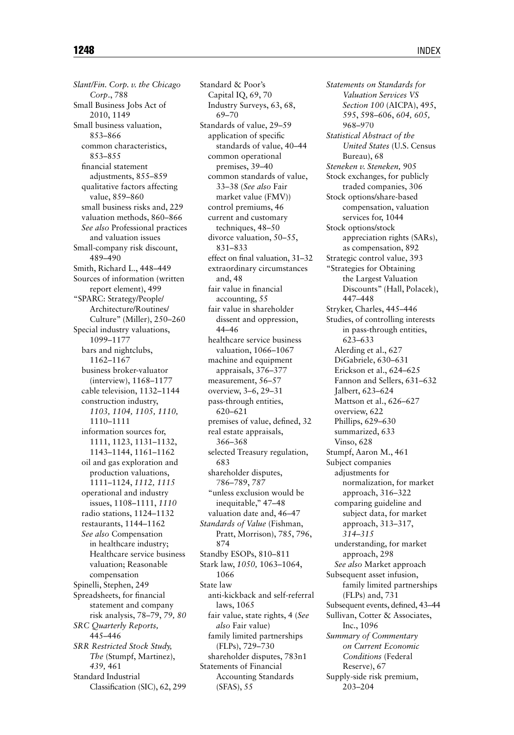*Slant/Fin. Corp. v. the Chicago Corp.*, 788
Small Business Jobs Act of 2010, 1149
Small business valuation, 853–866
  common characteristics, 853–855
  financial statement adjustments, 855–859
  qualitative factors affecting value, 859–860
  small business risks and, 229
  valuation methods, 860–866
  *See also* Professional practices and valuation issues
Small-company risk discount, 489–490
Smith, Richard L., 448–449
Sources of information (written report element), 499
"SPARC: Strategy/People/Architecture/Routines/Culture" (Miller), 250–260
Special industry valuations, 1099–1177
  bars and nightclubs, 1162–1167
  business broker-valuator (interview), 1168–1177
  cable television, 1132–1144
  construction industry, *1103, 1104, 1105, 1110,* 1110–1111
  information sources for, 1111, 1123, 1131–1132, 1143–1144, 1161–1162
  oil and gas exploration and production valuations, 1111–1124, *1112, 1115*
  operational and industry issues, 1108–1111, *1110*
  radio stations, 1124–1132
  restaurants, 1144–1162
  *See also* Compensation in healthcare industry; Healthcare service business valuation; Reasonable compensation
Spinelli, Stephen, 249
Spreadsheets, for financial statement and company risk analysis, 78–79, *79, 80*
*SRC Quarterly Reports,* 445–446
*SRR Restricted Stock Study, The* (Stumpf, Martinez), *439,* 461
Standard Industrial Classification (SIC), 62, 299
Standard & Poor's
  Capital IQ, 69, 70
  Industry Surveys, 63, 68, 69–70
Standards of value, 29–59
  application of specific standards of value, 40–44
  common operational premises, 39–40
  common standards of value, 33–38 (*See also* Fair market value (FMV))
  control premiums, 46
  current and customary techniques, 48–50
  divorce valuation, 50–55, 831–833
  effect on final valuation, 31–32
  extraordinary circumstances and, 48
  fair value in financial accounting, 55
  fair value in shareholder dissent and oppression, 44–46
  healthcare service business valuation, 1066–1067
  machine and equipment appraisals, 376–377
  measurement, 56–57
  overview, 3–6, 29–31
  pass-through entities, 620–621
  premises of value, defined, 32
  real estate appraisals, 366–368
  selected Treasury regulation, 683
  shareholder disputes, 786–789, *787*
  "unless exclusion would be inequitable," 47–48
  valuation date and, 46–47
*Standards of Value* (Fishman, Pratt, Morrison), 785, 796, 874
Standby ESOPs, 810–811
Stark law, *1050,* 1063–1064, 1066
State law
  anti-kickback and self-referral laws, 1065
  fair value, state rights, 4 (*See also* Fair value)
  family limited partnerships (FLPs), 729–730
  shareholder disputes, 783n1
Statements of Financial Accounting Standards (SFAS), *55*
*Statements on Standards for Valuation Services VS Section 100* (AICPA), 495, *595,* 598–606, *604, 605,* 968–970
*Statistical Abstract of the United States* (U.S. Census Bureau), 68
*Steneken v. Steneken, 905*
Stock exchanges, for publicly traded companies, 306
Stock options/share-based compensation, valuation services for, 1044
Stock options/stock appreciation rights (SARs), as compensation, 892
Strategic control value, 393
"Strategies for Obtaining the Largest Valuation Discounts" (Hall, Polacek), 447–448
Stryker, Charles, 445–446
Studies, of controlling interests in pass-through entities, 623–633
  Alerding et al., 627
  DiGabriele, 630–631
  Erickson et al., 624–625
  Fannon and Sellers, 631–632
  Jalbert, 623–624
  Mattson et al., 626–627
  overview, 622
  Phillips, 629–630
  summarized, 633
  Vinso, 628
Stumpf, Aaron M., 461
Subject companies
  adjustments for normalization, for market approach, 316–322
  comparing guideline and subject data, for market approach, 313–317, *314–315*
  understanding, for market approach, 298
  *See also* Market approach
Subsequent asset infusion, family limited partnerships (FLPs) and, 731
Subsequent events, defined, 43–44
Sullivan, Cotter & Associates, Inc., 1096
*Summary of Commentary on Current Economic Conditions* (Federal Reserve), 67
Supply-side risk premium, 203–204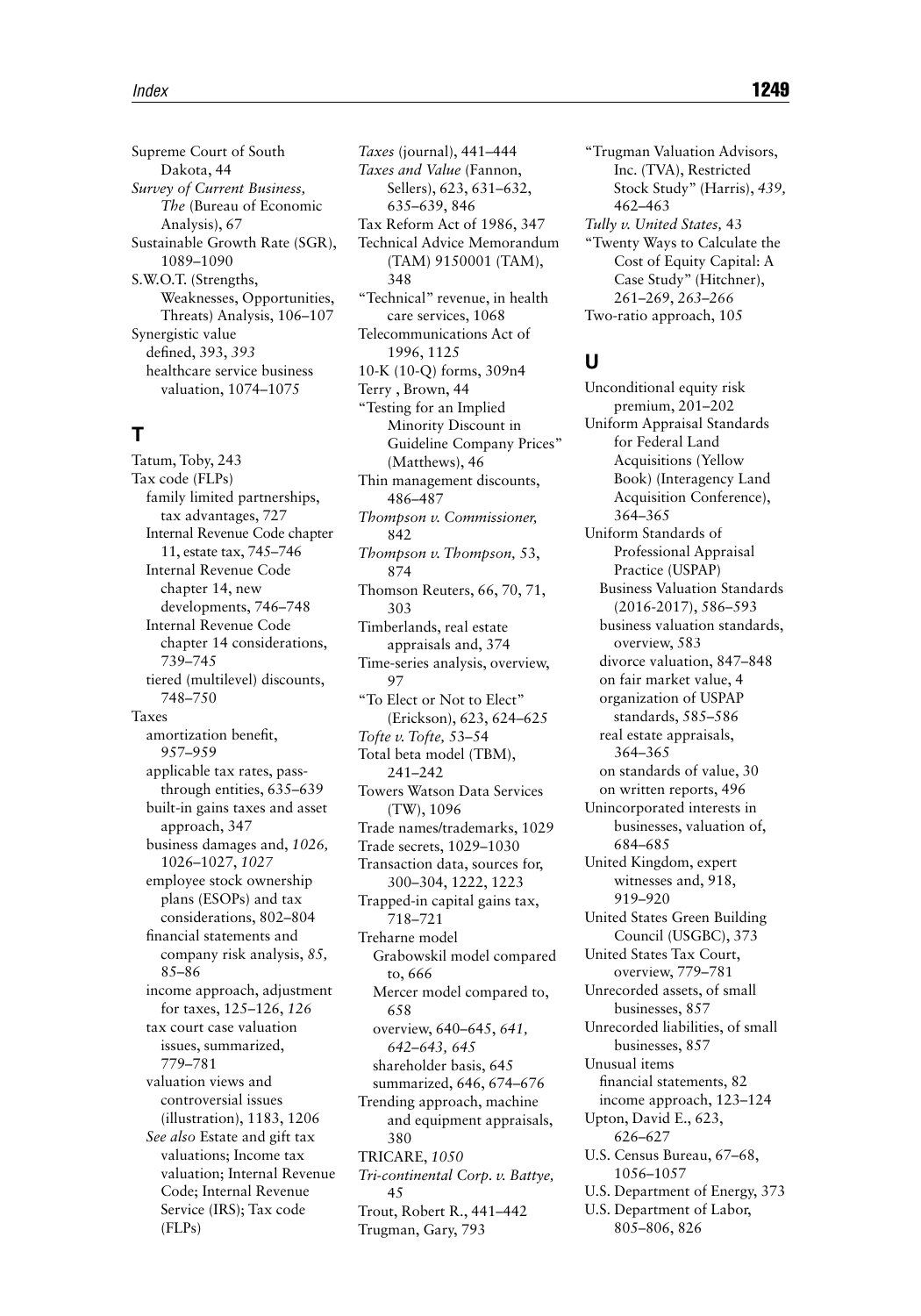Supreme Court of South Dakota, 44
*Survey of Current Business, The* (Bureau of Economic Analysis), 67
Sustainable Growth Rate (SGR), 1089–1090
S.W.O.T. (Strengths, Weaknesses, Opportunities, Threats) Analysis, 106–107
Synergistic value
  defined, 393, *393*
  healthcare service business valuation, 1074–1075

## T

Tatum, Toby, 243
Tax code (FLPs)
  family limited partnerships, tax advantages, 727
  Internal Revenue Code chapter 11, estate tax, 745–746
  Internal Revenue Code chapter 14, new developments, 746–748
  Internal Revenue Code chapter 14 considerations, 739–745
  tiered (multilevel) discounts, 748–750
Taxes
  amortization benefit, 957–959
  applicable tax rates, pass-through entities, 635–639
  built-in gains taxes and asset approach, 347
  business damages and, *1026,* 1026–1027, *1027*
  employee stock ownership plans (ESOPs) and tax considerations, 802–804
  financial statements and company risk analysis, *85,* 85–86
  income approach, adjustment for taxes, 125–126, *126*
  tax court case valuation issues, summarized, 779–781
  valuation views and controversial issues (illustration), 1183, 1206
  *See also* Estate and gift tax valuations; Income tax valuation; Internal Revenue Code; Internal Revenue Service (IRS); Tax code (FLPs)
*Taxes* (journal), 441–444
*Taxes and Value* (Fannon, Sellers), 623, 631–632, 635–639, 846
Tax Reform Act of 1986, 347
Technical Advice Memorandum (TAM) 9150001 (TAM), 348
"Technical" revenue, in health care services, 1068
Telecommunications Act of 1996, 1125
10-K (10-Q) forms, 309n4
Terry , Brown, 44
"Testing for an Implied Minority Discount in Guideline Company Prices" (Matthews), 46
Thin management discounts, 486–487
*Thompson v. Commissioner,* 842
*Thompson v. Thompson,* 53, 874
Thomson Reuters, 66, 70, 71, 303
Timberlands, real estate appraisals and, 374
Time-series analysis, overview, 97
"To Elect or Not to Elect" (Erickson), 623, 624–625
*Tofte v. Tofte,* 53–54
Total beta model (TBM), 241–242
Towers Watson Data Services (TW), 1096
Trade names/trademarks, 1029
Trade secrets, 1029–1030
Transaction data, sources for, 300–304, 1222, 1223
Trapped-in capital gains tax, 718–721
Treharne model
  Grabowskil model compared to, 666
  Mercer model compared to, 658
  overview, 640–645, *641, 642–643, 645*
  shareholder basis, 645
  summarized, 646, 674–676
Trending approach, machine and equipment appraisals, 380
TRICARE, *1050*
*Tri-continental Corp. v. Battye,* 45
Trout, Robert R., 441–442
Trugman, Gary, 793
"Trugman Valuation Advisors, Inc. (TVA), Restricted Stock Study" (Harris), *439,* 462–463
*Tully v. United States,* 43
"Twenty Ways to Calculate the Cost of Equity Capital: A Case Study" (Hitchner), 261–269, *263–266*
Two-ratio approach, 105

## U

Unconditional equity risk premium, 201–202
Uniform Appraisal Standards for Federal Land Acquisitions (Yellow Book) (Interagency Land Acquisition Conference), 364–365
Uniform Standards of Professional Appraisal Practice (USPAP)
  Business Valuation Standards (2016-2017), 586–593
  business valuation standards, overview, 583
  divorce valuation, 847–848
  on fair market value, 4
  organization of USPAP standards, 585–586
  real estate appraisals, 364–365
  on standards of value, 30
  on written reports, 496
Unincorporated interests in businesses, valuation of, 684–685
United Kingdom, expert witnesses and, 918, 919–920
United States Green Building Council (USGBC), 373
United States Tax Court, overview, 779–781
Unrecorded assets, of small businesses, 857
Unrecorded liabilities, of small businesses, 857
Unusual items
  financial statements, 82
  income approach, 123–124
Upton, David E., 623, 626–627
U.S. Census Bureau, 67–68, 1056–1057
U.S. Department of Energy, 373
U.S. Department of Labor, 805–806, 826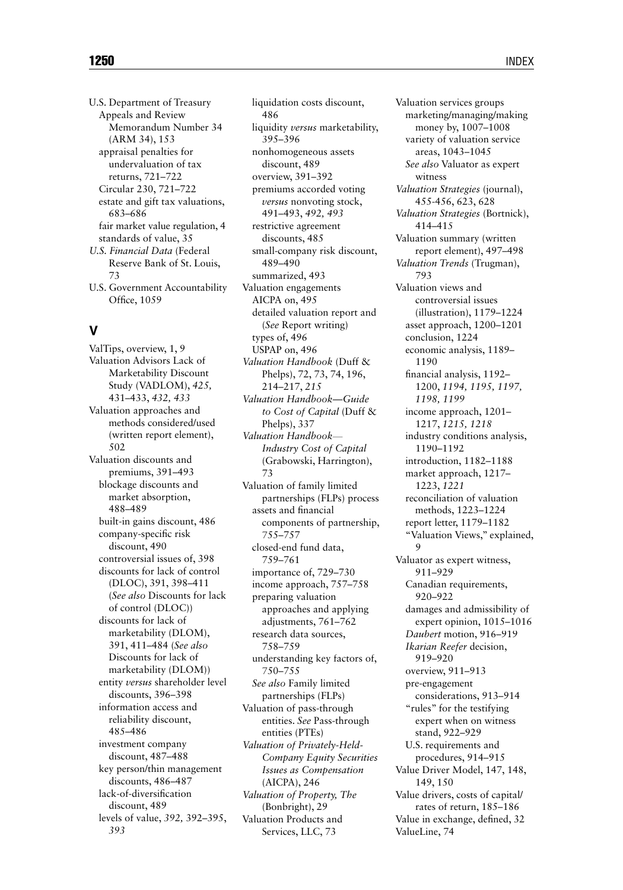U.S. Department of Treasury
- Appeals and Review Memorandum Number 34 (ARM 34), 153
- appraisal penalties for undervaluation of tax returns, 721–722
- Circular 230, 721–722
- estate and gift tax valuations, 683–686
- fair market value regulation, 4
- standards of value, 35

*U.S. Financial Data* (Federal Reserve Bank of St. Louis, 73

U.S. Government Accountability Office, 1059

## V

ValTips, overview, 1, 9

Valuation Advisors Lack of Marketability Discount Study (VADLOM), *425,* 431–433, *432, 433*

Valuation approaches and methods considered/used (written report element), 502

Valuation discounts and premiums, 391–493
- blockage discounts and market absorption, 488–489
- built-in gains discount, 486
- company-specific risk discount, 490
- controversial issues of, 398
- discounts for lack of control (DLOC), 391, 398–411 (*See also* Discounts for lack of control (DLOC))
- discounts for lack of marketability (DLOM), 391, 411–484 (*See also* Discounts for lack of marketability (DLOM))
- entity *versus* shareholder level discounts, 396–398
- information access and reliability discount, 485–486
- investment company discount, 487–488
- key person/thin management discounts, 486–487
- lack-of-diversification discount, 489
- levels of value, *392,* 392–395, *393*
- liquidation costs discount, 486
- liquidity *versus* marketability, 395–396
- nonhomogeneous assets discount, 489
- overview, 391–392
- premiums accorded voting *versus* nonvoting stock, 491–493, *492, 493*
- restrictive agreement discounts, 485
- small-company risk discount, 489–490
- summarized, 493

Valuation engagements
- AICPA on, 495
- detailed valuation report and (*See* Report writing)
- types of, 496
- USPAP on, 496

*Valuation Handbook* (Duff & Phelps), 72, 73, 74, 196, 214–217, *215*

*Valuation Handbook—Guide to Cost of Capital* (Duff & Phelps), 337

*Valuation Handbook—Industry Cost of Capital* (Grabowski, Harrington), 73

Valuation of family limited partnerships (FLPs) process
- assets and financial components of partnership, 755–757
- closed-end fund data, 759–761
- importance of, 729–730
- income approach, 757–758
- preparing valuation approaches and applying adjustments, 761–762
- research data sources, 758–759
- understanding key factors of, 750–755
- *See also* Family limited partnerships (FLPs)

Valuation of pass-through entities. *See* Pass-through entities (PTEs)

*Valuation of Privately-Held-Company Equity Securities Issues as Compensation* (AICPA), 246

*Valuation of Property, The* (Bonbright), 29

Valuation Products and Services, LLC, 73

Valuation services groups
- marketing/managing/making money by, 1007–1008
- variety of valuation service areas, 1043–1045
- *See also* Valuator as expert witness

*Valuation Strategies* (journal), 455-456, 623, 628

*Valuation Strategies* (Bortnick), 414–415

Valuation summary (written report element), 497–498

*Valuation Trends* (Trugman), 793

Valuation views and controversial issues (illustration), 1179–1224
- asset approach, 1200–1201
- conclusion, 1224
- economic analysis, 1189–1190
- financial analysis, 1192–1200, *1194, 1195, 1197, 1198, 1199*
- income approach, 1201–1217, *1215, 1218*
- industry conditions analysis, 1190–1192
- introduction, 1182–1188
- market approach, 1217–1223, *1221*
- reconciliation of valuation methods, 1223–1224
- report letter, 1179–1182
- "Valuation Views," explained, 9

Valuator as expert witness, 911–929
- Canadian requirements, 920–922
- damages and admissibility of expert opinion, 1015–1016
- *Daubert* motion, 916–919
- *Ikarian Reefer* decision, 919–920
- overview, 911–913
- pre-engagement considerations, 913–914
- "rules" for the testifying expert when on witness stand, 922–929
- U.S. requirements and procedures, 914–915

Value Driver Model, 147, 148, 149, 150

Value drivers, costs of capital/rates of return, 185–186

Value in exchange, defined, 32

ValueLine, 74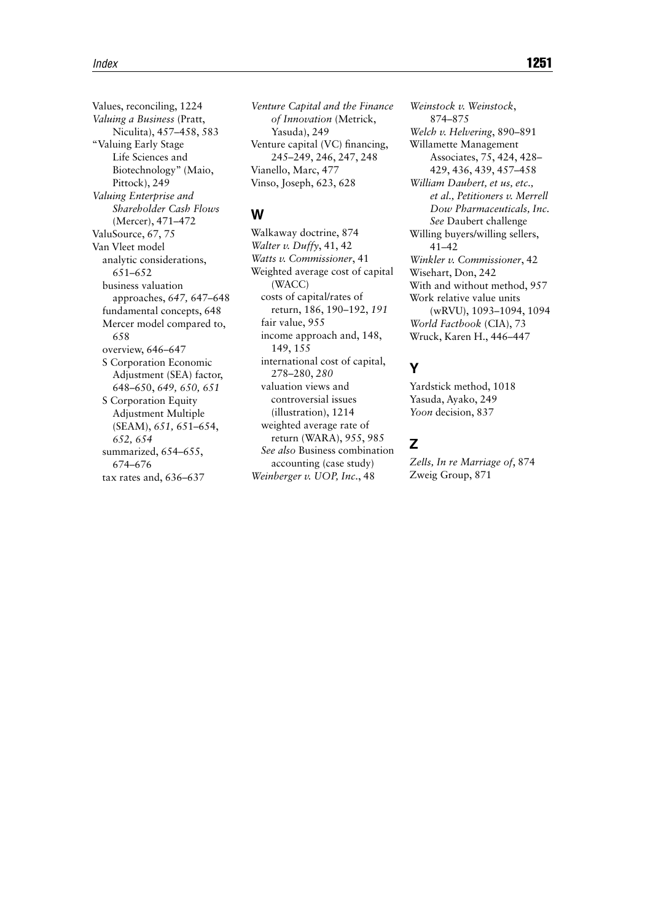Values, reconciling, 1224
*Valuing a Business* (Pratt, Niculita), 457–458, 583
"Valuing Early Stage Life Sciences and Biotechnology" (Maio, Pittock), 249
*Valuing Enterprise and Shareholder Cash Flows* (Mercer), 471–472
ValuSource, 67, 75
Van Vleet model
- analytic considerations, 651–652
- business valuation approaches, *647,* 647–648
- fundamental concepts, 648
- Mercer model compared to, 658
- overview, 646–647
- S Corporation Economic Adjustment (SEA) factor, 648–650, *649, 650, 651*
- S Corporation Equity Adjustment Multiple (SEAM), *651,* 651–654, *652, 654*
- summarized, 654–655, 674–676
- tax rates and, 636–637

*Venture Capital and the Finance of Innovation* (Metrick, Yasuda), 249
Venture capital (VC) financing, 245–249, 246, 247, 248
Vianello, Marc, 477
Vinso, Joseph, 623, 628

## W

Walkaway doctrine, 874
*Walter v. Duffy*, 41, 42
*Watts v. Commissioner*, 41
Weighted average cost of capital (WACC)
- costs of capital/rates of return, 186, 190–192, *191*
- fair value, 955
- income approach and, 148, 149, 155
- international cost of capital, 278–280, *280*
- valuation views and controversial issues (illustration), 1214
- weighted average rate of return (WARA), 955, 985
- *See also* Business combination accounting (case study)

*Weinberger v. UOP, Inc.*, 48
*Weinstock v. Weinstock*, 874–875
*Welch v. Helvering*, 890–891
Willamette Management Associates, 75, 424, 428–429, 436, 439, 457–458
*William Daubert, et us, etc., et al., Petitioners v. Merrell Dow Pharmaceuticals, Inc. See* Daubert challenge
Willing buyers/willing sellers, 41–42
*Winkler v. Commissioner*, 42
Wisehart, Don, 242
With and without method, 957
Work relative value units (wRVU), 1093–1094, 1094
*World Factbook* (CIA), 73
Wruck, Karen H., 446–447

## Y

Yardstick method, 1018
Yasuda, Ayako, 249
*Yoon* decision, 837

## Z

*Zells, In re Marriage of*, 874
Zweig Group, 871